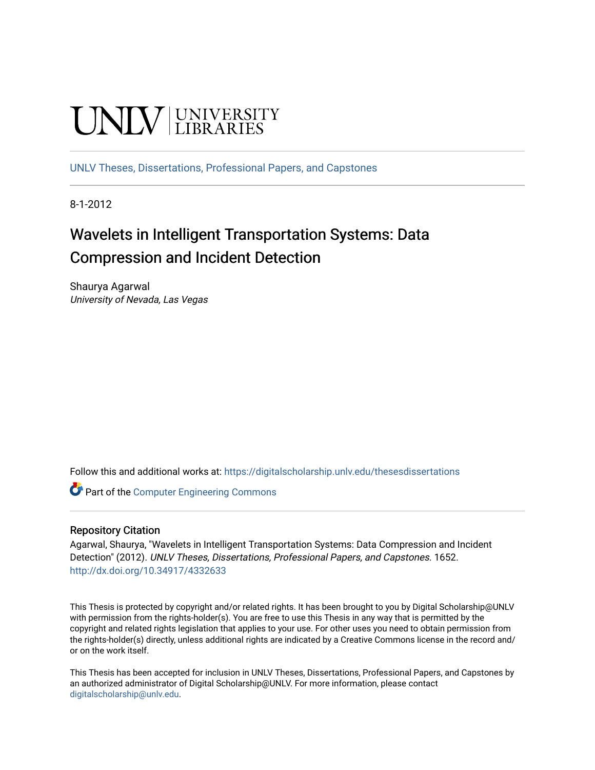UNLV | UNIVERSITY LIBRARIES

UNLV Theses, Dissertations, Professional Papers, and Capstones

8-1-2012

# Wavelets in Intelligent Transportation Systems: Data Compression and Incident Detection

Shaurya Agarwal
*University of Nevada, Las Vegas*

Follow this and additional works at: https://digitalscholarship.unlv.edu/thesesdissertations

Part of the Computer Engineering Commons

## Repository Citation

Agarwal, Shaurya, "Wavelets in Intelligent Transportation Systems: Data Compression and Incident Detection" (2012). *UNLV Theses, Dissertations, Professional Papers, and Capstones*. 1652.
http://dx.doi.org/10.34917/4332633

This Thesis is protected by copyright and/or related rights. It has been brought to you by Digital Scholarship@UNLV with permission from the rights-holder(s). You are free to use this Thesis in any way that is permitted by the copyright and related rights legislation that applies to your use. For other uses you need to obtain permission from the rights-holder(s) directly, unless additional rights are indicated by a Creative Commons license in the record and/or on the work itself.

This Thesis has been accepted for inclusion in UNLV Theses, Dissertations, Professional Papers, and Capstones by an authorized administrator of Digital Scholarship@UNLV. For more information, please contact digitalscholarship@unlv.edu.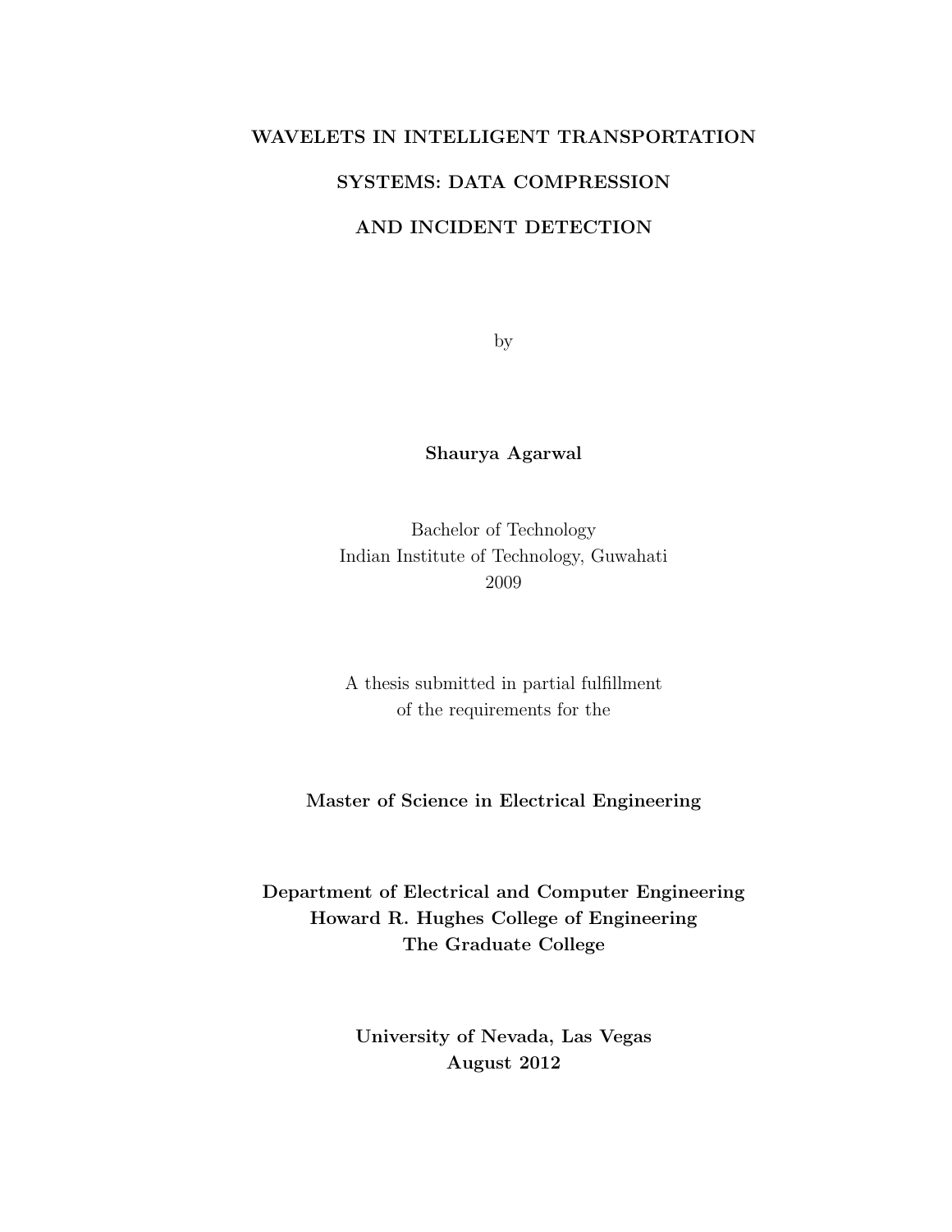# WAVELETS IN INTELLIGENT TRANSPORTATION SYSTEMS: DATA COMPRESSION AND INCIDENT DETECTION

by

**Shaurya Agarwal**

Bachelor of Technology
Indian Institute of Technology, Guwahati
2009

A thesis submitted in partial fulfillment
of the requirements for the

**Master of Science in Electrical Engineering**

**Department of Electrical and Computer Engineering**
**Howard R. Hughes College of Engineering**
**The Graduate College**

**University of Nevada, Las Vegas**
**August 2012**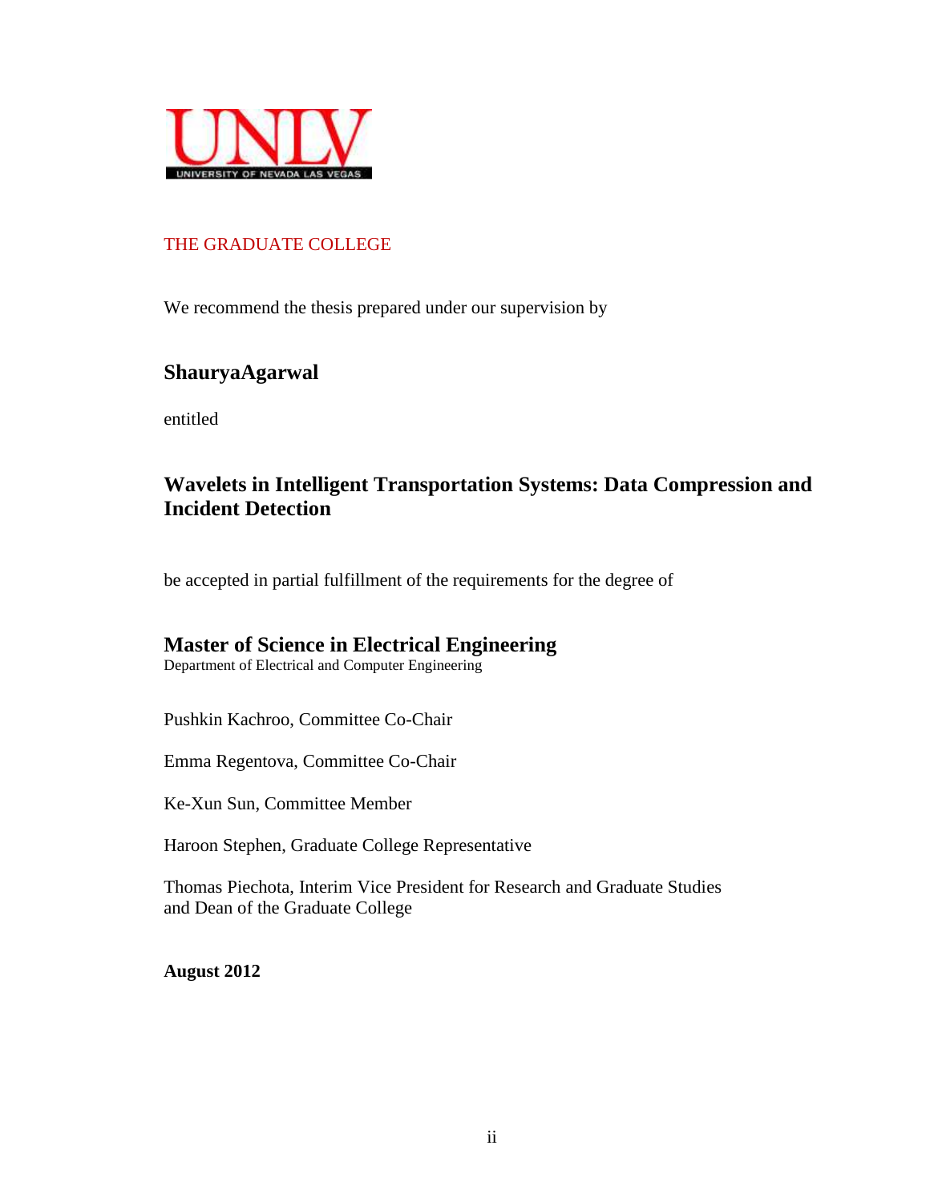THE GRADUATE COLLEGE

We recommend the thesis prepared under our supervision by

## ShauryaAgarwal

entitled

## Wavelets in Intelligent Transportation Systems: Data Compression and Incident Detection

be accepted in partial fulfillment of the requirements for the degree of

## Master of Science in Electrical Engineering

Department of Electrical and Computer Engineering

Pushkin Kachroo, Committee Co-Chair

Emma Regentova, Committee Co-Chair

Ke-Xun Sun, Committee Member

Haroon Stephen, Graduate College Representative

Thomas Piechota, Interim Vice President for Research and Graduate Studies
and Dean of the Graduate College

**August 2012**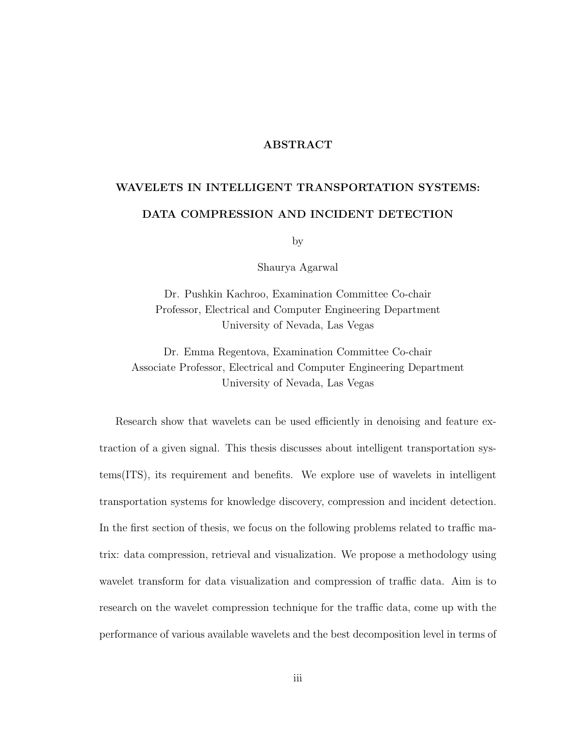# ABSTRACT

## WAVELETS IN INTELLIGENT TRANSPORTATION SYSTEMS: DATA COMPRESSION AND INCIDENT DETECTION

by

Shaurya Agarwal

Dr. Pushkin Kachroo, Examination Committee Co-chair
Professor, Electrical and Computer Engineering Department
University of Nevada, Las Vegas

Dr. Emma Regentova, Examination Committee Co-chair
Associate Professor, Electrical and Computer Engineering Department
University of Nevada, Las Vegas

Research show that wavelets can be used efficiently in denoising and feature extraction of a given signal. This thesis discusses about intelligent transportation systems(ITS), its requirement and benefits. We explore use of wavelets in intelligent transportation systems for knowledge discovery, compression and incident detection. In the first section of thesis, we focus on the following problems related to traffic matrix: data compression, retrieval and visualization. We propose a methodology using wavelet transform for data visualization and compression of traffic data. Aim is to research on the wavelet compression technique for the traffic data, come up with the performance of various available wavelets and the best decomposition level in terms of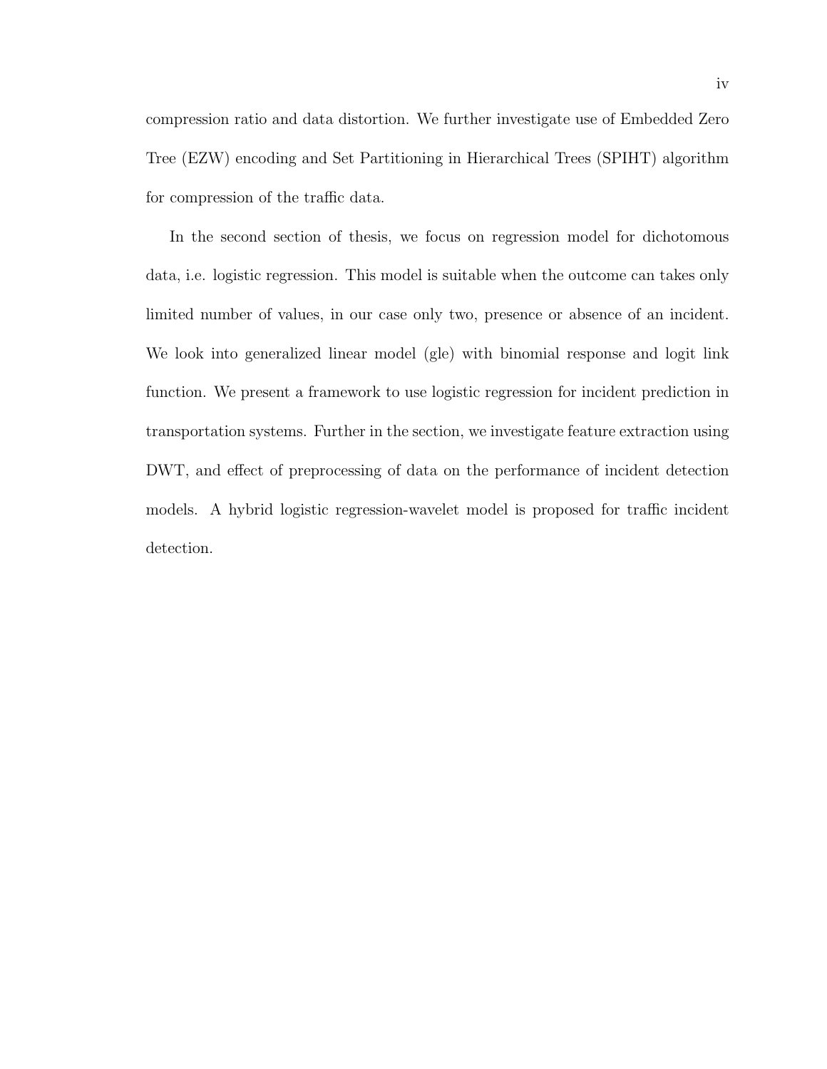compression ratio and data distortion. We further investigate use of Embedded Zero Tree (EZW) encoding and Set Partitioning in Hierarchical Trees (SPIHT) algorithm for compression of the traffic data.

In the second section of thesis, we focus on regression model for dichotomous data, i.e. logistic regression. This model is suitable when the outcome can takes only limited number of values, in our case only two, presence or absence of an incident. We look into generalized linear model (gle) with binomial response and logit link function. We present a framework to use logistic regression for incident prediction in transportation systems. Further in the section, we investigate feature extraction using DWT, and effect of preprocessing of data on the performance of incident detection models. A hybrid logistic regression-wavelet model is proposed for traffic incident detection.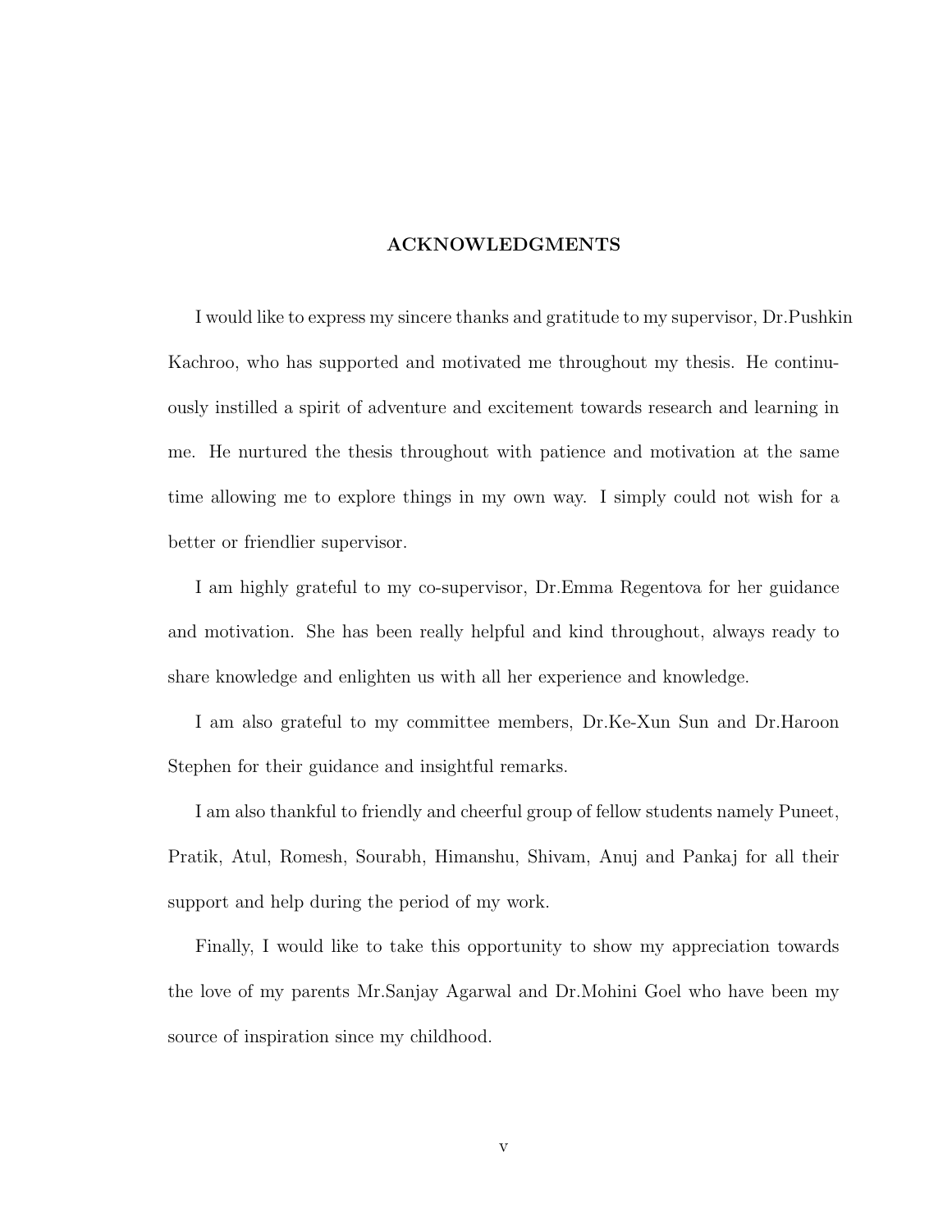# ACKNOWLEDGMENTS

I would like to express my sincere thanks and gratitude to my supervisor, Dr.Pushkin Kachroo, who has supported and motivated me throughout my thesis. He continuously instilled a spirit of adventure and excitement towards research and learning in me. He nurtured the thesis throughout with patience and motivation at the same time allowing me to explore things in my own way. I simply could not wish for a better or friendlier supervisor.

I am highly grateful to my co-supervisor, Dr.Emma Regentova for her guidance and motivation. She has been really helpful and kind throughout, always ready to share knowledge and enlighten us with all her experience and knowledge.

I am also grateful to my committee members, Dr.Ke-Xun Sun and Dr.Haroon Stephen for their guidance and insightful remarks.

I am also thankful to friendly and cheerful group of fellow students namely Puneet, Pratik, Atul, Romesh, Sourabh, Himanshu, Shivam, Anuj and Pankaj for all their support and help during the period of my work.

Finally, I would like to take this opportunity to show my appreciation towards the love of my parents Mr.Sanjay Agarwal and Dr.Mohini Goel who have been my source of inspiration since my childhood.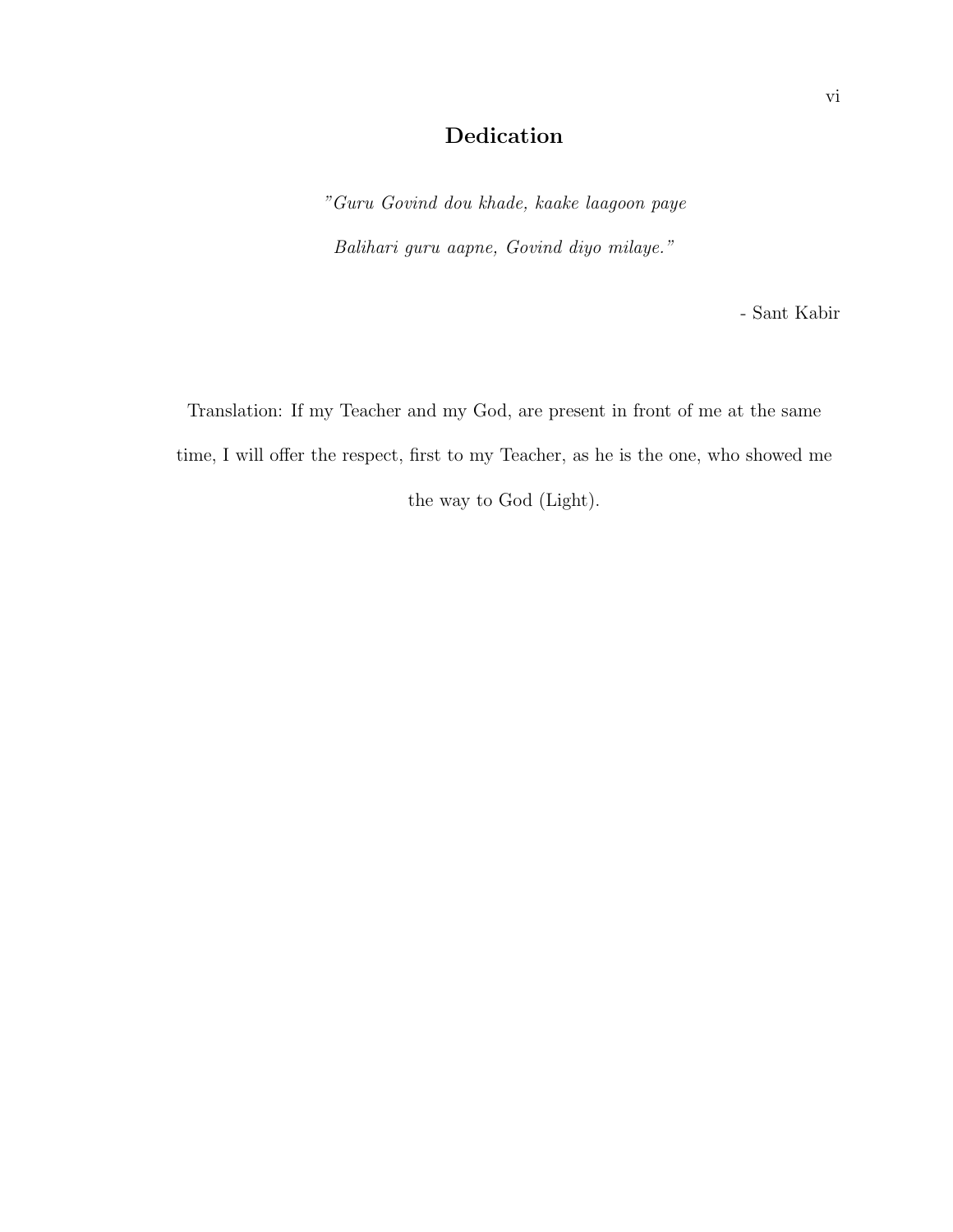# Dedication

*"Guru Govind dou khade, kaake laagoon paye*

*Balihari guru aapne, Govind diyo milaye."*

- Sant Kabir

Translation: If my Teacher and my God, are present in front of me at the same time, I will offer the respect, first to my Teacher, as he is the one, who showed me the way to God (Light).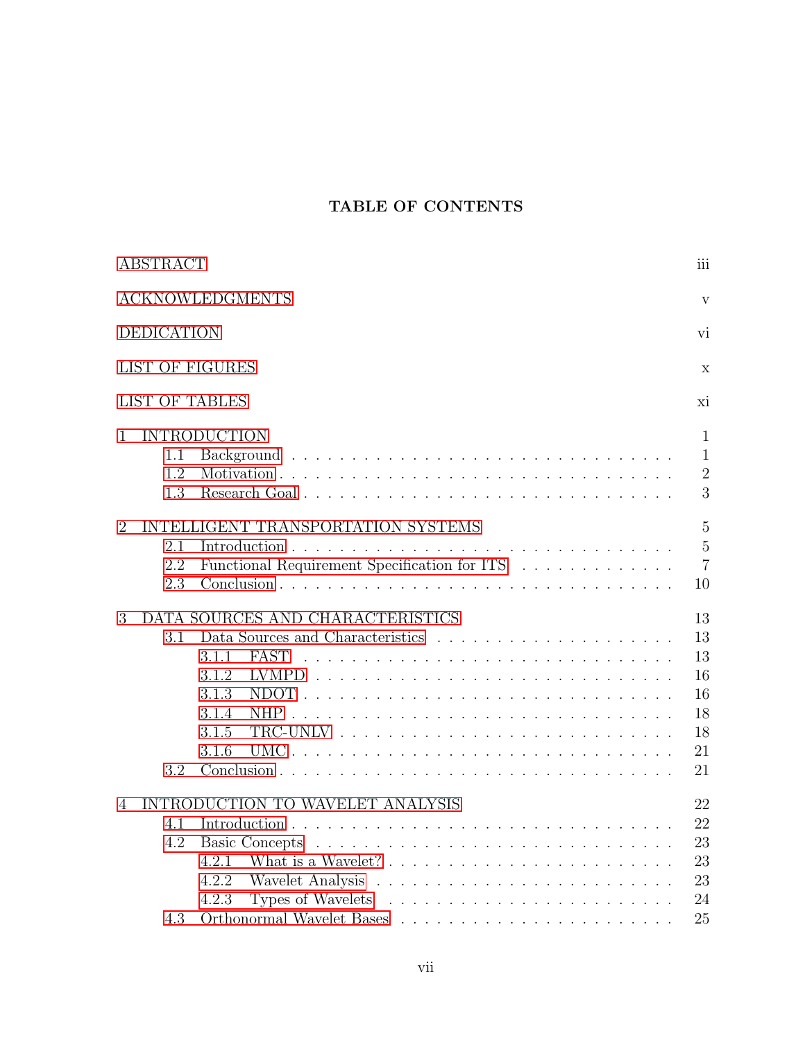# TABLE OF CONTENTS

ABSTRACT iii

ACKNOWLEDGMENTS v

DEDICATION vi

LIST OF FIGURES x

LIST OF TABLES xi

1 INTRODUCTION 1
- 1.1 Background 1
- 1.2 Motivation 2
- 1.3 Research Goal 3

2 INTELLIGENT TRANSPORTATION SYSTEMS 5
- 2.1 Introduction 5
- 2.2 Functional Requirement Specification for ITS 7
- 2.3 Conclusion 10

3 DATA SOURCES AND CHARACTERISTICS 13
- 3.1 Data Sources and Characteristics 13
  - 3.1.1 FAST 13
  - 3.1.2 LVMPD 16
  - 3.1.3 NDOT 16
  - 3.1.4 NHP 18
  - 3.1.5 TRC-UNLV 18
  - 3.1.6 UMC 21
- 3.2 Conclusion 21

4 INTRODUCTION TO WAVELET ANALYSIS 22
- 4.1 Introduction 22
- 4.2 Basic Concepts 23
  - 4.2.1 What is a Wavelet? 23
  - 4.2.2 Wavelet Analysis 23
  - 4.2.3 Types of Wavelets 24
- 4.3 Orthonormal Wavelet Bases 25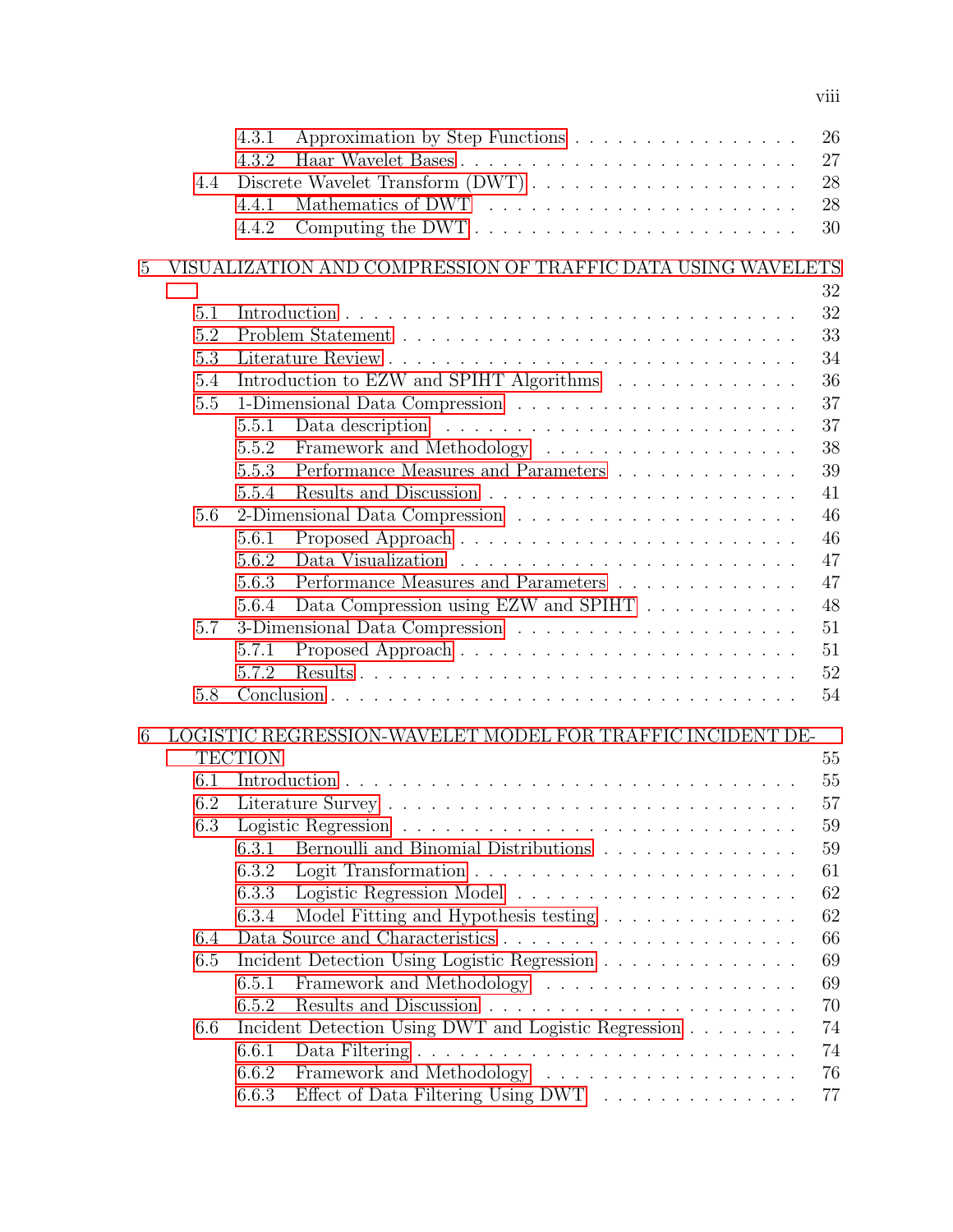- 4.3.1 Approximation by Step Functions . . . . . . . . . . . . . . . . . . 26
- 4.3.2 Haar Wavelet Bases . . . . . . . . . . . . . . . . . . . . . . . . . 27
- 4.4 Discrete Wavelet Transform (DWT) . . . . . . . . . . . . . . . . . . . 28
  - 4.4.1 Mathematics of DWT . . . . . . . . . . . . . . . . . . . . . . . 28
  - 4.4.2 Computing the DWT . . . . . . . . . . . . . . . . . . . . . . . . 30

5 VISUALIZATION AND COMPRESSION OF TRAFFIC DATA USING WAVELETS . . . 32

- 5.1 Introduction . . . . . . . . . . . . . . . . . . . . . . . . . . . . . . 32
- 5.2 Problem Statement . . . . . . . . . . . . . . . . . . . . . . . . . . . 33
- 5.3 Literature Review . . . . . . . . . . . . . . . . . . . . . . . . . . . . 34
- 5.4 Introduction to EZW and SPIHT Algorithms . . . . . . . . . . . . . . 36
- 5.5 1-Dimensional Data Compression . . . . . . . . . . . . . . . . . . . . 37
  - 5.5.1 Data description . . . . . . . . . . . . . . . . . . . . . . . . . . 37
  - 5.5.2 Framework and Methodology . . . . . . . . . . . . . . . . . . . 38
  - 5.5.3 Performance Measures and Parameters . . . . . . . . . . . . . . 39
  - 5.5.4 Results and Discussion . . . . . . . . . . . . . . . . . . . . . . 41
- 5.6 2-Dimensional Data Compression . . . . . . . . . . . . . . . . . . . . 46
  - 5.6.1 Proposed Approach . . . . . . . . . . . . . . . . . . . . . . . . 46
  - 5.6.2 Data Visualization . . . . . . . . . . . . . . . . . . . . . . . . 47
  - 5.6.3 Performance Measures and Parameters . . . . . . . . . . . . . . 47
  - 5.6.4 Data Compression using EZW and SPIHT . . . . . . . . . . . . 48
- 5.7 3-Dimensional Data Compression . . . . . . . . . . . . . . . . . . . . 51
  - 5.7.1 Proposed Approach . . . . . . . . . . . . . . . . . . . . . . . . 51
  - 5.7.2 Results . . . . . . . . . . . . . . . . . . . . . . . . . . . . . . 52
- 5.8 Conclusion . . . . . . . . . . . . . . . . . . . . . . . . . . . . . . . 54

6 LOGISTIC REGRESSION-WAVELET MODEL FOR TRAFFIC INCIDENT DETECTION . . . 55

- 6.1 Introduction . . . . . . . . . . . . . . . . . . . . . . . . . . . . . . 55
- 6.2 Literature Survey . . . . . . . . . . . . . . . . . . . . . . . . . . . . 57
- 6.3 Logistic Regression . . . . . . . . . . . . . . . . . . . . . . . . . . . 59
  - 6.3.1 Bernoulli and Binomial Distributions . . . . . . . . . . . . . . 59
  - 6.3.2 Logit Transformation . . . . . . . . . . . . . . . . . . . . . . . 61
  - 6.3.3 Logistic Regression Model . . . . . . . . . . . . . . . . . . . . 62
  - 6.3.4 Model Fitting and Hypothesis testing . . . . . . . . . . . . . . 62
- 6.4 Data Source and Characteristics . . . . . . . . . . . . . . . . . . . . 66
- 6.5 Incident Detection Using Logistic Regression . . . . . . . . . . . . . . 69
  - 6.5.1 Framework and Methodology . . . . . . . . . . . . . . . . . . . 69
  - 6.5.2 Results and Discussion . . . . . . . . . . . . . . . . . . . . . . 70
- 6.6 Incident Detection Using DWT and Logistic Regression . . . . . . . . 74
  - 6.6.1 Data Filtering . . . . . . . . . . . . . . . . . . . . . . . . . . . 74
  - 6.6.2 Framework and Methodology . . . . . . . . . . . . . . . . . . . 76
  - 6.6.3 Effect of Data Filtering Using DWT . . . . . . . . . . . . . . . 77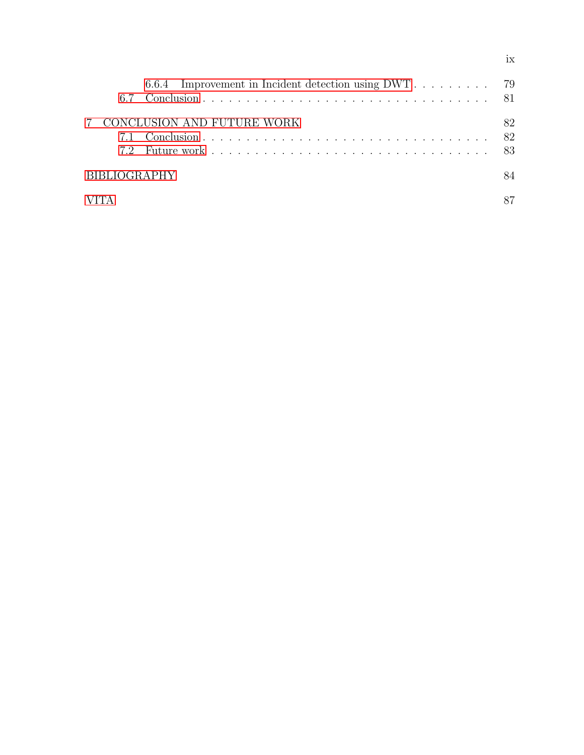6.6.4 Improvement in Incident detection using DWT . . . . . . . . . . 79

6.7 Conclusion . . . . . . . . . . . . . . . . . . . . . . . . . . . . . . . . 81

7 CONCLUSION AND FUTURE WORK 82

7.1 Conclusion . . . . . . . . . . . . . . . . . . . . . . . . . . . . . . . . 82

7.2 Future work . . . . . . . . . . . . . . . . . . . . . . . . . . . . . . . 83

BIBLIOGRAPHY 84

VITA 87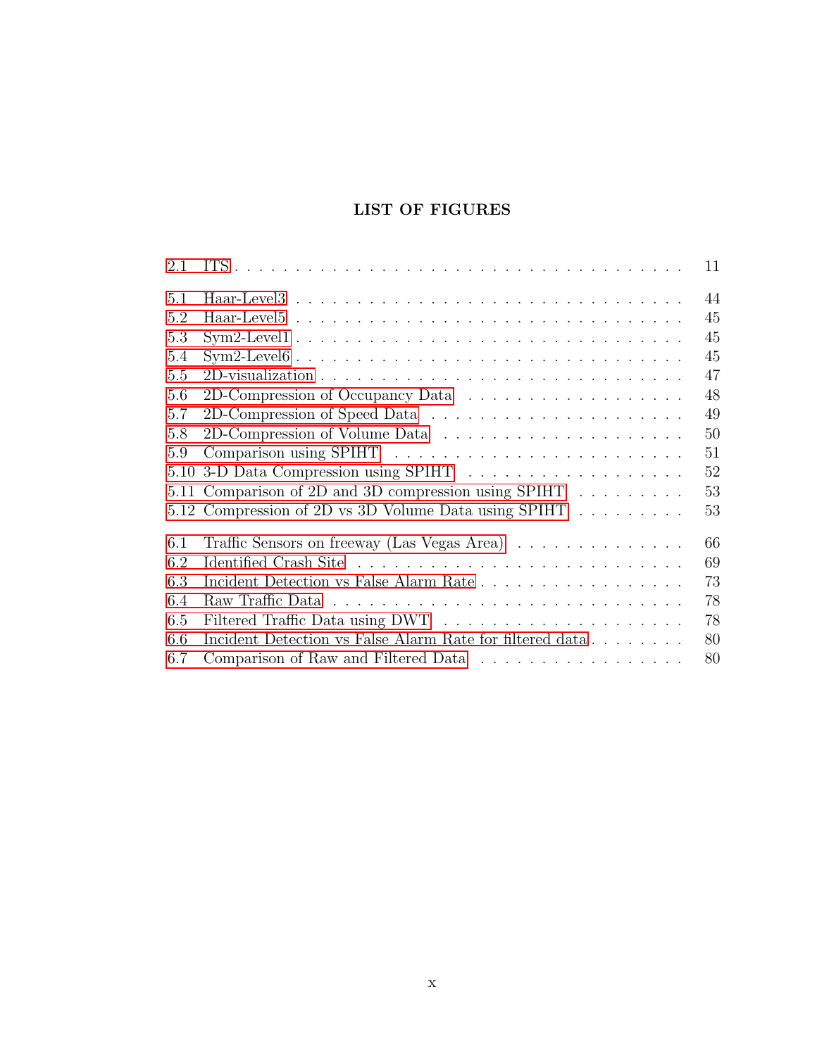# LIST OF FIGURES

2.1 ITS . . . . . . . . . . . . . . . . . . . . . . . . . . . . . . . . . . 11

5.1 Haar-Level3 . . . . . . . . . . . . . . . . . . . . . . . . . . . . . . 44
5.2 Haar-Level5 . . . . . . . . . . . . . . . . . . . . . . . . . . . . . . 45
5.3 Sym2-Level1 . . . . . . . . . . . . . . . . . . . . . . . . . . . . . . 45
5.4 Sym2-Level6 . . . . . . . . . . . . . . . . . . . . . . . . . . . . . . 45
5.5 2D-visualization . . . . . . . . . . . . . . . . . . . . . . . . . . . . 47
5.6 2D-Compression of Occupancy Data . . . . . . . . . . . . . . . . . . 48
5.7 2D-Compression of Speed Data . . . . . . . . . . . . . . . . . . . . 49
5.8 2D-Compression of Volume Data . . . . . . . . . . . . . . . . . . . 50
5.9 Comparison using SPIHT . . . . . . . . . . . . . . . . . . . . . . . 51
5.10 3-D Data Compression using SPIHT . . . . . . . . . . . . . . . . . 52
5.11 Comparison of 2D and 3D compression using SPIHT . . . . . . . . . 53
5.12 Compression of 2D vs 3D Volume Data using SPIHT . . . . . . . . . 53

6.1 Traffic Sensors on freeway (Las Vegas Area) . . . . . . . . . . . . . . 66
6.2 Identified Crash Site . . . . . . . . . . . . . . . . . . . . . . . . . . 69
6.3 Incident Detection vs False Alarm Rate . . . . . . . . . . . . . . . . 73
6.4 Raw Traffic Data . . . . . . . . . . . . . . . . . . . . . . . . . . . . 78
6.5 Filtered Traffic Data using DWT . . . . . . . . . . . . . . . . . . . 78
6.6 Incident Detection vs False Alarm Rate for filtered data . . . . . . . . 80
6.7 Comparison of Raw and Filtered Data . . . . . . . . . . . . . . . . . 80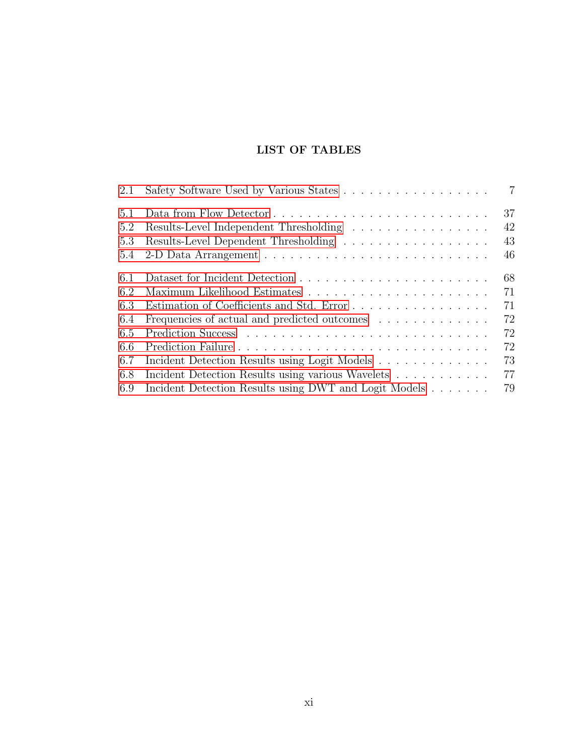# LIST OF TABLES

2.1 Safety Software Used by Various States . . . . . . . . . . . . . . . . . . 7

5.1 Data from Flow Detector . . . . . . . . . . . . . . . . . . . . . . . . . 37
5.2 Results-Level Independent Thresholding . . . . . . . . . . . . . . . . . 42
5.3 Results-Level Dependent Thresholding . . . . . . . . . . . . . . . . . . 43
5.4 2-D Data Arrangement . . . . . . . . . . . . . . . . . . . . . . . . . . 46

6.1 Dataset for Incident Detection . . . . . . . . . . . . . . . . . . . . . . 68
6.2 Maximum Likelihood Estimates . . . . . . . . . . . . . . . . . . . . . . 71
6.3 Estimation of Coefficients and Std. Error . . . . . . . . . . . . . . . . . 71
6.4 Frequencies of actual and predicted outcomes . . . . . . . . . . . . . . 72
6.5 Prediction Success . . . . . . . . . . . . . . . . . . . . . . . . . . . . . 72
6.6 Prediction Failure . . . . . . . . . . . . . . . . . . . . . . . . . . . . . 72
6.7 Incident Detection Results using Logit Models . . . . . . . . . . . . . . 73
6.8 Incident Detection Results using various Wavelets . . . . . . . . . . . 77
6.9 Incident Detection Results using DWT and Logit Models . . . . . . . . 79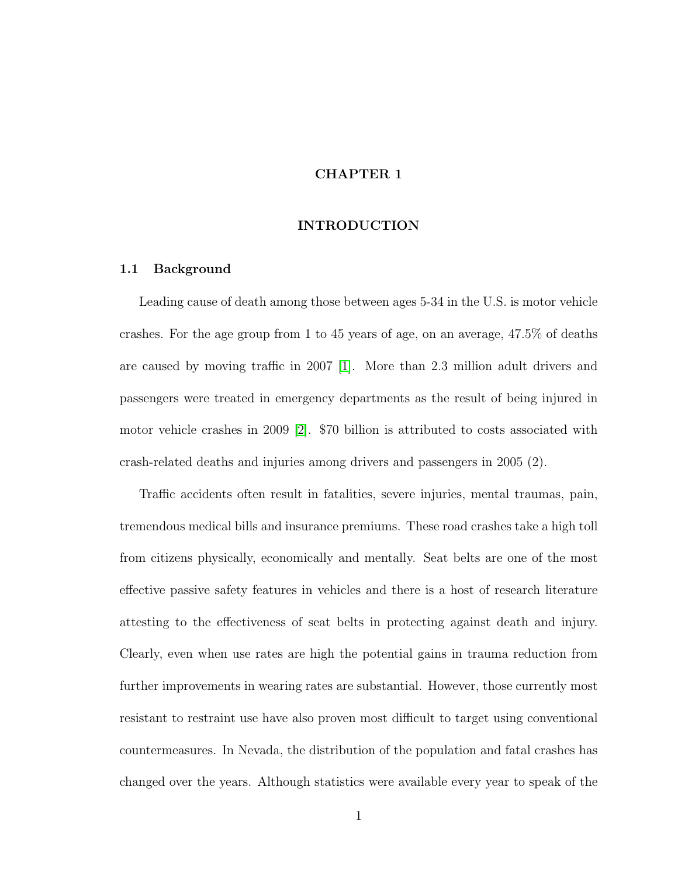# CHAPTER 1

# INTRODUCTION

## 1.1 Background

Leading cause of death among those between ages 5-34 in the U.S. is motor vehicle crashes. For the age group from 1 to 45 years of age, on an average, 47.5% of deaths are caused by moving traffic in 2007 [1]. More than 2.3 million adult drivers and passengers were treated in emergency departments as the result of being injured in motor vehicle crashes in 2009 [2]. $70 billion is attributed to costs associated with crash-related deaths and injuries among drivers and passengers in 2005 (2).

Traffic accidents often result in fatalities, severe injuries, mental traumas, pain, tremendous medical bills and insurance premiums. These road crashes take a high toll from citizens physically, economically and mentally. Seat belts are one of the most effective passive safety features in vehicles and there is a host of research literature attesting to the effectiveness of seat belts in protecting against death and injury. Clearly, even when use rates are high the potential gains in trauma reduction from further improvements in wearing rates are substantial. However, those currently most resistant to restraint use have also proven most difficult to target using conventional countermeasures. In Nevada, the distribution of the population and fatal crashes has changed over the years. Although statistics were available every year to speak of the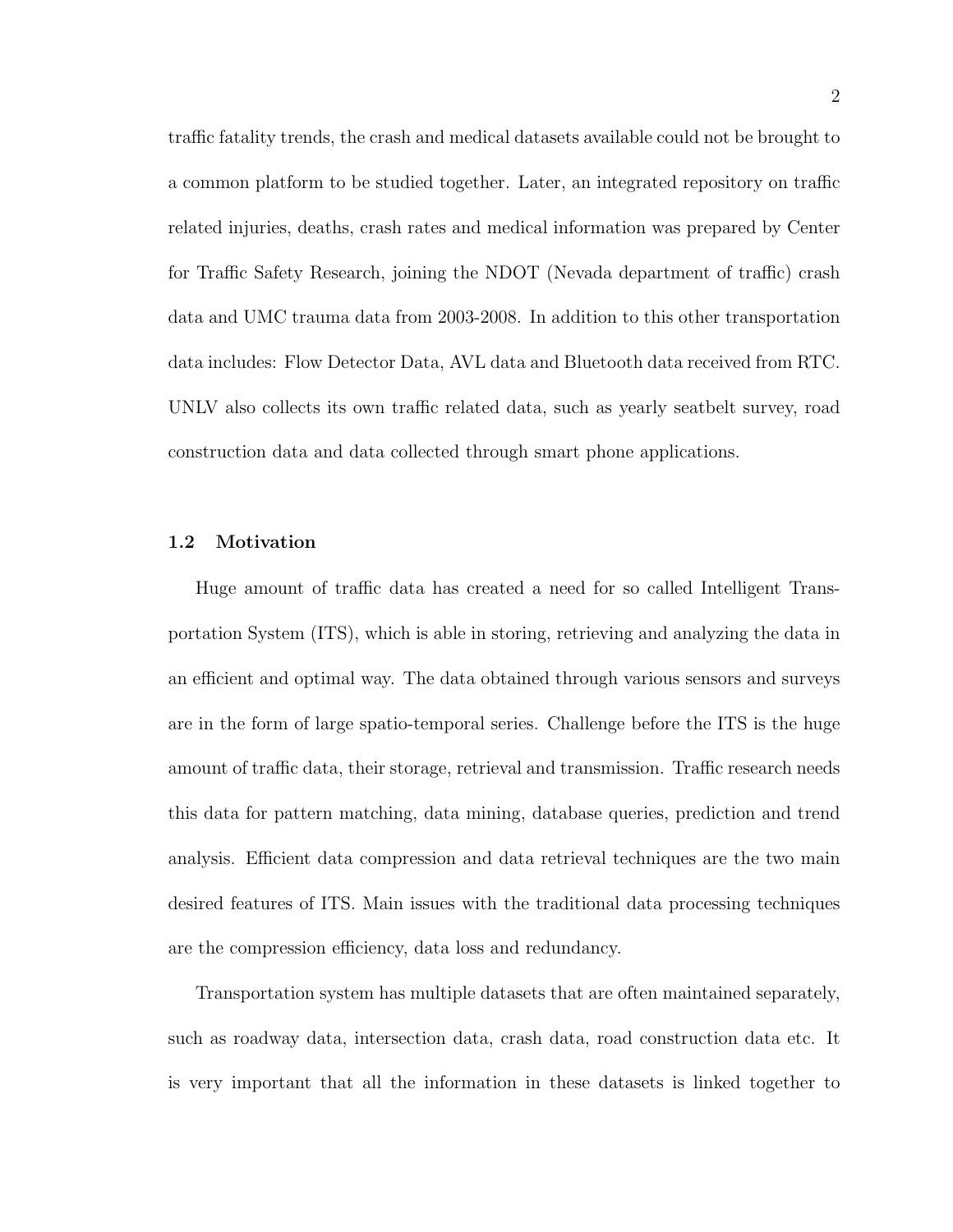traffic fatality trends, the crash and medical datasets available could not be brought to a common platform to be studied together. Later, an integrated repository on traffic related injuries, deaths, crash rates and medical information was prepared by Center for Traffic Safety Research, joining the NDOT (Nevada department of traffic) crash data and UMC trauma data from 2003-2008. In addition to this other transportation data includes: Flow Detector Data, AVL data and Bluetooth data received from RTC. UNLV also collects its own traffic related data, such as yearly seatbelt survey, road construction data and data collected through smart phone applications.

### 1.2 Motivation

Huge amount of traffic data has created a need for so called Intelligent Transportation System (ITS), which is able in storing, retrieving and analyzing the data in an efficient and optimal way. The data obtained through various sensors and surveys are in the form of large spatio-temporal series. Challenge before the ITS is the huge amount of traffic data, their storage, retrieval and transmission. Traffic research needs this data for pattern matching, data mining, database queries, prediction and trend analysis. Efficient data compression and data retrieval techniques are the two main desired features of ITS. Main issues with the traditional data processing techniques are the compression efficiency, data loss and redundancy.

Transportation system has multiple datasets that are often maintained separately, such as roadway data, intersection data, crash data, road construction data etc. It is very important that all the information in these datasets is linked together to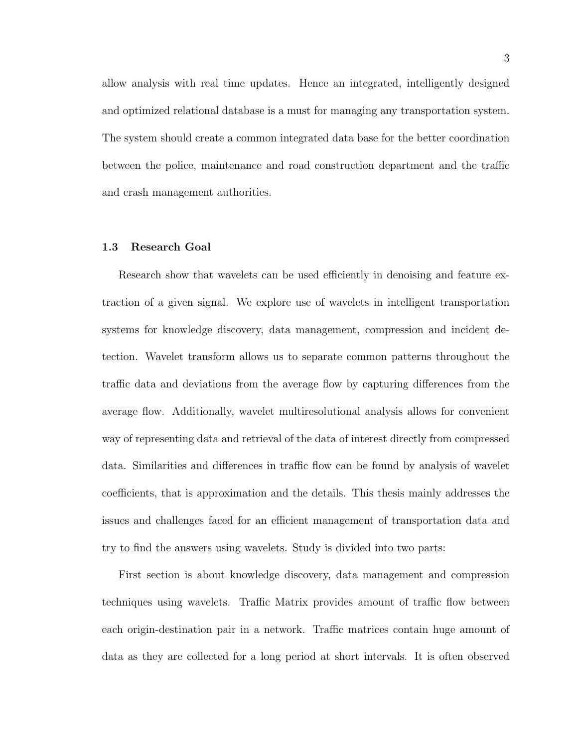allow analysis with real time updates. Hence an integrated, intelligently designed and optimized relational database is a must for managing any transportation system. The system should create a common integrated data base for the better coordination between the police, maintenance and road construction department and the traffic and crash management authorities.

### 1.3 Research Goal

Research show that wavelets can be used efficiently in denoising and feature extraction of a given signal. We explore use of wavelets in intelligent transportation systems for knowledge discovery, data management, compression and incident detection. Wavelet transform allows us to separate common patterns throughout the traffic data and deviations from the average flow by capturing differences from the average flow. Additionally, wavelet multiresolutional analysis allows for convenient way of representing data and retrieval of the data of interest directly from compressed data. Similarities and differences in traffic flow can be found by analysis of wavelet coefficients, that is approximation and the details. This thesis mainly addresses the issues and challenges faced for an efficient management of transportation data and try to find the answers using wavelets. Study is divided into two parts:

First section is about knowledge discovery, data management and compression techniques using wavelets. Traffic Matrix provides amount of traffic flow between each origin-destination pair in a network. Traffic matrices contain huge amount of data as they are collected for a long period at short intervals. It is often observed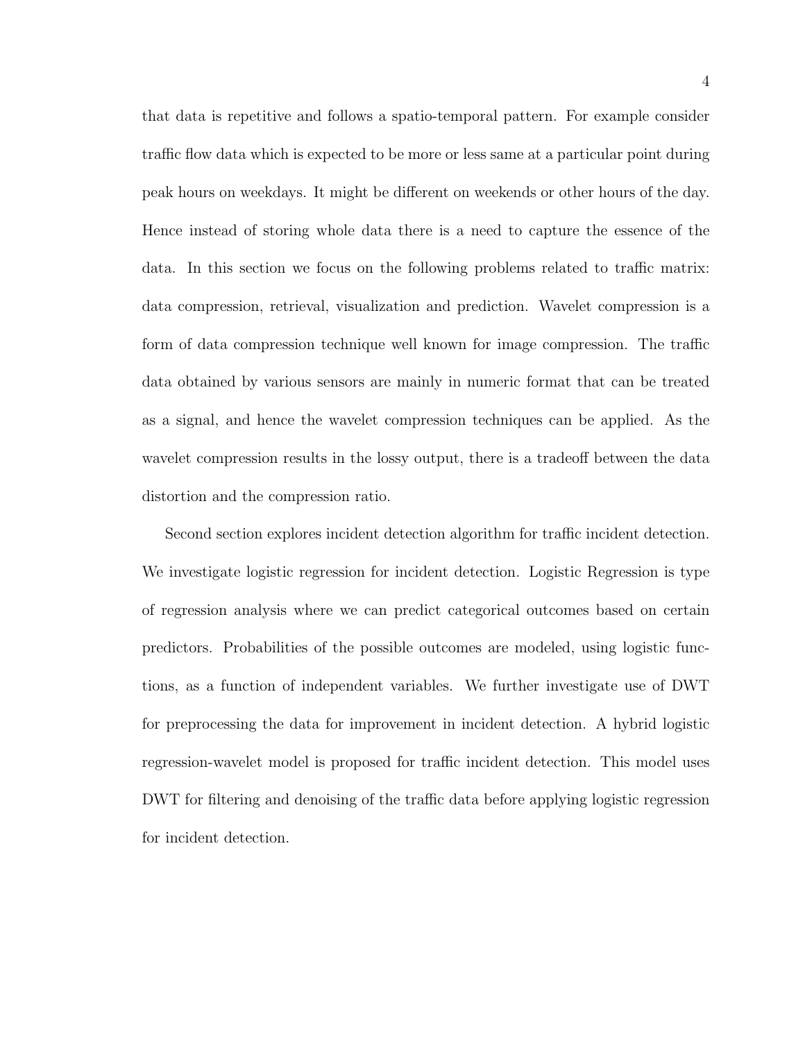that data is repetitive and follows a spatio-temporal pattern. For example consider traffic flow data which is expected to be more or less same at a particular point during peak hours on weekdays. It might be different on weekends or other hours of the day. Hence instead of storing whole data there is a need to capture the essence of the data. In this section we focus on the following problems related to traffic matrix: data compression, retrieval, visualization and prediction. Wavelet compression is a form of data compression technique well known for image compression. The traffic data obtained by various sensors are mainly in numeric format that can be treated as a signal, and hence the wavelet compression techniques can be applied. As the wavelet compression results in the lossy output, there is a tradeoff between the data distortion and the compression ratio.

Second section explores incident detection algorithm for traffic incident detection. We investigate logistic regression for incident detection. Logistic Regression is type of regression analysis where we can predict categorical outcomes based on certain predictors. Probabilities of the possible outcomes are modeled, using logistic functions, as a function of independent variables. We further investigate use of DWT for preprocessing the data for improvement in incident detection. A hybrid logistic regression-wavelet model is proposed for traffic incident detection. This model uses DWT for filtering and denoising of the traffic data before applying logistic regression for incident detection.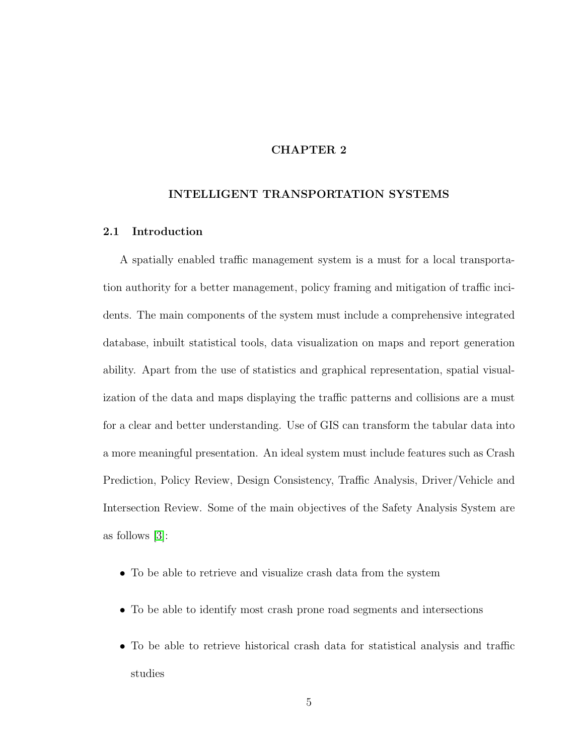# CHAPTER 2

# INTELLIGENT TRANSPORTATION SYSTEMS

## 2.1 Introduction

A spatially enabled traffic management system is a must for a local transportation authority for a better management, policy framing and mitigation of traffic incidents. The main components of the system must include a comprehensive integrated database, inbuilt statistical tools, data visualization on maps and report generation ability. Apart from the use of statistics and graphical representation, spatial visualization of the data and maps displaying the traffic patterns and collisions are a must for a clear and better understanding. Use of GIS can transform the tabular data into a more meaningful presentation. An ideal system must include features such as Crash Prediction, Policy Review, Design Consistency, Traffic Analysis, Driver/Vehicle and Intersection Review. Some of the main objectives of the Safety Analysis System are as follows [3]:

- To be able to retrieve and visualize crash data from the system
- To be able to identify most crash prone road segments and intersections
- To be able to retrieve historical crash data for statistical analysis and traffic studies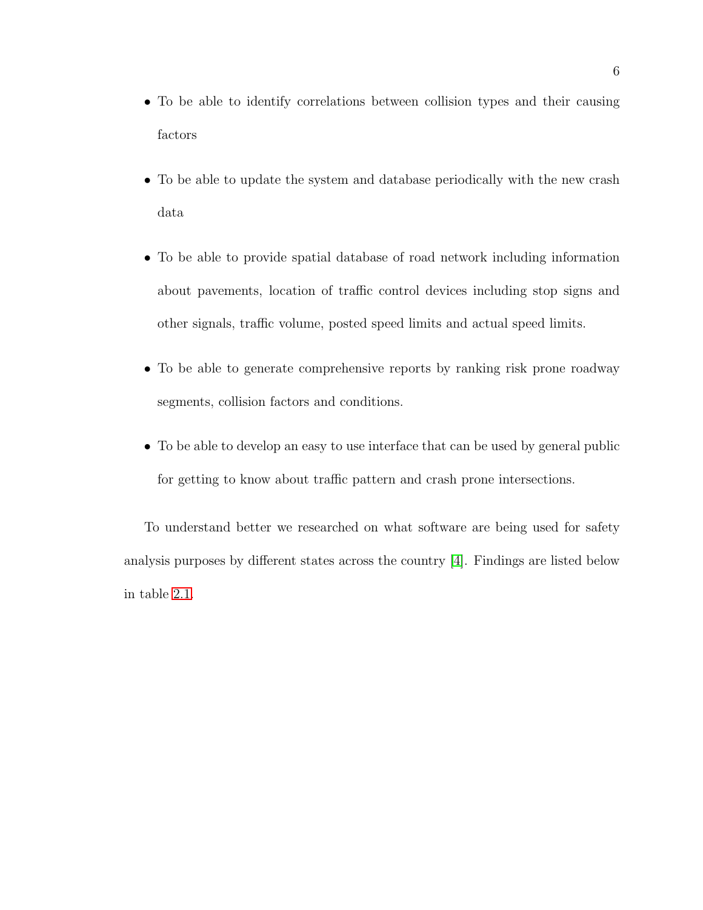- To be able to identify correlations between collision types and their causing factors
- To be able to update the system and database periodically with the new crash data
- To be able to provide spatial database of road network including information about pavements, location of traffic control devices including stop signs and other signals, traffic volume, posted speed limits and actual speed limits.
- To be able to generate comprehensive reports by ranking risk prone roadway segments, collision factors and conditions.
- To be able to develop an easy to use interface that can be used by general public for getting to know about traffic pattern and crash prone intersections.

To understand better we researched on what software are being used for safety analysis purposes by different states across the country [4]. Findings are listed below in table 2.1.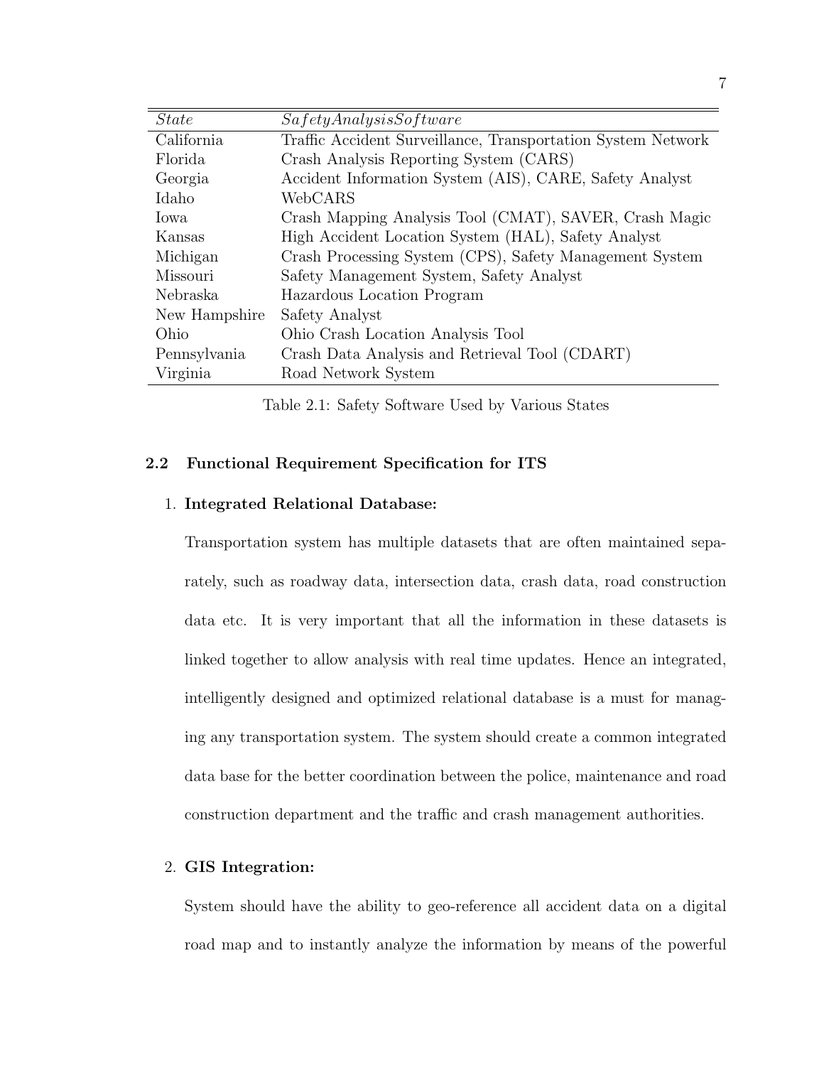| *State* | *SafetyAnalysisSoftware* |
| --- | --- |
| California | Traffic Accident Surveillance, Transportation System Network |
| Florida | Crash Analysis Reporting System (CARS) |
| Georgia | Accident Information System (AIS), CARE, Safety Analyst |
| Idaho | WebCARS |
| Iowa | Crash Mapping Analysis Tool (CMAT), SAVER, Crash Magic |
| Kansas | High Accident Location System (HAL), Safety Analyst |
| Michigan | Crash Processing System (CPS), Safety Management System |
| Missouri | Safety Management System, Safety Analyst |
| Nebraska | Hazardous Location Program |
| New Hampshire | Safety Analyst |
| Ohio | Ohio Crash Location Analysis Tool |
| Pennsylvania | Crash Data Analysis and Retrieval Tool (CDART) |
| Virginia | Road Network System |

Table 2.1: Safety Software Used by Various States

## 2.2 Functional Requirement Specification for ITS

1. **Integrated Relational Database:**

   Transportation system has multiple datasets that are often maintained separately, such as roadway data, intersection data, crash data, road construction data etc. It is very important that all the information in these datasets is linked together to allow analysis with real time updates. Hence an integrated, intelligently designed and optimized relational database is a must for managing any transportation system. The system should create a common integrated data base for the better coordination between the police, maintenance and road construction department and the traffic and crash management authorities.

2. **GIS Integration:**

   System should have the ability to geo-reference all accident data on a digital road map and to instantly analyze the information by means of the powerful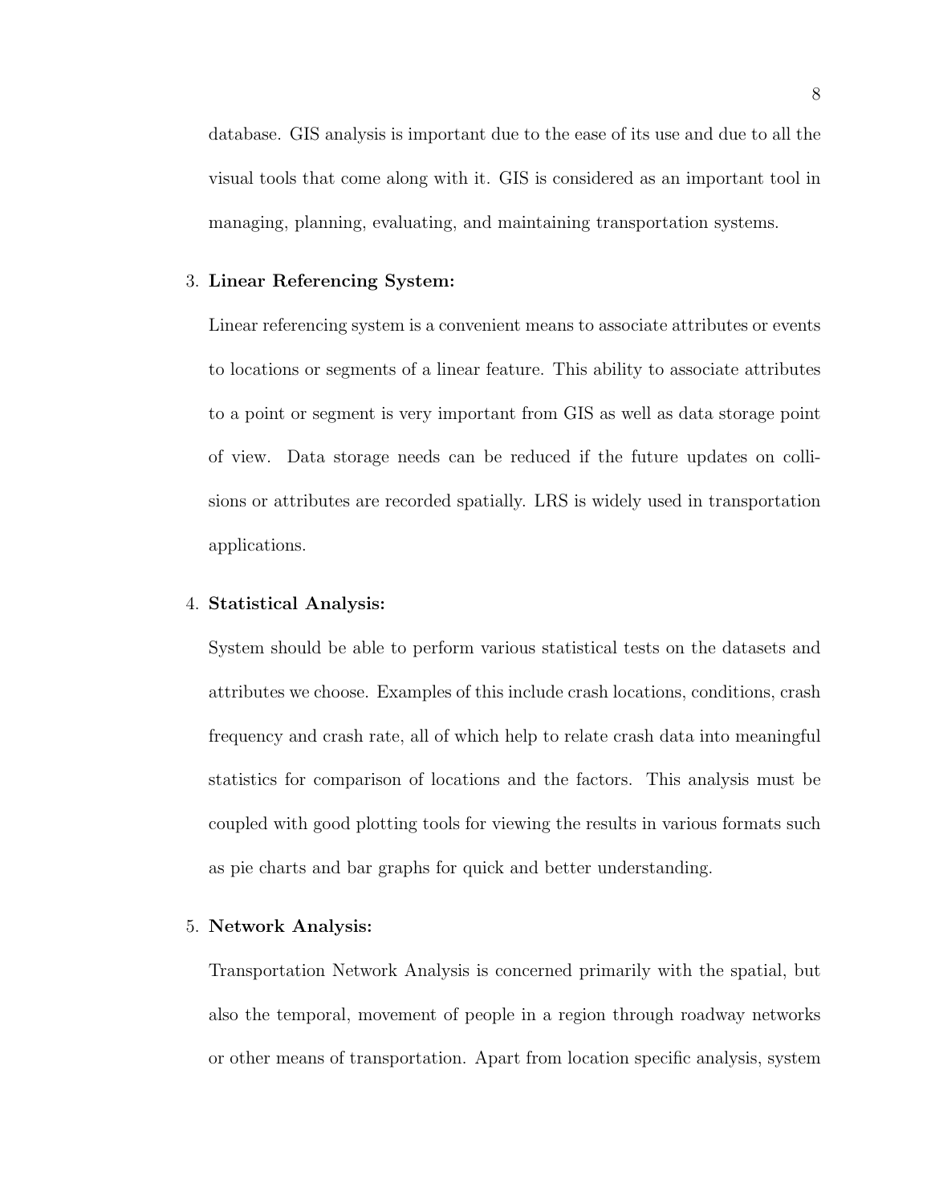database. GIS analysis is important due to the ease of its use and due to all the visual tools that come along with it. GIS is considered as an important tool in managing, planning, evaluating, and maintaining transportation systems.

3. **Linear Referencing System:**

   Linear referencing system is a convenient means to associate attributes or events to locations or segments of a linear feature. This ability to associate attributes to a point or segment is very important from GIS as well as data storage point of view. Data storage needs can be reduced if the future updates on collisions or attributes are recorded spatially. LRS is widely used in transportation applications.

4. **Statistical Analysis:**

   System should be able to perform various statistical tests on the datasets and attributes we choose. Examples of this include crash locations, conditions, crash frequency and crash rate, all of which help to relate crash data into meaningful statistics for comparison of locations and the factors. This analysis must be coupled with good plotting tools for viewing the results in various formats such as pie charts and bar graphs for quick and better understanding.

5. **Network Analysis:**

   Transportation Network Analysis is concerned primarily with the spatial, but also the temporal, movement of people in a region through roadway networks or other means of transportation. Apart from location specific analysis, system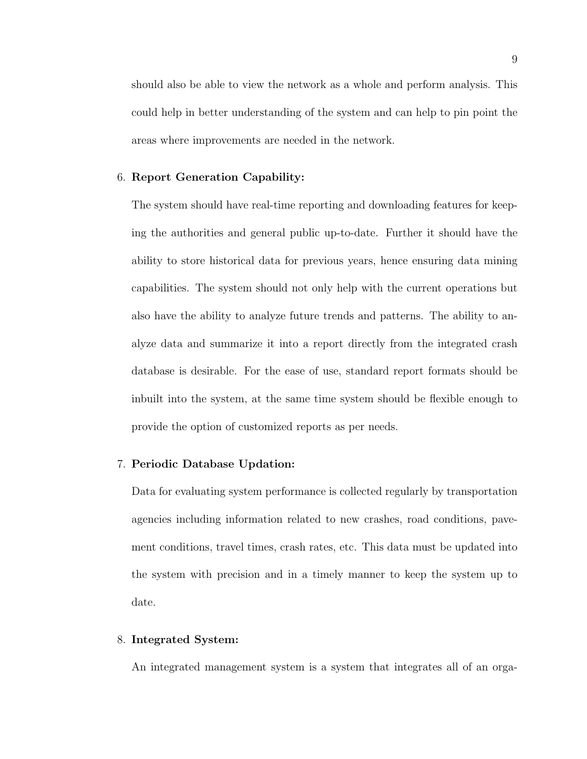should also be able to view the network as a whole and perform analysis. This could help in better understanding of the system and can help to pin point the areas where improvements are needed in the network.

6. **Report Generation Capability:**

   The system should have real-time reporting and downloading features for keeping the authorities and general public up-to-date. Further it should have the ability to store historical data for previous years, hence ensuring data mining capabilities. The system should not only help with the current operations but also have the ability to analyze future trends and patterns. The ability to analyze data and summarize it into a report directly from the integrated crash database is desirable. For the ease of use, standard report formats should be inbuilt into the system, at the same time system should be flexible enough to provide the option of customized reports as per needs.

7. **Periodic Database Updation:**

   Data for evaluating system performance is collected regularly by transportation agencies including information related to new crashes, road conditions, pavement conditions, travel times, crash rates, etc. This data must be updated into the system with precision and in a timely manner to keep the system up to date.

8. **Integrated System:**

   An integrated management system is a system that integrates all of an orga-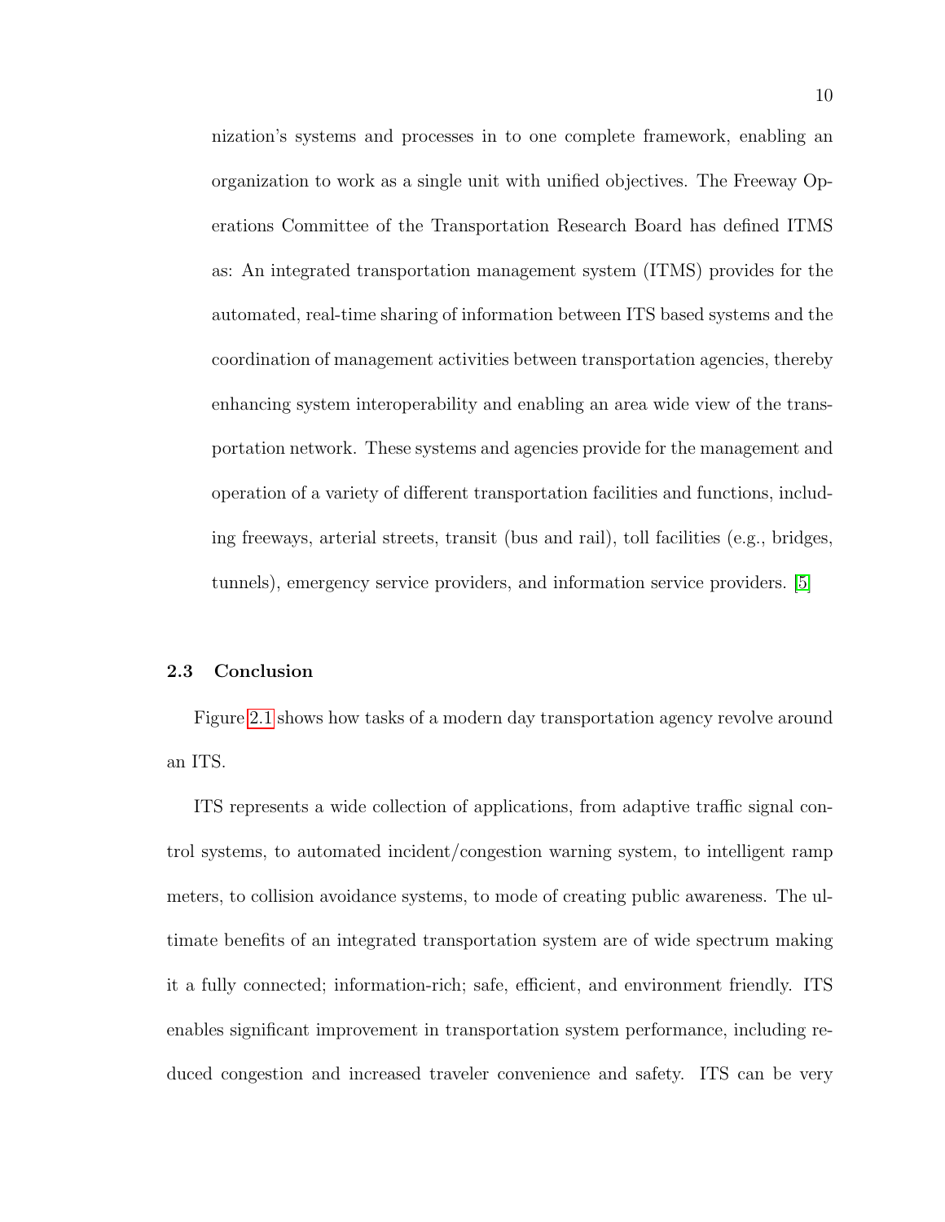nization's systems and processes in to one complete framework, enabling an organization to work as a single unit with unified objectives. The Freeway Operations Committee of the Transportation Research Board has defined ITMS as: An integrated transportation management system (ITMS) provides for the automated, real-time sharing of information between ITS based systems and the coordination of management activities between transportation agencies, thereby enhancing system interoperability and enabling an area wide view of the transportation network. These systems and agencies provide for the management and operation of a variety of different transportation facilities and functions, including freeways, arterial streets, transit (bus and rail), toll facilities (e.g., bridges, tunnels), emergency service providers, and information service providers. [5]

### 2.3 Conclusion

Figure 2.1 shows how tasks of a modern day transportation agency revolve around an ITS.

ITS represents a wide collection of applications, from adaptive traffic signal control systems, to automated incident/congestion warning system, to intelligent ramp meters, to collision avoidance systems, to mode of creating public awareness. The ultimate benefits of an integrated transportation system are of wide spectrum making it a fully connected; information-rich; safe, efficient, and environment friendly. ITS enables significant improvement in transportation system performance, including reduced congestion and increased traveler convenience and safety. ITS can be very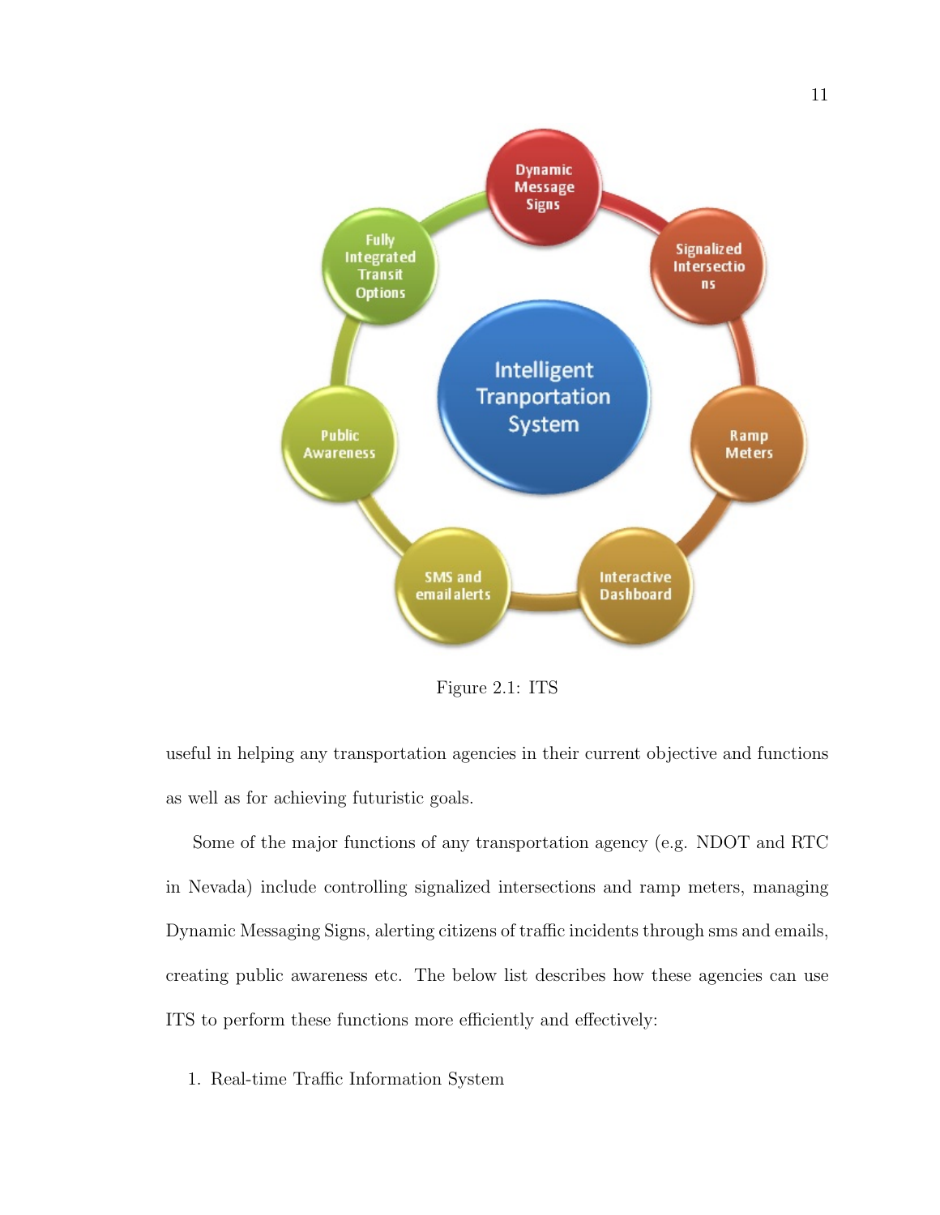Figure 2.1: ITS

useful in helping any transportation agencies in their current objective and functions as well as for achieving futuristic goals.

Some of the major functions of any transportation agency (e.g. NDOT and RTC in Nevada) include controlling signalized intersections and ramp meters, managing Dynamic Messaging Signs, alerting citizens of traffic incidents through sms and emails, creating public awareness etc. The below list describes how these agencies can use ITS to perform these functions more efficiently and effectively:

1. Real-time Traffic Information System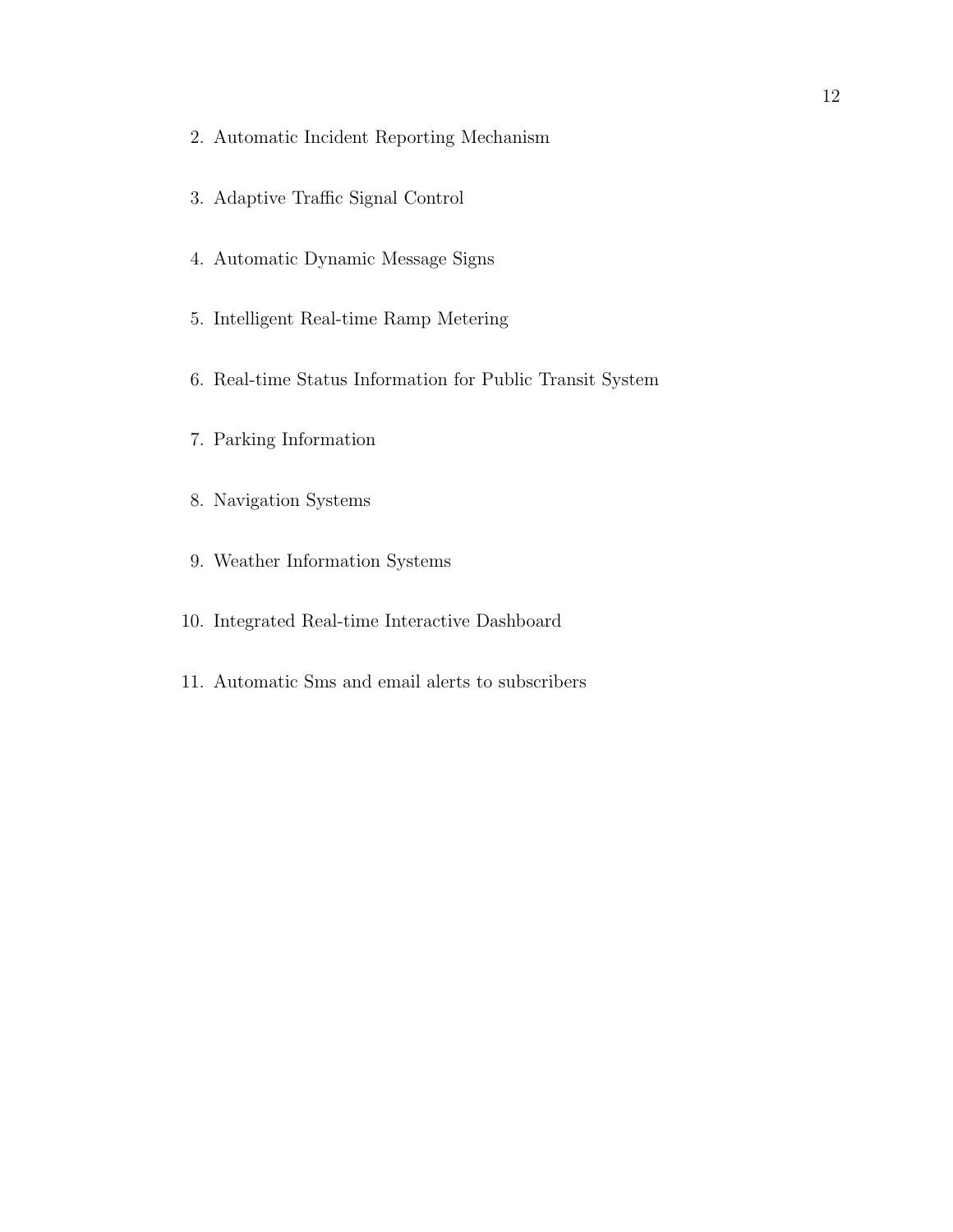2. Automatic Incident Reporting Mechanism

3. Adaptive Traffic Signal Control

4. Automatic Dynamic Message Signs

5. Intelligent Real-time Ramp Metering

6. Real-time Status Information for Public Transit System

7. Parking Information

8. Navigation Systems

9. Weather Information Systems

10. Integrated Real-time Interactive Dashboard

11. Automatic Sms and email alerts to subscribers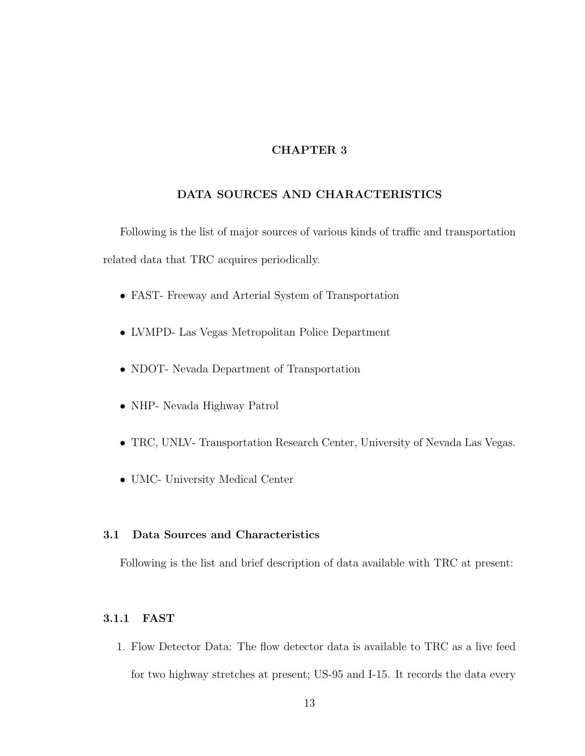# CHAPTER 3

# DATA SOURCES AND CHARACTERISTICS

Following is the list of major sources of various kinds of traffic and transportation related data that TRC acquires periodically.

- FAST- Freeway and Arterial System of Transportation
- LVMPD- Las Vegas Metropolitan Police Department
- NDOT- Nevada Department of Transportation
- NHP- Nevada Highway Patrol
- TRC, UNLV- Transportation Research Center, University of Nevada Las Vegas.
- UMC- University Medical Center

## 3.1 Data Sources and Characteristics

Following is the list and brief description of data available with TRC at present:

### 3.1.1 FAST

1. Flow Detector Data: The flow detector data is available to TRC as a live feed for two highway stretches at present; US-95 and I-15. It records the data every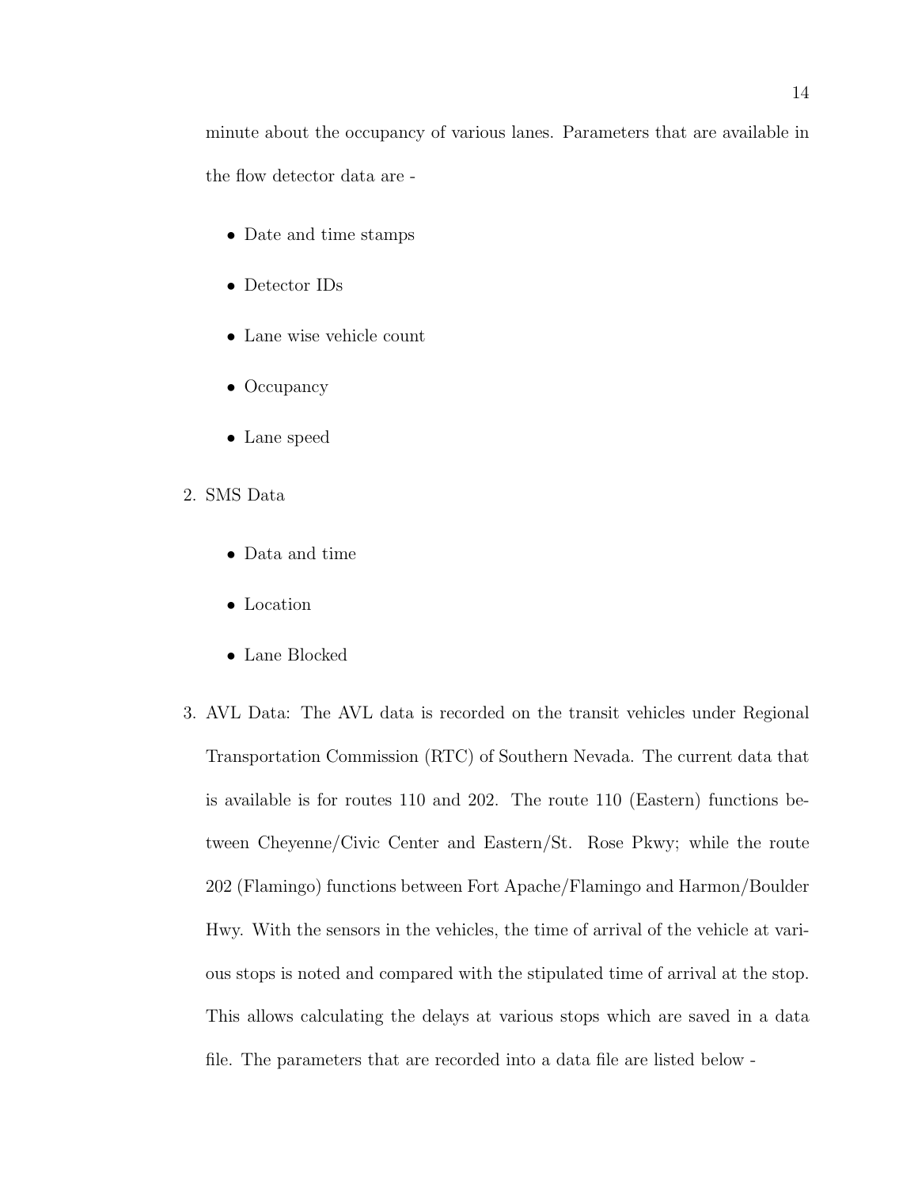minute about the occupancy of various lanes. Parameters that are available in the flow detector data are -

- Date and time stamps
- Detector IDs
- Lane wise vehicle count
- Occupancy
- Lane speed

2. SMS Data

   - Data and time
   - Location
   - Lane Blocked

3. AVL Data: The AVL data is recorded on the transit vehicles under Regional Transportation Commission (RTC) of Southern Nevada. The current data that is available is for routes 110 and 202. The route 110 (Eastern) functions between Cheyenne/Civic Center and Eastern/St. Rose Pkwy; while the route 202 (Flamingo) functions between Fort Apache/Flamingo and Harmon/Boulder Hwy. With the sensors in the vehicles, the time of arrival of the vehicle at various stops is noted and compared with the stipulated time of arrival at the stop. This allows calculating the delays at various stops which are saved in a data file. The parameters that are recorded into a data file are listed below -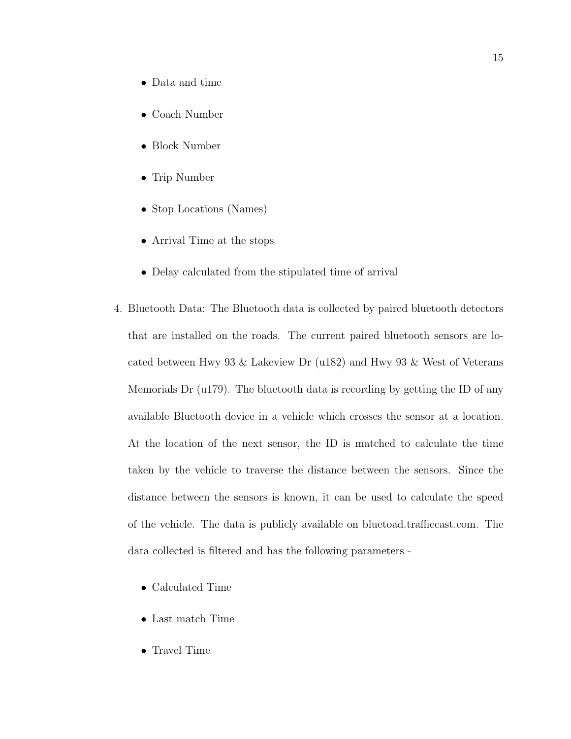- Data and time
- Coach Number
- Block Number
- Trip Number
- Stop Locations (Names)
- Arrival Time at the stops
- Delay calculated from the stipulated time of arrival

4. Bluetooth Data: The Bluetooth data is collected by paired bluetooth detectors that are installed on the roads. The current paired bluetooth sensors are located between Hwy 93 & Lakeview Dr (u182) and Hwy 93 & West of Veterans Memorials Dr (u179). The bluetooth data is recording by getting the ID of any available Bluetooth device in a vehicle which crosses the sensor at a location. At the location of the next sensor, the ID is matched to calculate the time taken by the vehicle to traverse the distance between the sensors. Since the distance between the sensors is known, it can be used to calculate the speed of the vehicle. The data is publicly available on bluetoad.trafficcast.com. The data collected is filtered and has the following parameters -

   - Calculated Time
   - Last match Time
   - Travel Time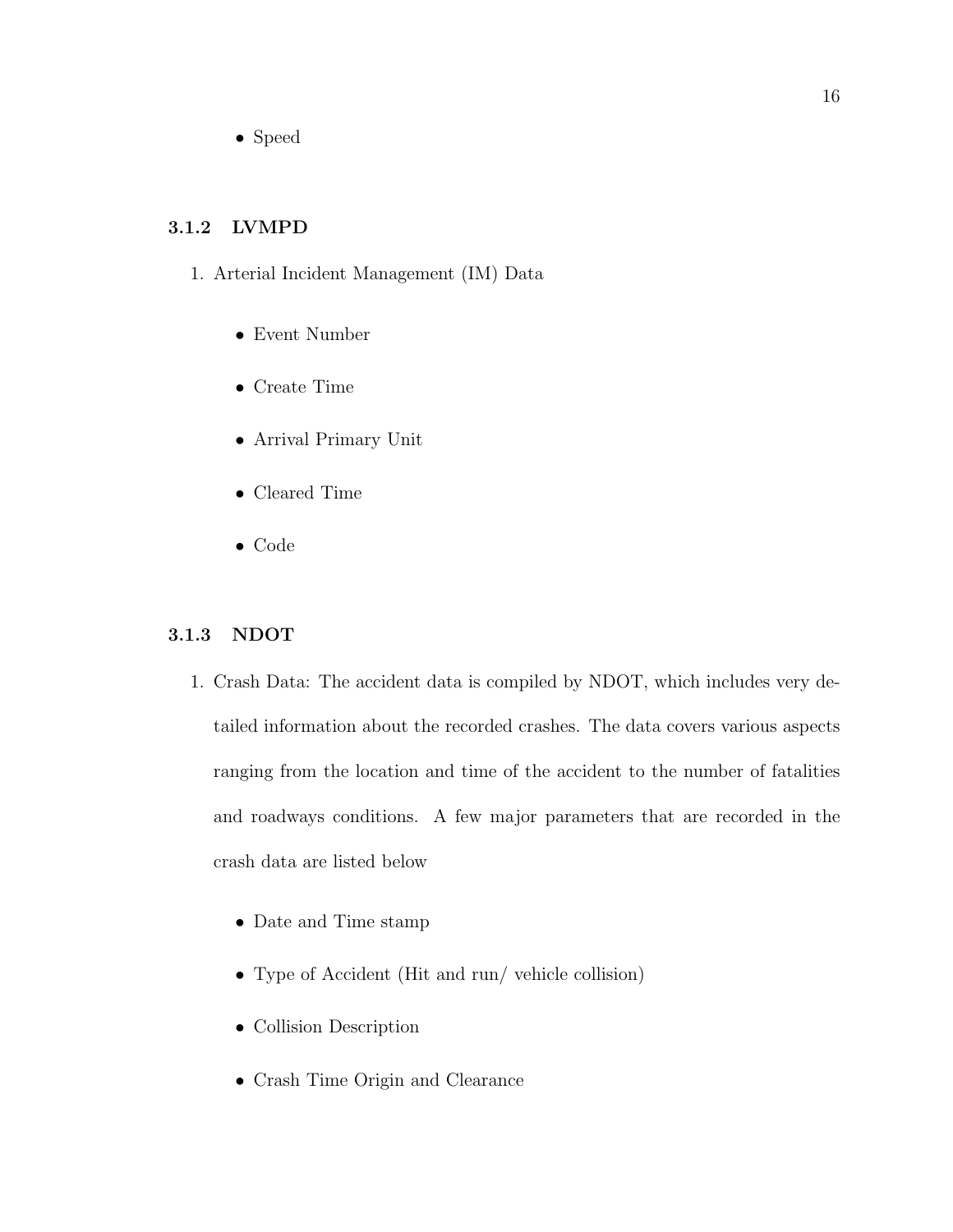- Speed

### 3.1.2 LVMPD

1. Arterial Incident Management (IM) Data

   - Event Number
   - Create Time
   - Arrival Primary Unit
   - Cleared Time
   - Code

### 3.1.3 NDOT

1. Crash Data: The accident data is compiled by NDOT, which includes very detailed information about the recorded crashes. The data covers various aspects ranging from the location and time of the accident to the number of fatalities and roadways conditions. A few major parameters that are recorded in the crash data are listed below

   - Date and Time stamp
   - Type of Accident (Hit and run/ vehicle collision)
   - Collision Description
   - Crash Time Origin and Clearance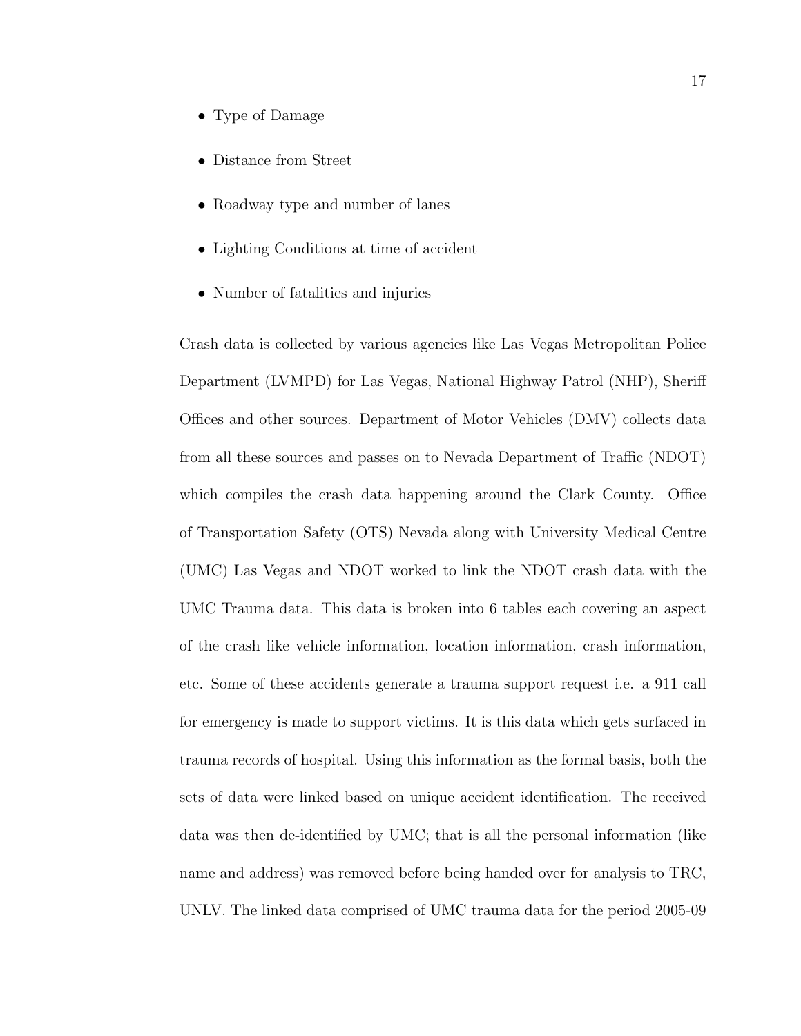- Type of Damage
- Distance from Street
- Roadway type and number of lanes
- Lighting Conditions at time of accident
- Number of fatalities and injuries

Crash data is collected by various agencies like Las Vegas Metropolitan Police Department (LVMPD) for Las Vegas, National Highway Patrol (NHP), Sheriff Offices and other sources. Department of Motor Vehicles (DMV) collects data from all these sources and passes on to Nevada Department of Traffic (NDOT) which compiles the crash data happening around the Clark County. Office of Transportation Safety (OTS) Nevada along with University Medical Centre (UMC) Las Vegas and NDOT worked to link the NDOT crash data with the UMC Trauma data. This data is broken into 6 tables each covering an aspect of the crash like vehicle information, location information, crash information, etc. Some of these accidents generate a trauma support request i.e. a 911 call for emergency is made to support victims. It is this data which gets surfaced in trauma records of hospital. Using this information as the formal basis, both the sets of data were linked based on unique accident identification. The received data was then de-identified by UMC; that is all the personal information (like name and address) was removed before being handed over for analysis to TRC, UNLV. The linked data comprised of UMC trauma data for the period 2005-09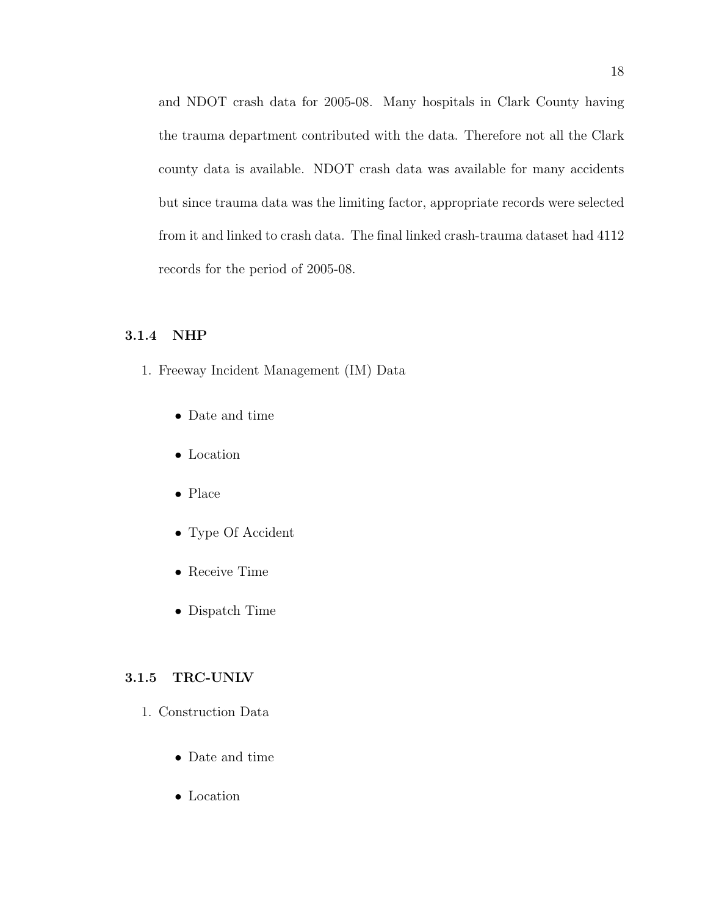and NDOT crash data for 2005-08. Many hospitals in Clark County having the trauma department contributed with the data. Therefore not all the Clark county data is available. NDOT crash data was available for many accidents but since trauma data was the limiting factor, appropriate records were selected from it and linked to crash data. The final linked crash-trauma dataset had 4112 records for the period of 2005-08.

### 3.1.4 NHP

1. Freeway Incident Management (IM) Data

    - Date and time
    - Location
    - Place
    - Type Of Accident
    - Receive Time
    - Dispatch Time

### 3.1.5 TRC-UNLV

1. Construction Data

    - Date and time
    - Location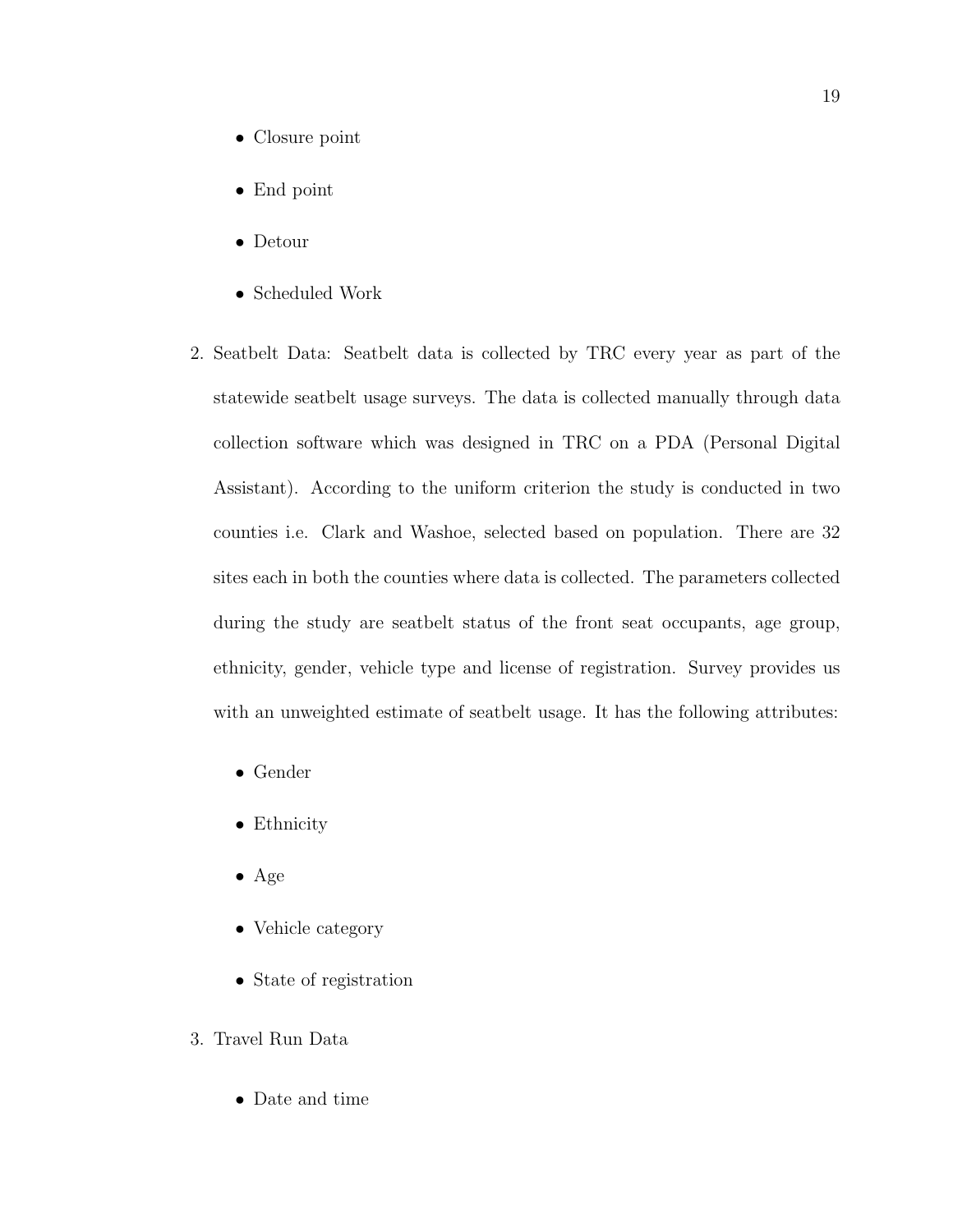- Closure point
- End point
- Detour
- Scheduled Work

2. Seatbelt Data: Seatbelt data is collected by TRC every year as part of the statewide seatbelt usage surveys. The data is collected manually through data collection software which was designed in TRC on a PDA (Personal Digital Assistant). According to the uniform criterion the study is conducted in two counties i.e. Clark and Washoe, selected based on population. There are 32 sites each in both the counties where data is collected. The parameters collected during the study are seatbelt status of the front seat occupants, age group, ethnicity, gender, vehicle type and license of registration. Survey provides us with an unweighted estimate of seatbelt usage. It has the following attributes:

   - Gender
   - Ethnicity
   - Age
   - Vehicle category
   - State of registration

3. Travel Run Data

   - Date and time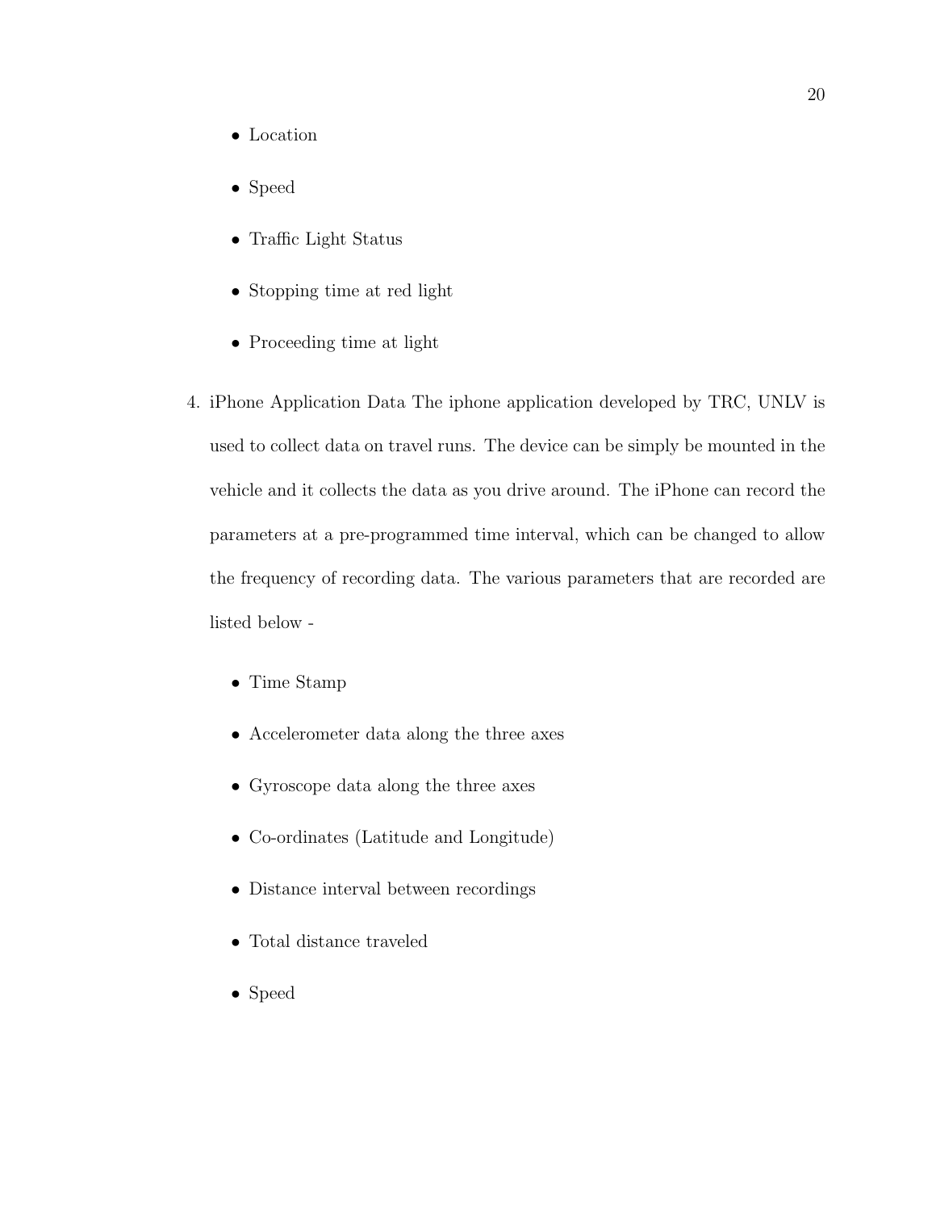- Location
- Speed
- Traffic Light Status
- Stopping time at red light
- Proceeding time at light

4. iPhone Application Data The iphone application developed by TRC, UNLV is used to collect data on travel runs. The device can be simply be mounted in the vehicle and it collects the data as you drive around. The iPhone can record the parameters at a pre-programmed time interval, which can be changed to allow the frequency of recording data. The various parameters that are recorded are listed below -

    - Time Stamp
    - Accelerometer data along the three axes
    - Gyroscope data along the three axes
    - Co-ordinates (Latitude and Longitude)
    - Distance interval between recordings
    - Total distance traveled
    - Speed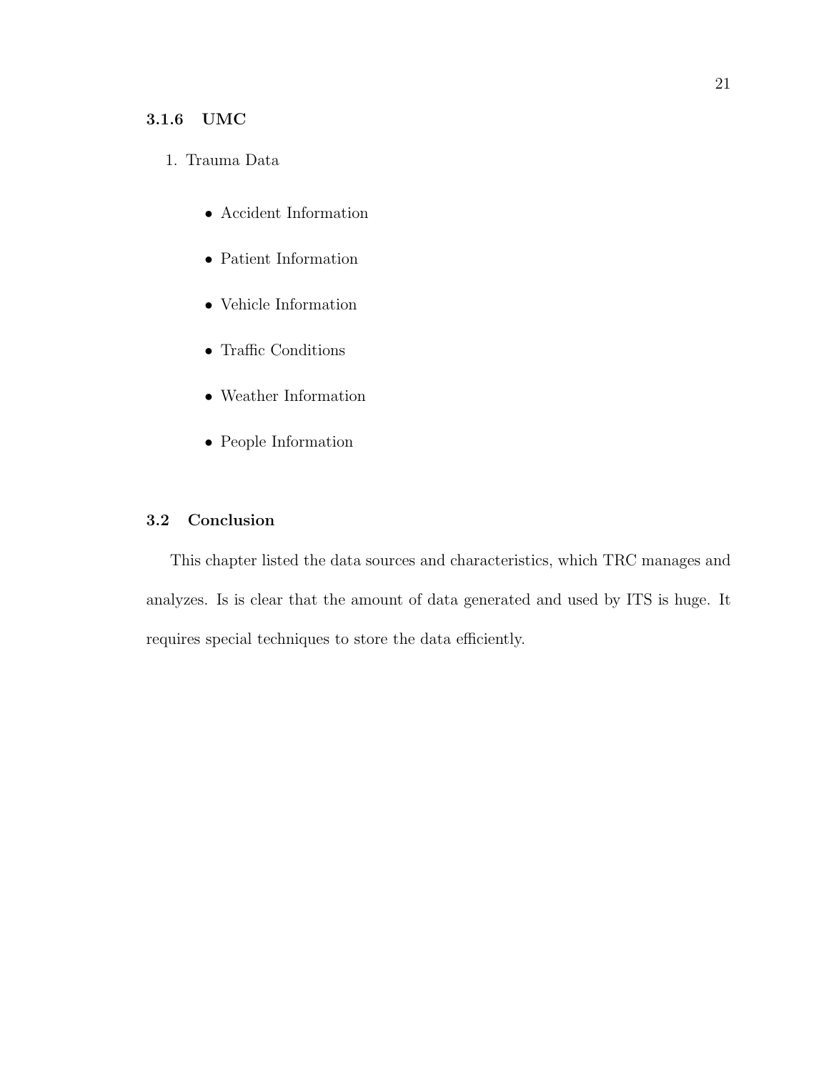### 3.1.6 UMC

1. Trauma Data

    - Accident Information
    - Patient Information
    - Vehicle Information
    - Traffic Conditions
    - Weather Information
    - People Information

## 3.2 Conclusion

This chapter listed the data sources and characteristics, which TRC manages and analyzes. Is is clear that the amount of data generated and used by ITS is huge. It requires special techniques to store the data efficiently.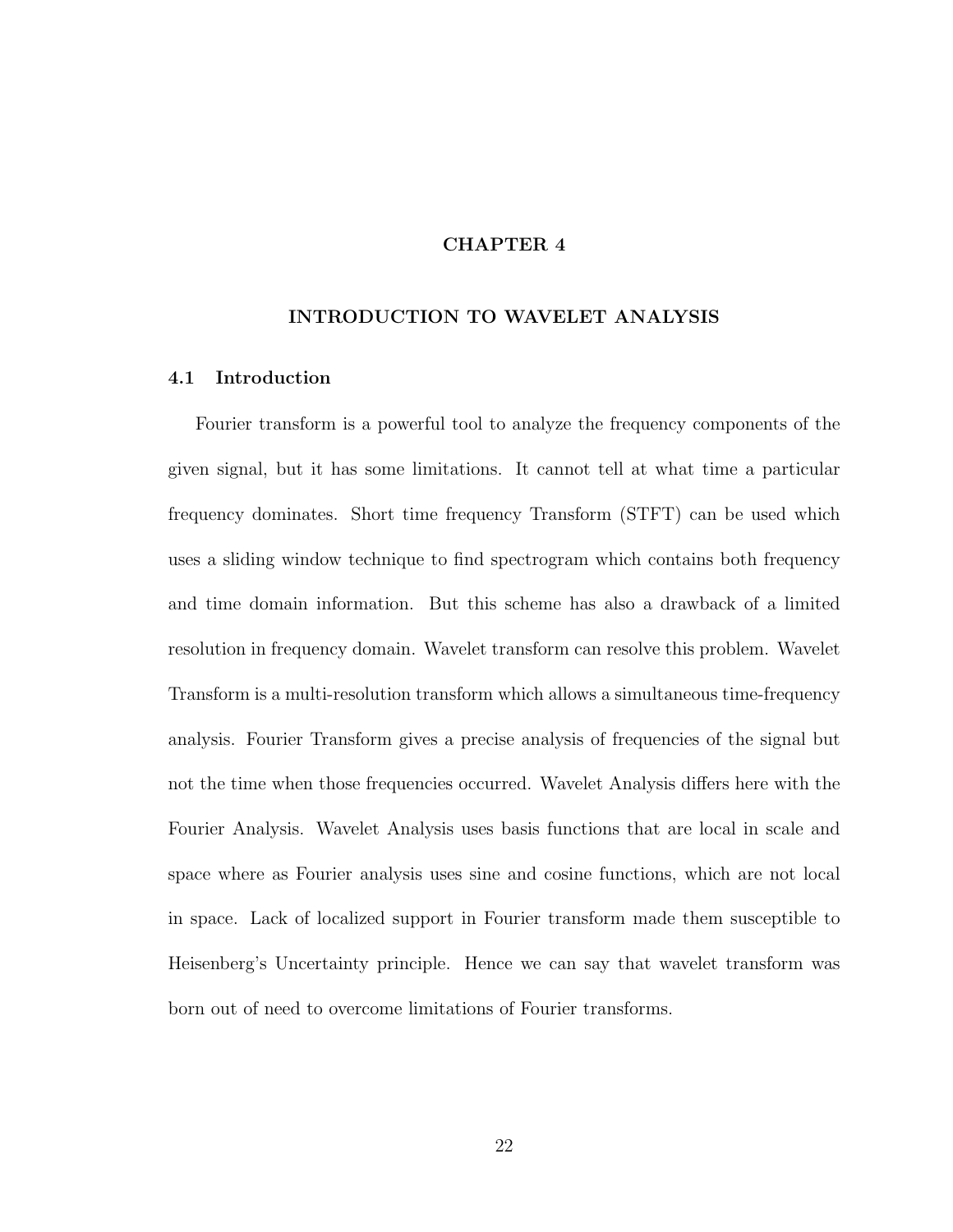# CHAPTER 4

# INTRODUCTION TO WAVELET ANALYSIS

## 4.1 Introduction

Fourier transform is a powerful tool to analyze the frequency components of the given signal, but it has some limitations. It cannot tell at what time a particular frequency dominates. Short time frequency Transform (STFT) can be used which uses a sliding window technique to find spectrogram which contains both frequency and time domain information. But this scheme has also a drawback of a limited resolution in frequency domain. Wavelet transform can resolve this problem. Wavelet Transform is a multi-resolution transform which allows a simultaneous time-frequency analysis. Fourier Transform gives a precise analysis of frequencies of the signal but not the time when those frequencies occurred. Wavelet Analysis differs here with the Fourier Analysis. Wavelet Analysis uses basis functions that are local in scale and space where as Fourier analysis uses sine and cosine functions, which are not local in space. Lack of localized support in Fourier transform made them susceptible to Heisenberg's Uncertainty principle. Hence we can say that wavelet transform was born out of need to overcome limitations of Fourier transforms.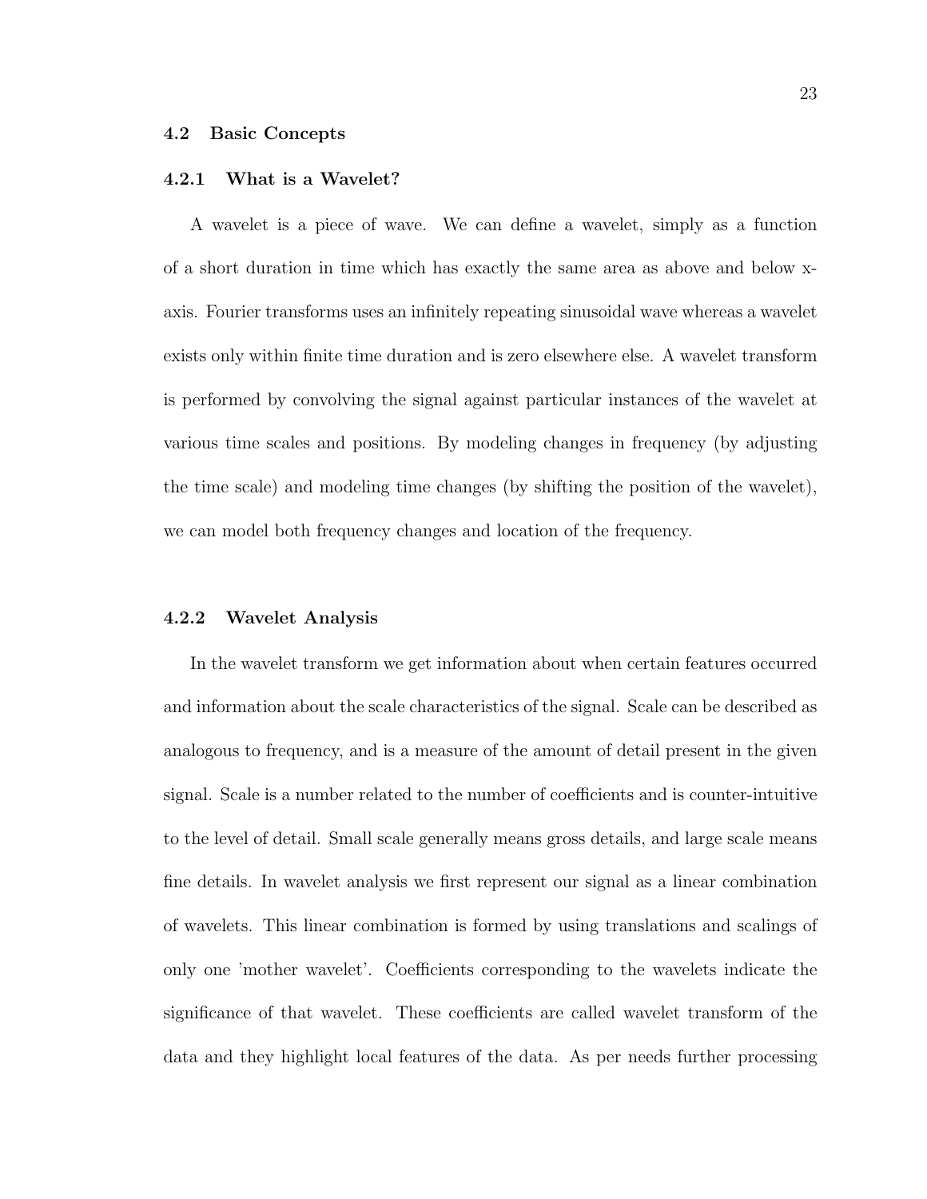## 4.2 Basic Concepts

### 4.2.1 What is a Wavelet?

A wavelet is a piece of wave. We can define a wavelet, simply as a function of a short duration in time which has exactly the same area as above and below x-axis. Fourier transforms uses an infinitely repeating sinusoidal wave whereas a wavelet exists only within finite time duration and is zero elsewhere else. A wavelet transform is performed by convolving the signal against particular instances of the wavelet at various time scales and positions. By modeling changes in frequency (by adjusting the time scale) and modeling time changes (by shifting the position of the wavelet), we can model both frequency changes and location of the frequency.

### 4.2.2 Wavelet Analysis

In the wavelet transform we get information about when certain features occurred and information about the scale characteristics of the signal. Scale can be described as analogous to frequency, and is a measure of the amount of detail present in the given signal. Scale is a number related to the number of coefficients and is counter-intuitive to the level of detail. Small scale generally means gross details, and large scale means fine details. In wavelet analysis we first represent our signal as a linear combination of wavelets. This linear combination is formed by using translations and scalings of only one 'mother wavelet'. Coefficients corresponding to the wavelets indicate the significance of that wavelet. These coefficients are called wavelet transform of the data and they highlight local features of the data. As per needs further processing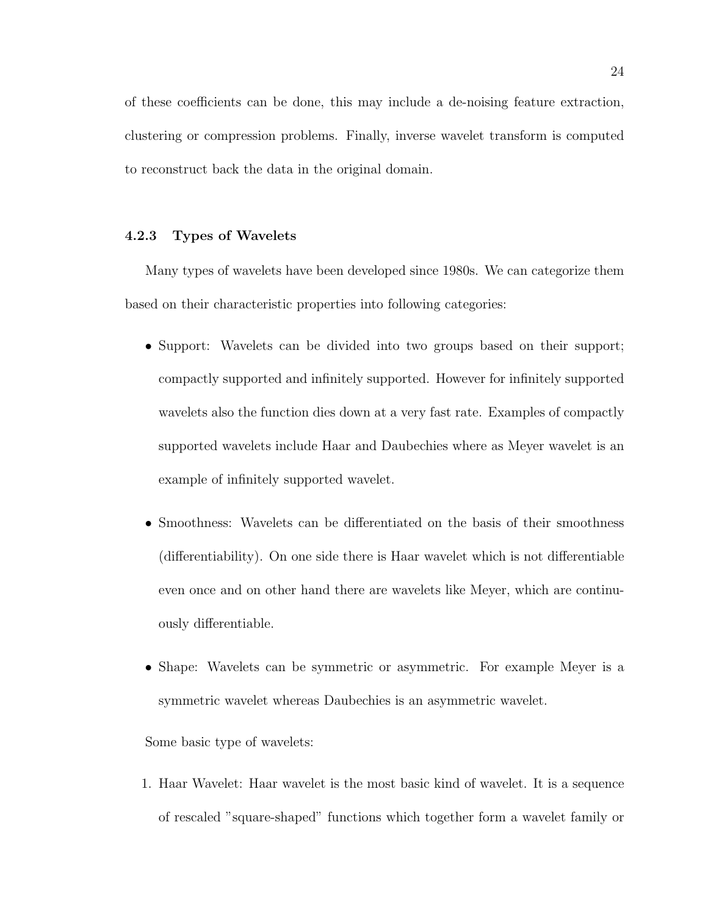of these coefficients can be done, this may include a de-noising feature extraction, clustering or compression problems. Finally, inverse wavelet transform is computed to reconstruct back the data in the original domain.

### 4.2.3 Types of Wavelets

Many types of wavelets have been developed since 1980s. We can categorize them based on their characteristic properties into following categories:

- Support: Wavelets can be divided into two groups based on their support; compactly supported and infinitely supported. However for infinitely supported wavelets also the function dies down at a very fast rate. Examples of compactly supported wavelets include Haar and Daubechies where as Meyer wavelet is an example of infinitely supported wavelet.

- Smoothness: Wavelets can be differentiated on the basis of their smoothness (differentiability). On one side there is Haar wavelet which is not differentiable even once and on other hand there are wavelets like Meyer, which are continuously differentiable.

- Shape: Wavelets can be symmetric or asymmetric. For example Meyer is a symmetric wavelet whereas Daubechies is an asymmetric wavelet.

Some basic type of wavelets:

1. Haar Wavelet: Haar wavelet is the most basic kind of wavelet. It is a sequence of rescaled "square-shaped" functions which together form a wavelet family or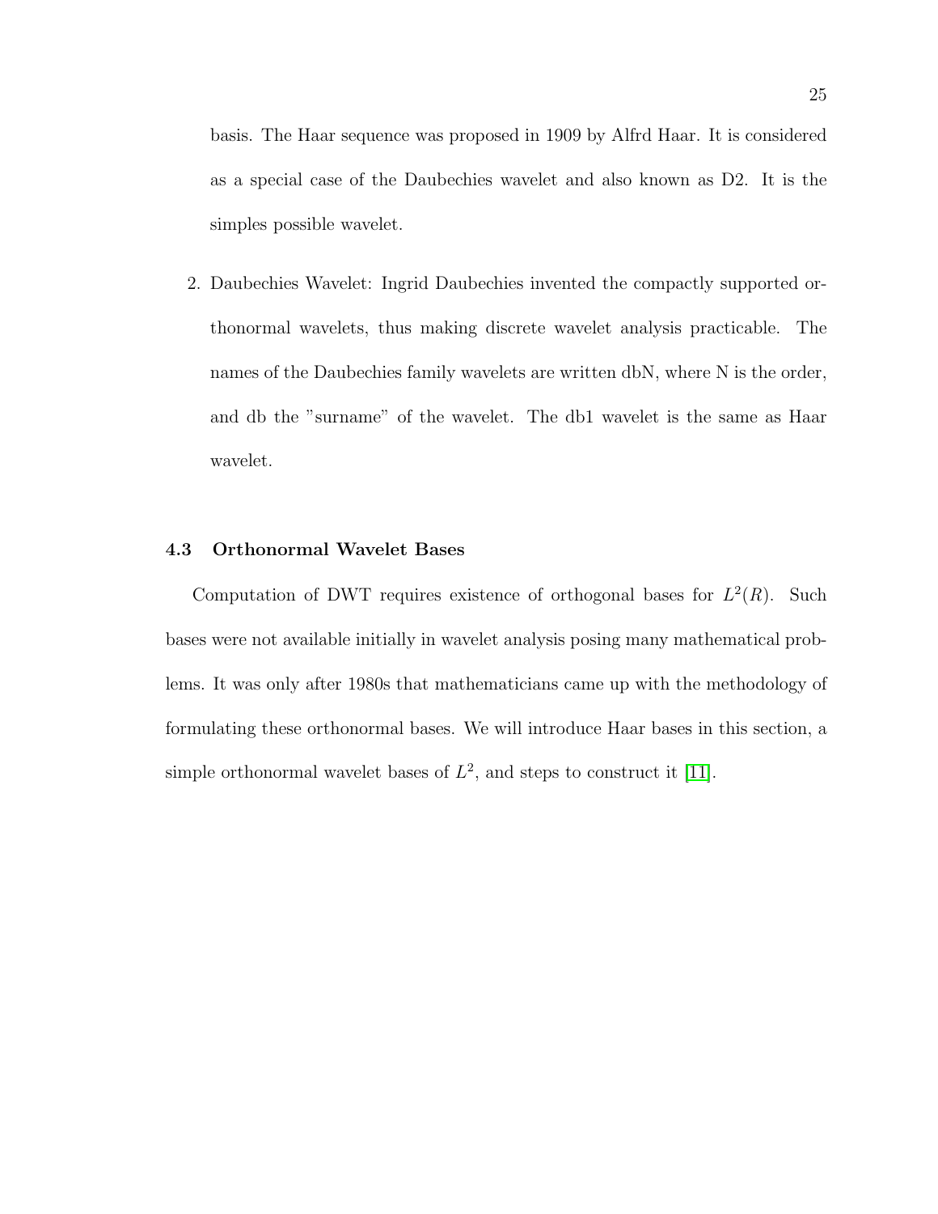basis. The Haar sequence was proposed in 1909 by Alfrd Haar. It is considered as a special case of the Daubechies wavelet and also known as D2. It is the simples possible wavelet.

2. Daubechies Wavelet: Ingrid Daubechies invented the compactly supported orthonormal wavelets, thus making discrete wavelet analysis practicable. The names of the Daubechies family wavelets are written dbN, where N is the order, and db the "surname" of the wavelet. The db1 wavelet is the same as Haar wavelet.

### 4.3 Orthonormal Wavelet Bases

Computation of DWT requires existence of orthogonal bases for $L^2(R)$. Such bases were not available initially in wavelet analysis posing many mathematical problems. It was only after 1980s that mathematicians came up with the methodology of formulating these orthonormal bases. We will introduce Haar bases in this section, a simple orthonormal wavelet bases of $L^2$, and steps to construct it [11].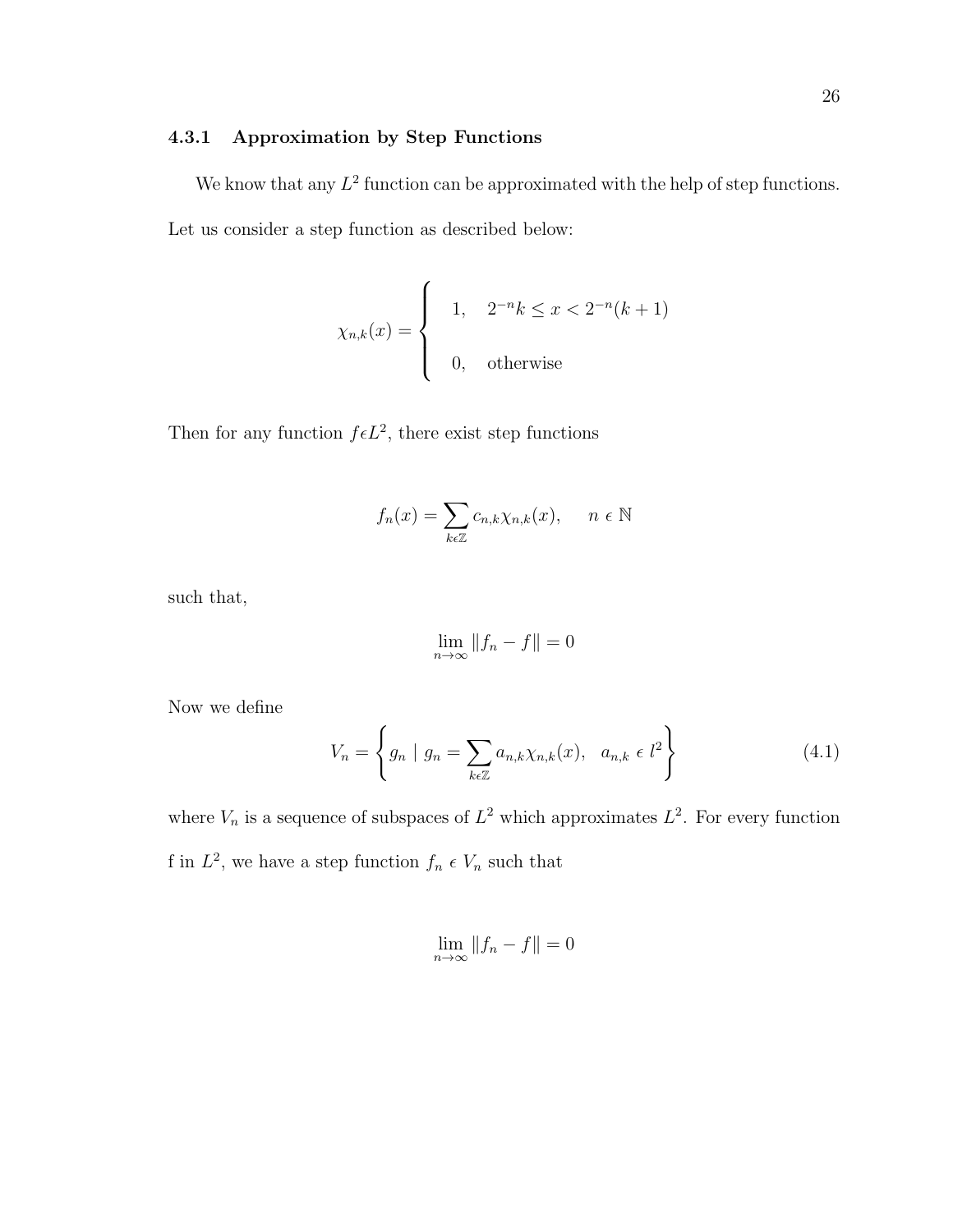### 4.3.1 Approximation by Step Functions

We know that any $L^2$ function can be approximated with the help of step functions. Let us consider a step function as described below:

$$\chi_{n,k}(x) = \begin{cases} 1, & 2^{-n}k \leq x < 2^{-n}(k+1) \\ 0, & \text{otherwise} \end{cases}$$

Then for any function $f \epsilon L^2$, there exist step functions

$$f_n(x) = \sum_{k \epsilon \mathbb{Z}} c_{n,k}\chi_{n,k}(x), \quad n \, \epsilon \, \mathbb{N}$$

such that,

$$\lim_{n \to \infty} \|f_n - f\| = 0$$

Now we define

$$V_n = \left\{ g_n \mid g_n = \sum_{k \epsilon \mathbb{Z}} a_{n,k}\chi_{n,k}(x), \quad a_{n,k} \, \epsilon \, l^2 \right\} \tag{4.1}$$

where $V_n$ is a sequence of subspaces of $L^2$ which approximates $L^2$. For every function f in $L^2$, we have a step function $f_n \, \epsilon \, V_n$ such that

$$\lim_{n \to \infty} \|f_n - f\| = 0$$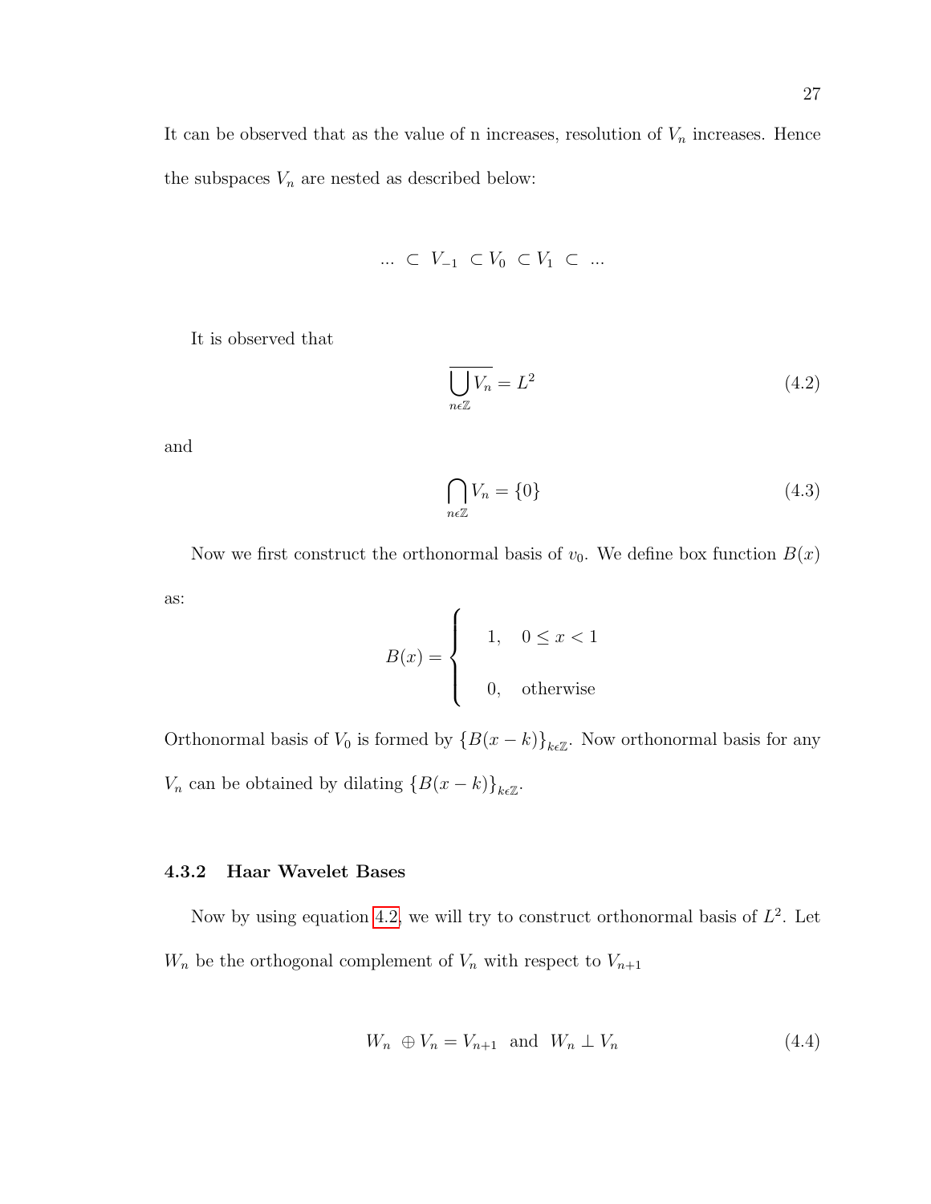It can be observed that as the value of n increases, resolution of $V_n$ increases. Hence the subspaces $V_n$ are nested as described below:

$$... \subset V_{-1} \subset V_0 \subset V_1 \subset ...$$

It is observed that

$$\overline{\bigcup_{n\epsilon\mathbb{Z}} V_n} = L^2 \tag{4.2}$$

and

$$\bigcap_{n\epsilon\mathbb{Z}} V_n = \{0\} \tag{4.3}$$

Now we first construct the orthonormal basis of $v_0$. We define box function $B(x)$ as:

$$B(x) = \begin{cases} 1, & 0 \leq x < 1 \\ 0, & \text{otherwise} \end{cases}$$

Orthonormal basis of $V_0$ is formed by $\{B(x-k)\}_{k\epsilon\mathbb{Z}}$. Now orthonormal basis for any $V_n$ can be obtained by dilating $\{B(x-k)\}_{k\epsilon\mathbb{Z}}$.

### 4.3.2 Haar Wavelet Bases

Now by using equation 4.2, we will try to construct orthonormal basis of $L^2$. Let $W_n$ be the orthogonal complement of $V_n$ with respect to $V_{n+1}$

$$W_n \oplus V_n = V_{n+1} \text{ and } W_n \perp V_n \tag{4.4}$$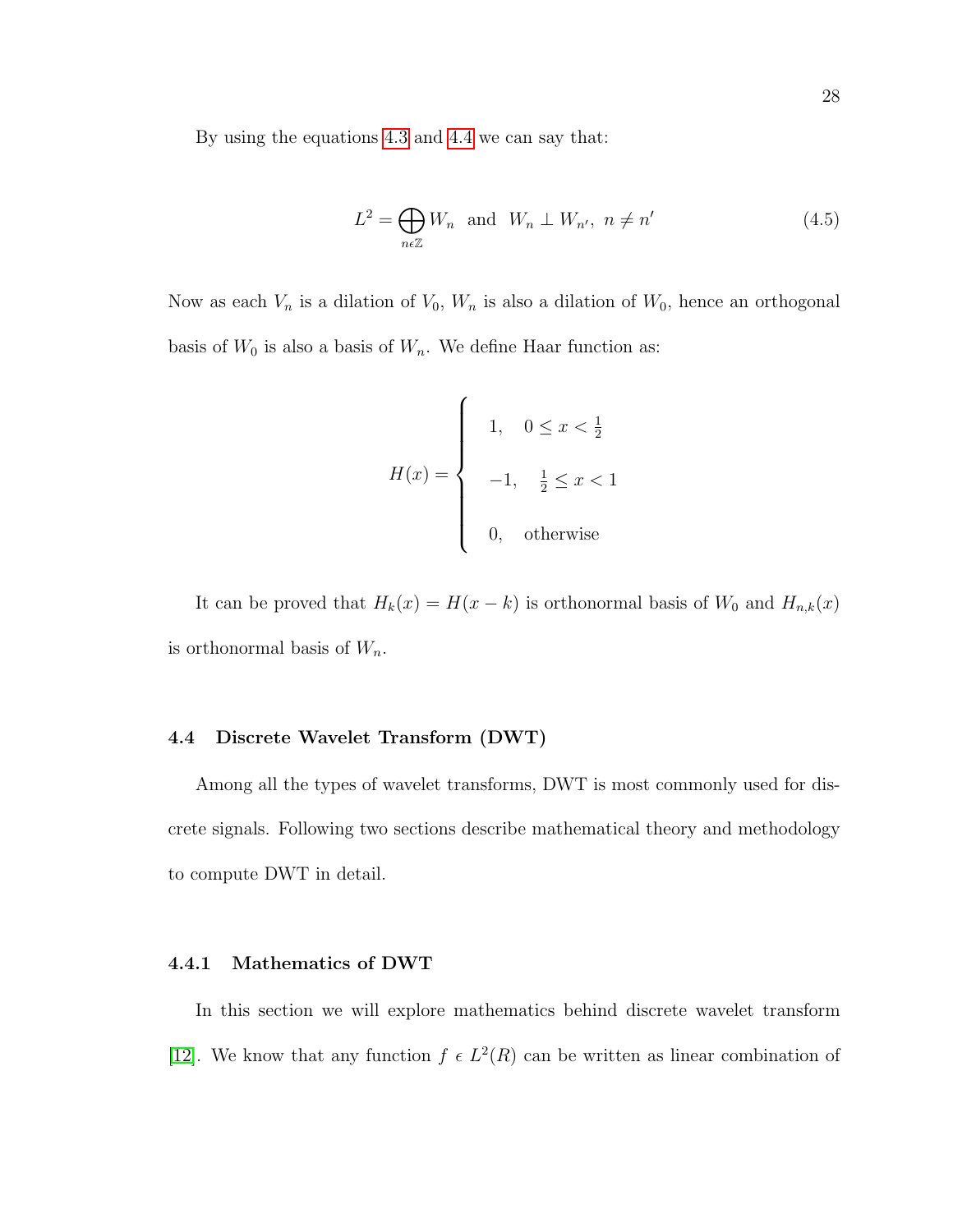By using the equations 4.3 and 4.4 we can say that:

$$L^2 = \bigoplus_{n \epsilon \mathbb{Z}} W_n \text{ and } W_n \perp W_{n'},\ n \neq n' \tag{4.5}$$

Now as each $V_n$ is a dilation of $V_0$, $W_n$ is also a dilation of $W_0$, hence an orthogonal basis of $W_0$ is also a basis of $W_n$. We define Haar function as:

$$H(x) = \begin{cases} 1, & 0 \leq x < \frac{1}{2} \\ -1, & \frac{1}{2} \leq x < 1 \\ 0, & \text{otherwise} \end{cases}$$

It can be proved that $H_k(x) = H(x-k)$ is orthonormal basis of $W_0$ and $H_{n,k}(x)$ is orthonormal basis of $W_n$.

### 4.4 Discrete Wavelet Transform (DWT)

Among all the types of wavelet transforms, DWT is most commonly used for discrete signals. Following two sections describe mathematical theory and methodology to compute DWT in detail.

#### 4.4.1 Mathematics of DWT

In this section we will explore mathematics behind discrete wavelet transform [12]. We know that any function $f \ \epsilon \ L^2(R)$ can be written as linear combination of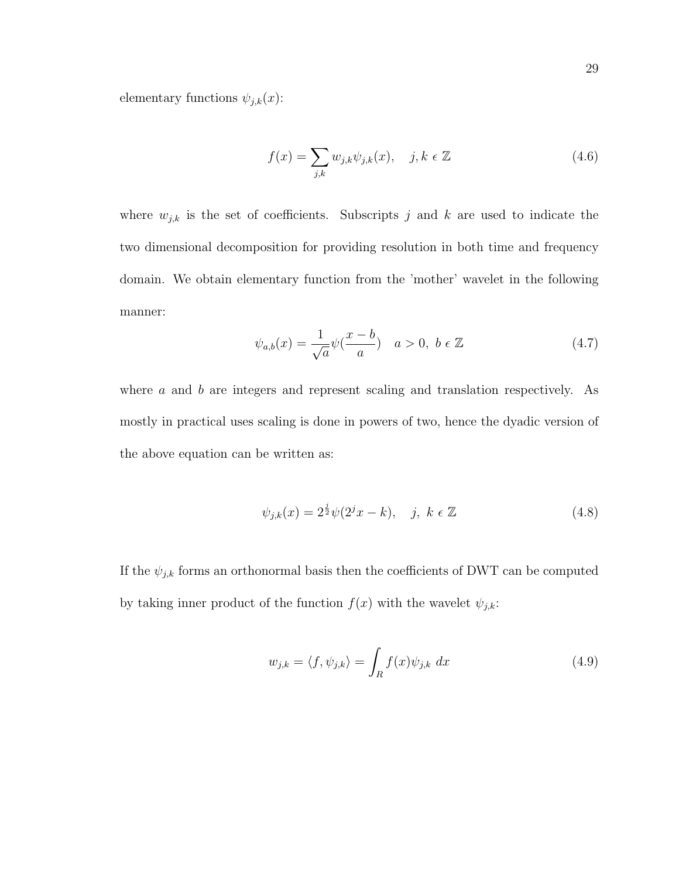elementary functions $\psi_{j,k}(x)$:

$$f(x) = \sum_{j,k} w_{j,k}\psi_{j,k}(x), \quad j,k \in \mathbb{Z} \tag{4.6}$$

where $w_{j,k}$ is the set of coefficients. Subscripts $j$ and $k$ are used to indicate the two dimensional decomposition for providing resolution in both time and frequency domain. We obtain elementary function from the 'mother' wavelet in the following manner:

$$\psi_{a,b}(x) = \frac{1}{\sqrt{a}}\psi(\frac{x-b}{a}) \quad a > 0,\ b \in \mathbb{Z} \tag{4.7}$$

where $a$ and $b$ are integers and represent scaling and translation respectively. As mostly in practical uses scaling is done in powers of two, hence the dyadic version of the above equation can be written as:

$$\psi_{j,k}(x) = 2^{\frac{j}{2}}\psi(2^j x - k), \quad j,\ k \in \mathbb{Z} \tag{4.8}$$

If the $\psi_{j,k}$ forms an orthonormal basis then the coefficients of DWT can be computed by taking inner product of the function $f(x)$ with the wavelet $\psi_{j,k}$:

$$w_{j,k} = \langle f, \psi_{j,k} \rangle = \int_R f(x)\psi_{j,k}\ dx \tag{4.9}$$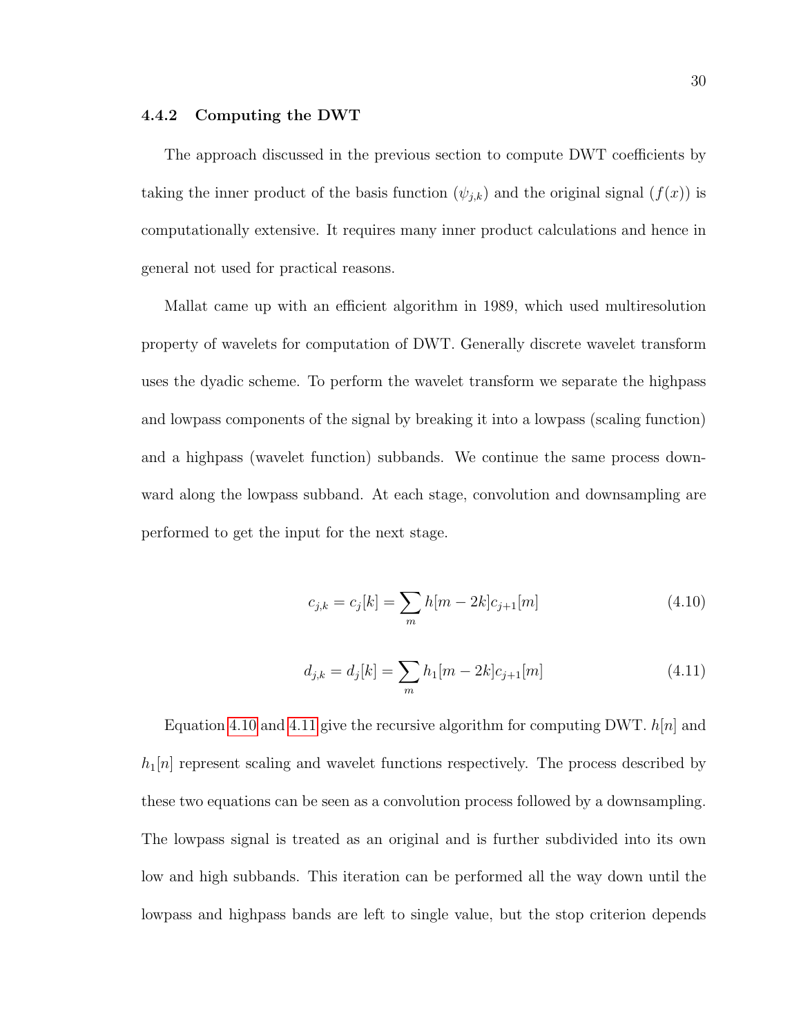### 4.4.2 Computing the DWT

The approach discussed in the previous section to compute DWT coefficients by taking the inner product of the basis function ($\psi_{j,k}$) and the original signal ($f(x)$) is computationally extensive. It requires many inner product calculations and hence in general not used for practical reasons.

Mallat came up with an efficient algorithm in 1989, which used multiresolution property of wavelets for computation of DWT. Generally discrete wavelet transform uses the dyadic scheme. To perform the wavelet transform we separate the highpass and lowpass components of the signal by breaking it into a lowpass (scaling function) and a highpass (wavelet function) subbands. We continue the same process downward along the lowpass subband. At each stage, convolution and downsampling are performed to get the input for the next stage.

$$c_{j,k} = c_j[k] = \sum_m h[m - 2k]c_{j+1}[m] \tag{4.10}$$

$$d_{j,k} = d_j[k] = \sum_m h_1[m - 2k]c_{j+1}[m] \tag{4.11}$$

Equation 4.10 and 4.11 give the recursive algorithm for computing DWT. $h[n]$ and $h_1[n]$ represent scaling and wavelet functions respectively. The process described by these two equations can be seen as a convolution process followed by a downsampling. The lowpass signal is treated as an original and is further subdivided into its own low and high subbands. This iteration can be performed all the way down until the lowpass and highpass bands are left to single value, but the stop criterion depends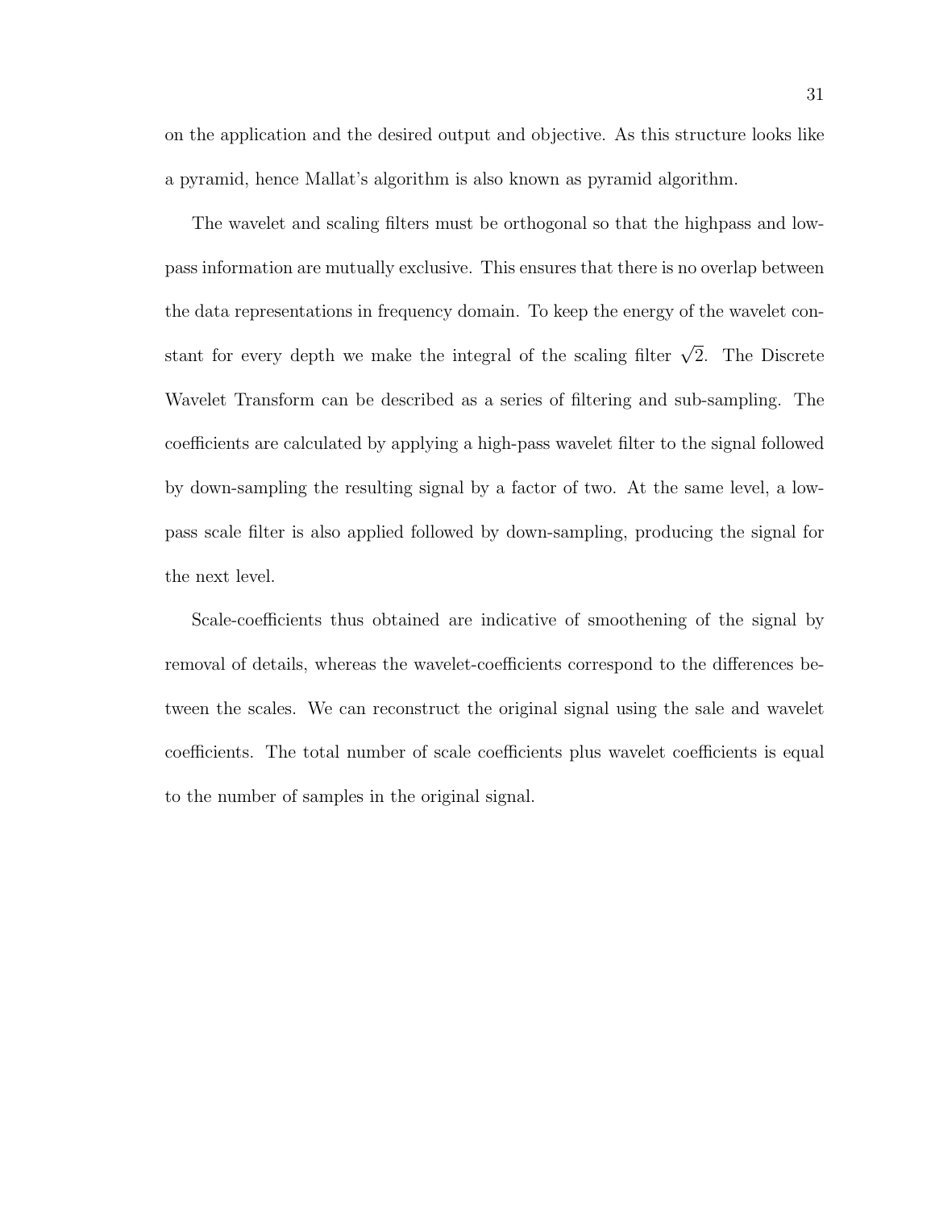on the application and the desired output and objective. As this structure looks like a pyramid, hence Mallat's algorithm is also known as pyramid algorithm.

The wavelet and scaling filters must be orthogonal so that the highpass and low-pass information are mutually exclusive. This ensures that there is no overlap between the data representations in frequency domain. To keep the energy of the wavelet constant for every depth we make the integral of the scaling filter $\sqrt{2}$. The Discrete Wavelet Transform can be described as a series of filtering and sub-sampling. The coefficients are calculated by applying a high-pass wavelet filter to the signal followed by down-sampling the resulting signal by a factor of two. At the same level, a low-pass scale filter is also applied followed by down-sampling, producing the signal for the next level.

Scale-coefficients thus obtained are indicative of smoothening of the signal by removal of details, whereas the wavelet-coefficients correspond to the differences between the scales. We can reconstruct the original signal using the sale and wavelet coefficients. The total number of scale coefficients plus wavelet coefficients is equal to the number of samples in the original signal.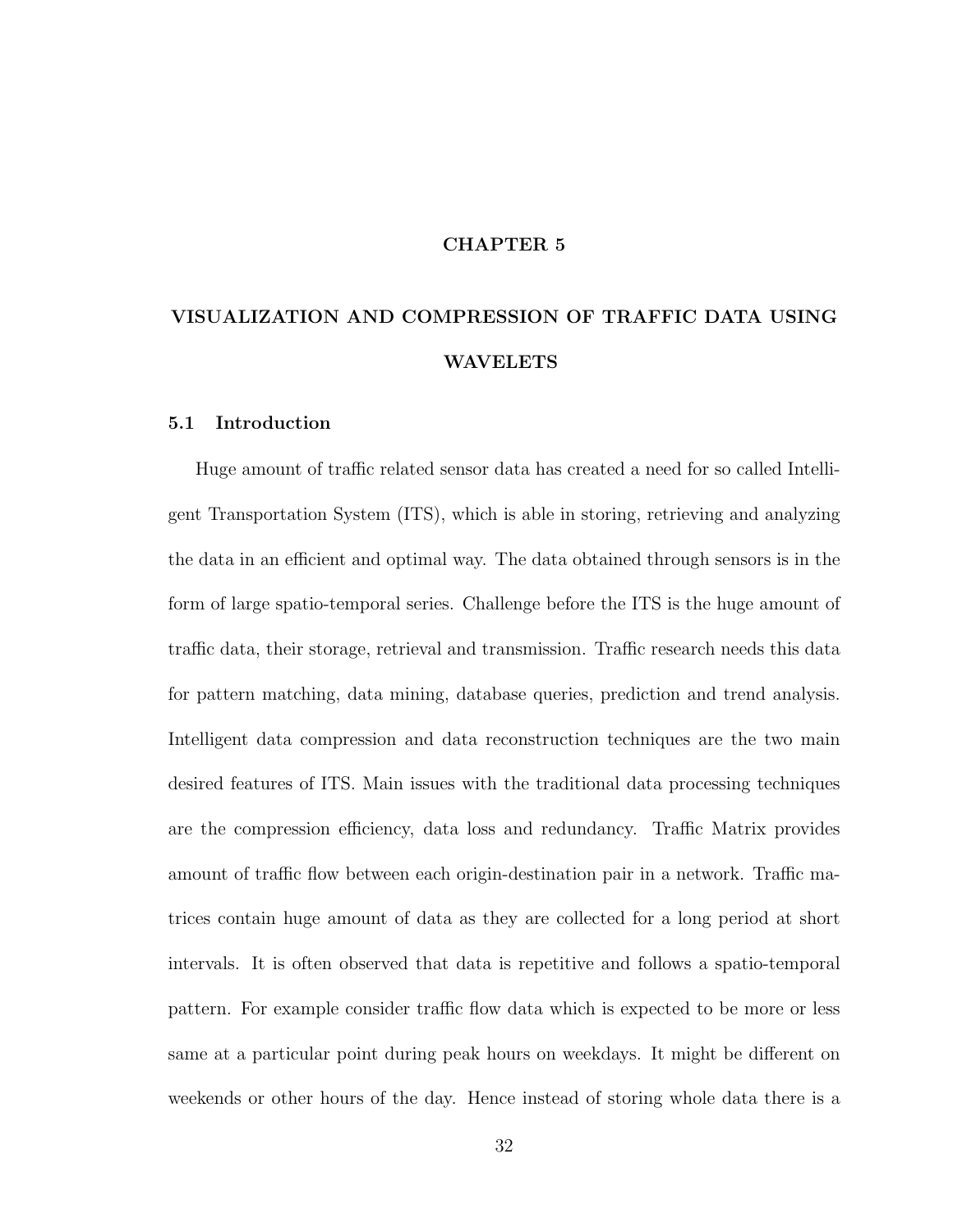# CHAPTER 5

# VISUALIZATION AND COMPRESSION OF TRAFFIC DATA USING WAVELETS

## 5.1 Introduction

Huge amount of traffic related sensor data has created a need for so called Intelligent Transportation System (ITS), which is able in storing, retrieving and analyzing the data in an efficient and optimal way. The data obtained through sensors is in the form of large spatio-temporal series. Challenge before the ITS is the huge amount of traffic data, their storage, retrieval and transmission. Traffic research needs this data for pattern matching, data mining, database queries, prediction and trend analysis. Intelligent data compression and data reconstruction techniques are the two main desired features of ITS. Main issues with the traditional data processing techniques are the compression efficiency, data loss and redundancy. Traffic Matrix provides amount of traffic flow between each origin-destination pair in a network. Traffic matrices contain huge amount of data as they are collected for a long period at short intervals. It is often observed that data is repetitive and follows a spatio-temporal pattern. For example consider traffic flow data which is expected to be more or less same at a particular point during peak hours on weekdays. It might be different on weekends or other hours of the day. Hence instead of storing whole data there is a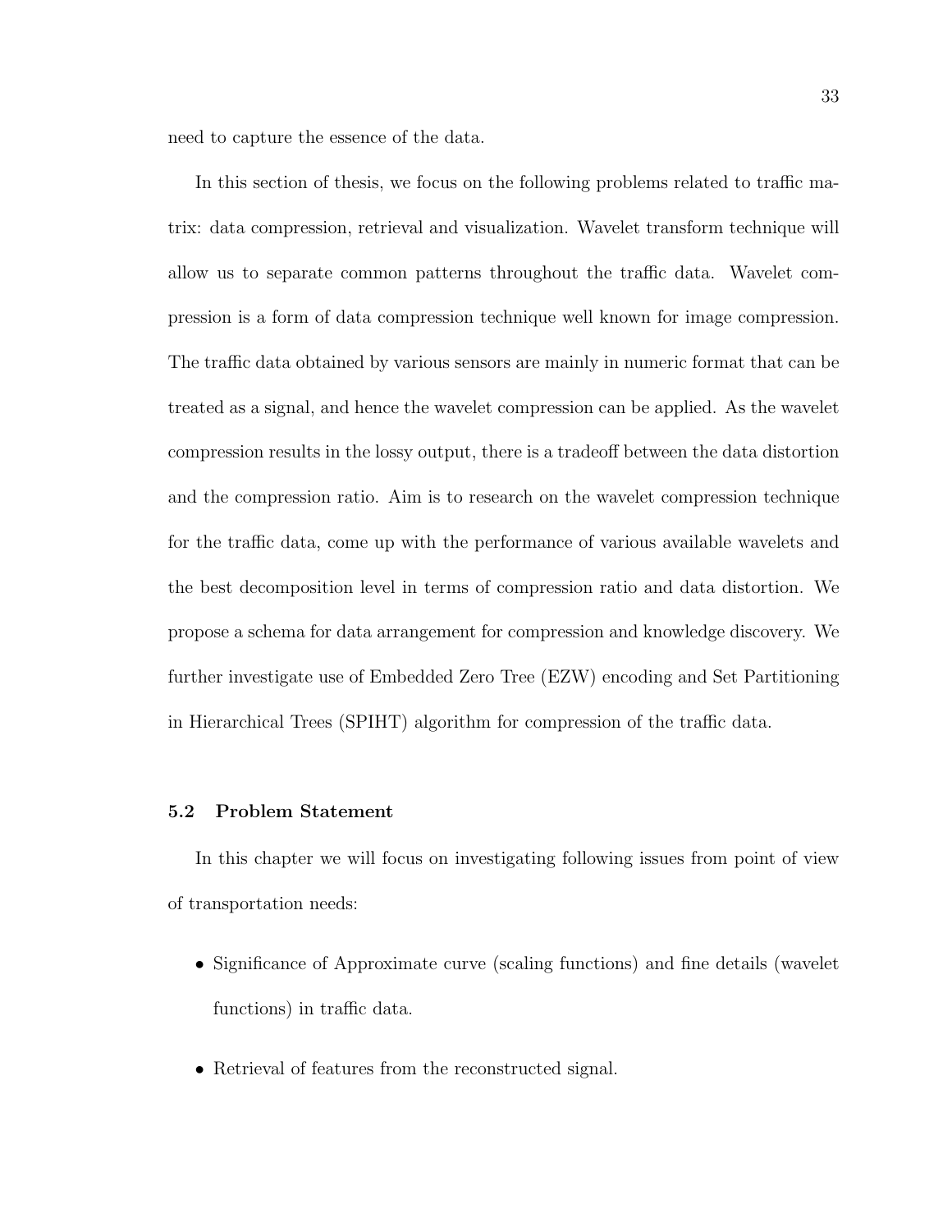need to capture the essence of the data.

In this section of thesis, we focus on the following problems related to traffic matrix: data compression, retrieval and visualization. Wavelet transform technique will allow us to separate common patterns throughout the traffic data. Wavelet compression is a form of data compression technique well known for image compression. The traffic data obtained by various sensors are mainly in numeric format that can be treated as a signal, and hence the wavelet compression can be applied. As the wavelet compression results in the lossy output, there is a tradeoff between the data distortion and the compression ratio. Aim is to research on the wavelet compression technique for the traffic data, come up with the performance of various available wavelets and the best decomposition level in terms of compression ratio and data distortion. We propose a schema for data arrangement for compression and knowledge discovery. We further investigate use of Embedded Zero Tree (EZW) encoding and Set Partitioning in Hierarchical Trees (SPIHT) algorithm for compression of the traffic data.

### 5.2 Problem Statement

In this chapter we will focus on investigating following issues from point of view of transportation needs:

- Significance of Approximate curve (scaling functions) and fine details (wavelet functions) in traffic data.
- Retrieval of features from the reconstructed signal.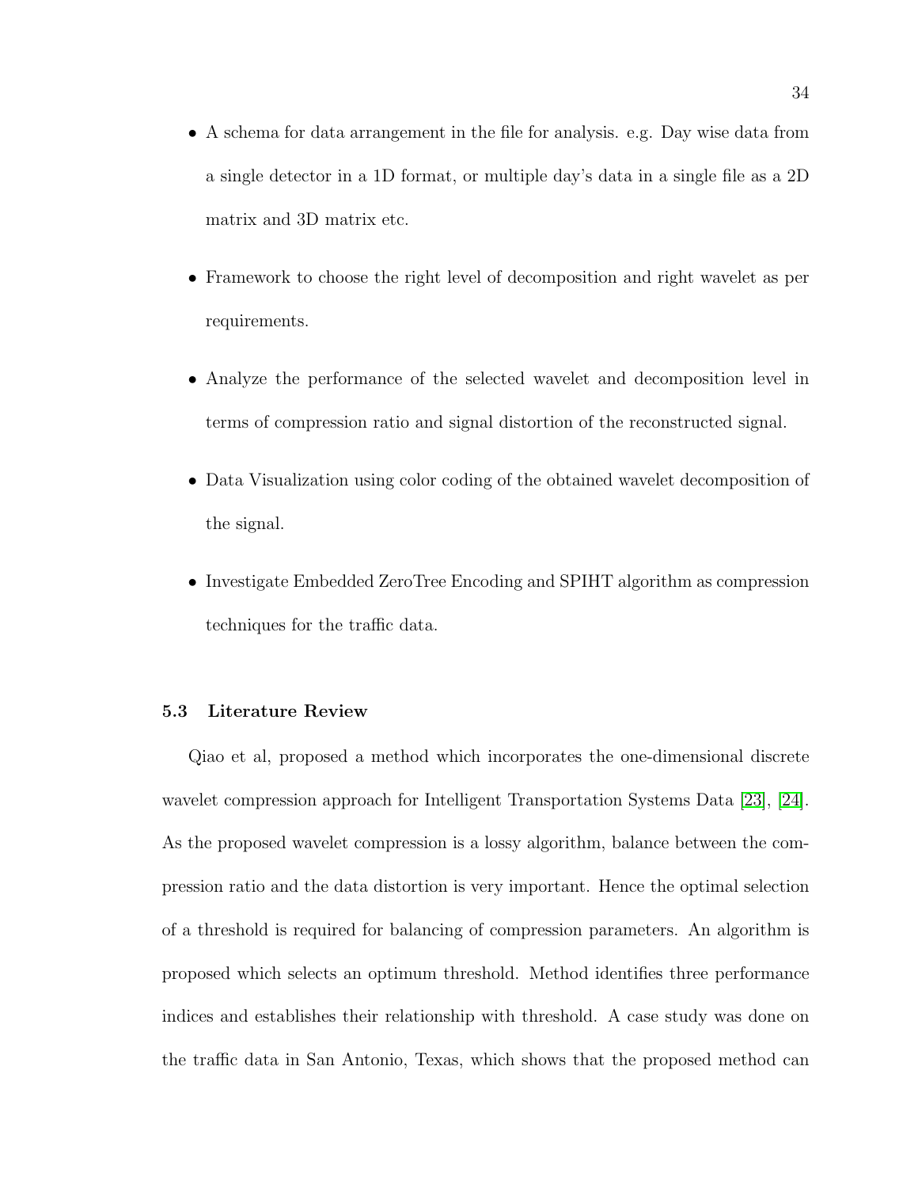- A schema for data arrangement in the file for analysis. e.g. Day wise data from a single detector in a 1D format, or multiple day's data in a single file as a 2D matrix and 3D matrix etc.

- Framework to choose the right level of decomposition and right wavelet as per requirements.

- Analyze the performance of the selected wavelet and decomposition level in terms of compression ratio and signal distortion of the reconstructed signal.

- Data Visualization using color coding of the obtained wavelet decomposition of the signal.

- Investigate Embedded ZeroTree Encoding and SPIHT algorithm as compression techniques for the traffic data.

### 5.3 Literature Review

Qiao et al, proposed a method which incorporates the one-dimensional discrete wavelet compression approach for Intelligent Transportation Systems Data [23], [24]. As the proposed wavelet compression is a lossy algorithm, balance between the compression ratio and the data distortion is very important. Hence the optimal selection of a threshold is required for balancing of compression parameters. An algorithm is proposed which selects an optimum threshold. Method identifies three performance indices and establishes their relationship with threshold. A case study was done on the traffic data in San Antonio, Texas, which shows that the proposed method can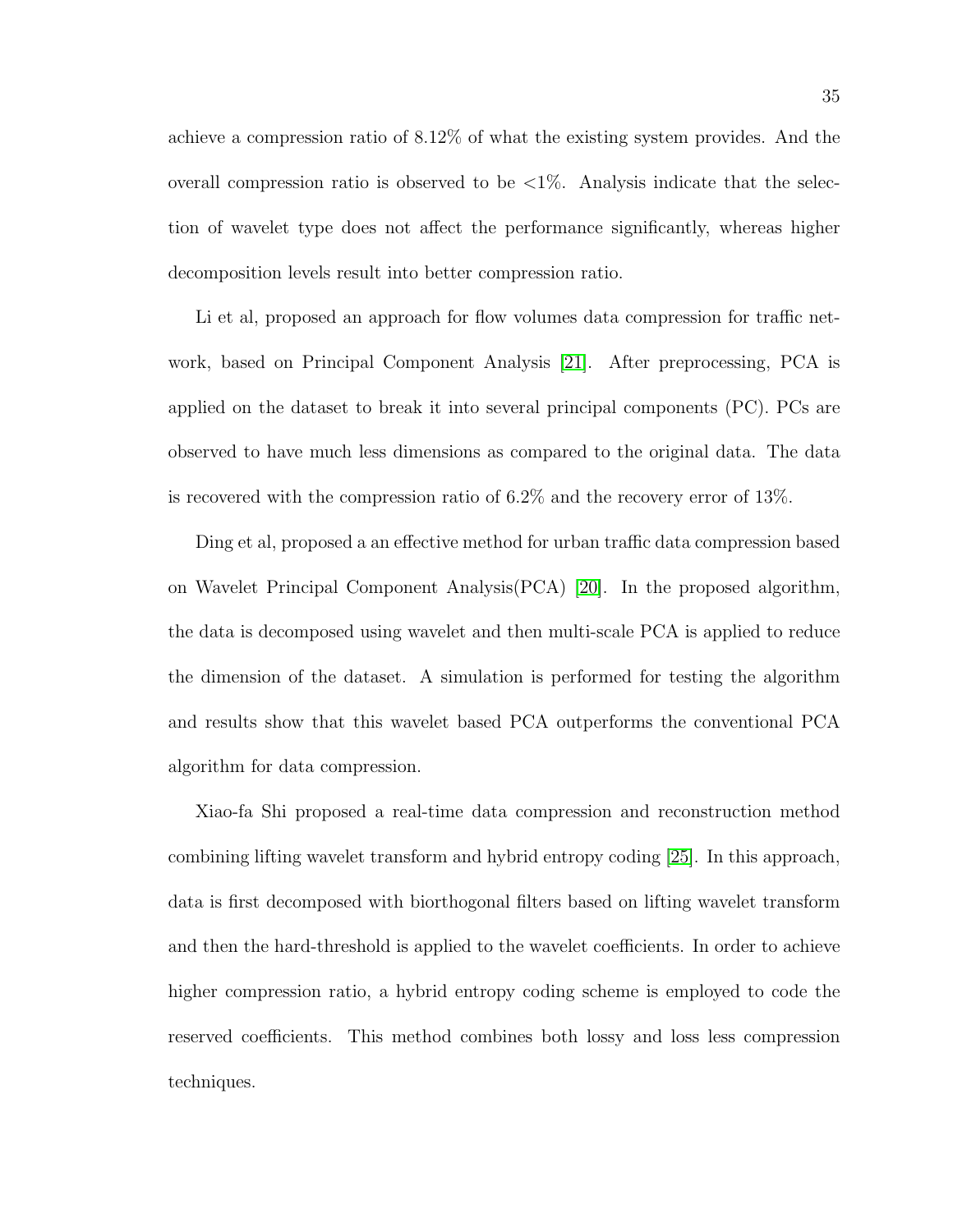achieve a compression ratio of 8.12% of what the existing system provides. And the overall compression ratio is observed to be <1%. Analysis indicate that the selection of wavelet type does not affect the performance significantly, whereas higher decomposition levels result into better compression ratio.

Li et al, proposed an approach for flow volumes data compression for traffic network, based on Principal Component Analysis [21]. After preprocessing, PCA is applied on the dataset to break it into several principal components (PC). PCs are observed to have much less dimensions as compared to the original data. The data is recovered with the compression ratio of 6.2% and the recovery error of 13%.

Ding et al, proposed a an effective method for urban traffic data compression based on Wavelet Principal Component Analysis(PCA) [20]. In the proposed algorithm, the data is decomposed using wavelet and then multi-scale PCA is applied to reduce the dimension of the dataset. A simulation is performed for testing the algorithm and results show that this wavelet based PCA outperforms the conventional PCA algorithm for data compression.

Xiao-fa Shi proposed a real-time data compression and reconstruction method combining lifting wavelet transform and hybrid entropy coding [25]. In this approach, data is first decomposed with biorthogonal filters based on lifting wavelet transform and then the hard-threshold is applied to the wavelet coefficients. In order to achieve higher compression ratio, a hybrid entropy coding scheme is employed to code the reserved coefficients. This method combines both lossy and loss less compression techniques.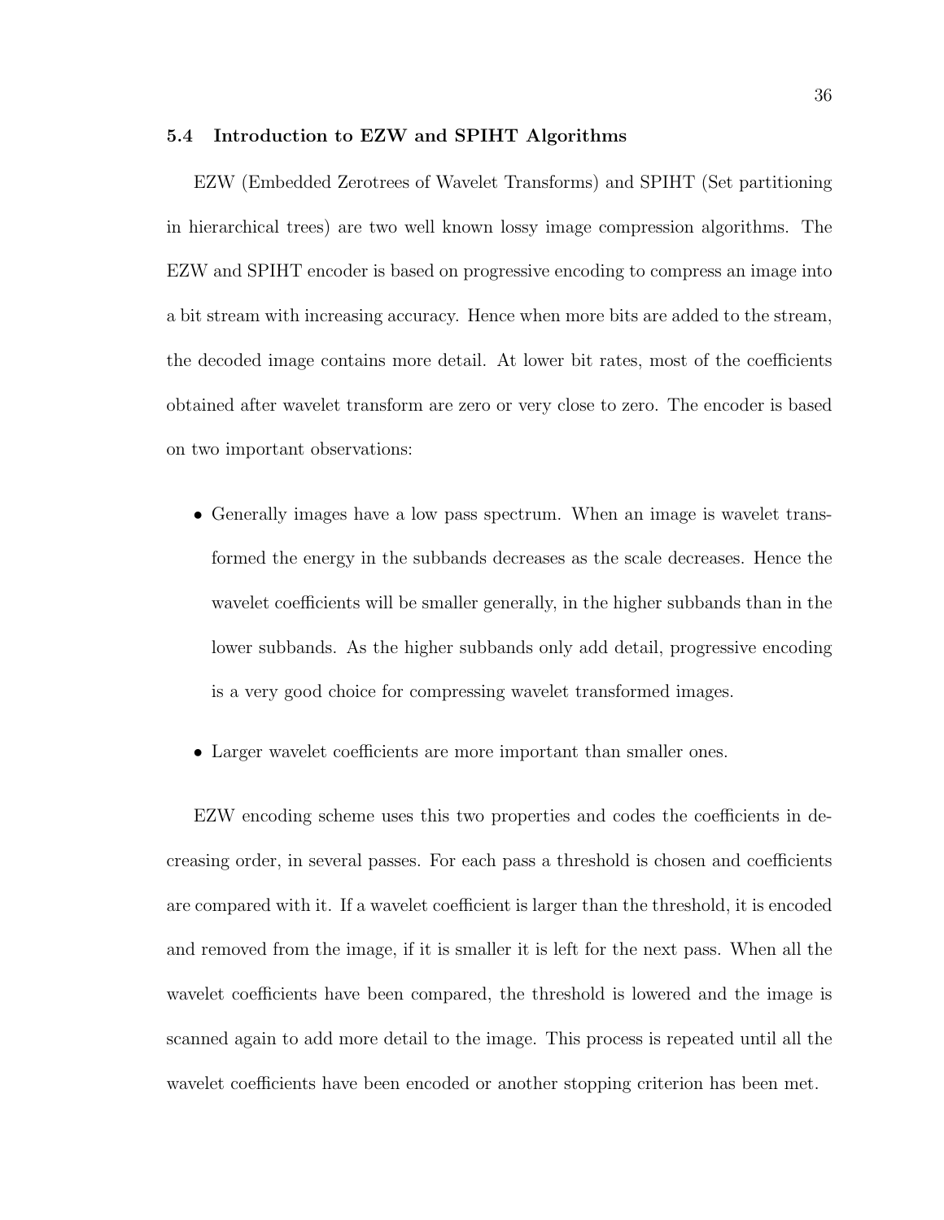### 5.4 Introduction to EZW and SPIHT Algorithms

EZW (Embedded Zerotrees of Wavelet Transforms) and SPIHT (Set partitioning in hierarchical trees) are two well known lossy image compression algorithms. The EZW and SPIHT encoder is based on progressive encoding to compress an image into a bit stream with increasing accuracy. Hence when more bits are added to the stream, the decoded image contains more detail. At lower bit rates, most of the coefficients obtained after wavelet transform are zero or very close to zero. The encoder is based on two important observations:

- Generally images have a low pass spectrum. When an image is wavelet transformed the energy in the subbands decreases as the scale decreases. Hence the wavelet coefficients will be smaller generally, in the higher subbands than in the lower subbands. As the higher subbands only add detail, progressive encoding is a very good choice for compressing wavelet transformed images.
- Larger wavelet coefficients are more important than smaller ones.

EZW encoding scheme uses this two properties and codes the coefficients in decreasing order, in several passes. For each pass a threshold is chosen and coefficients are compared with it. If a wavelet coefficient is larger than the threshold, it is encoded and removed from the image, if it is smaller it is left for the next pass. When all the wavelet coefficients have been compared, the threshold is lowered and the image is scanned again to add more detail to the image. This process is repeated until all the wavelet coefficients have been encoded or another stopping criterion has been met.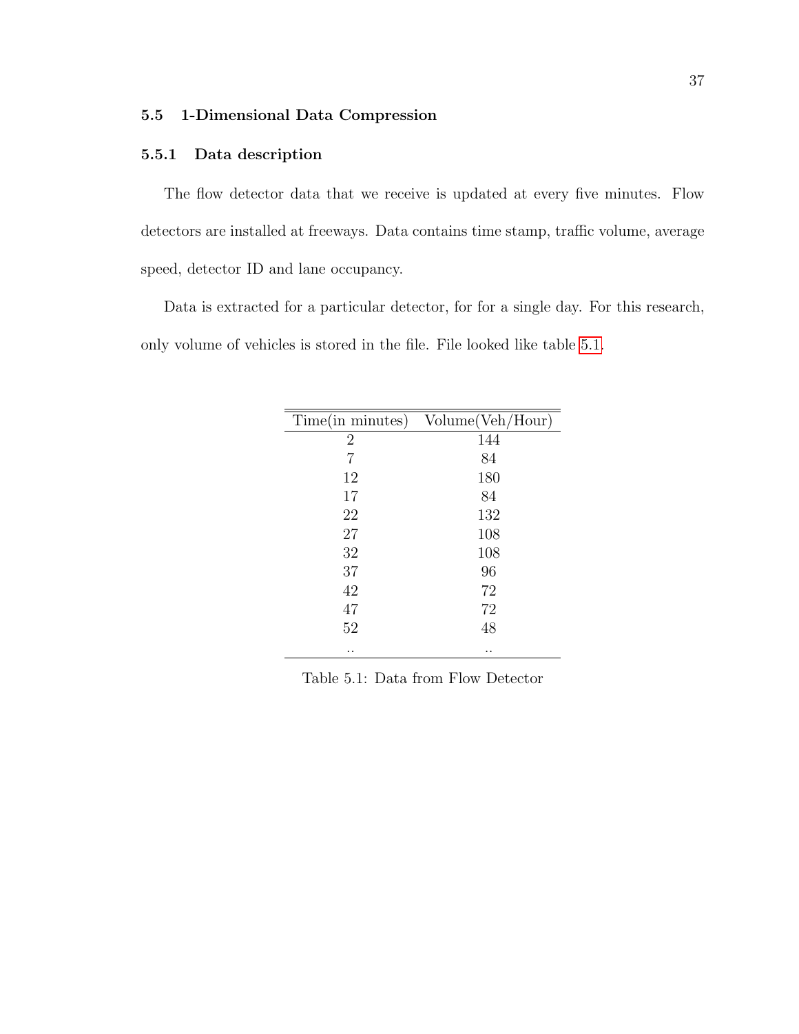### 5.5 1-Dimensional Data Compression

#### 5.5.1 Data description

The flow detector data that we receive is updated at every five minutes. Flow detectors are installed at freeways. Data contains time stamp, traffic volume, average speed, detector ID and lane occupancy.

Data is extracted for a particular detector, for for a single day. For this research, only volume of vehicles is stored in the file. File looked like table 5.1.

| Time(in minutes) | Volume(Veh/Hour) |
| --- | --- |
| 2 | 144 |
| 7 | 84 |
| 12 | 180 |
| 17 | 84 |
| 22 | 132 |
| 27 | 108 |
| 32 | 108 |
| 37 | 96 |
| 42 | 72 |
| 47 | 72 |
| 52 | 48 |
| .. | .. |

Table 5.1: Data from Flow Detector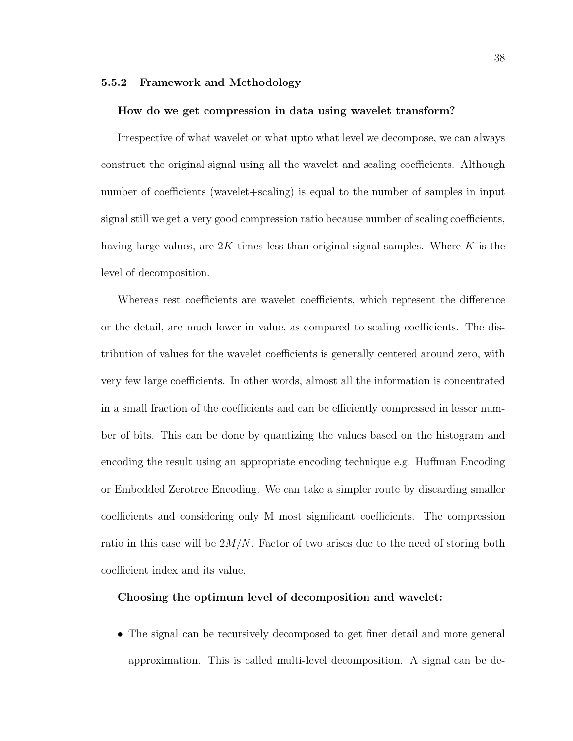### 5.5.2 Framework and Methodology

**How do we get compression in data using wavelet transform?**

Irrespective of what wavelet or what upto what level we decompose, we can always construct the original signal using all the wavelet and scaling coefficients. Although number of coefficients (wavelet+scaling) is equal to the number of samples in input signal still we get a very good compression ratio because number of scaling coefficients, having large values, are $2K$ times less than original signal samples. Where $K$ is the level of decomposition.

Whereas rest coefficients are wavelet coefficients, which represent the difference or the detail, are much lower in value, as compared to scaling coefficients. The distribution of values for the wavelet coefficients is generally centered around zero, with very few large coefficients. In other words, almost all the information is concentrated in a small fraction of the coefficients and can be efficiently compressed in lesser number of bits. This can be done by quantizing the values based on the histogram and encoding the result using an appropriate encoding technique e.g. Huffman Encoding or Embedded Zerotree Encoding. We can take a simpler route by discarding smaller coefficients and considering only M most significant coefficients. The compression ratio in this case will be $2M/N$. Factor of two arises due to the need of storing both coefficient index and its value.

**Choosing the optimum level of decomposition and wavelet:**

- The signal can be recursively decomposed to get finer detail and more general approximation. This is called multi-level decomposition. A signal can be de-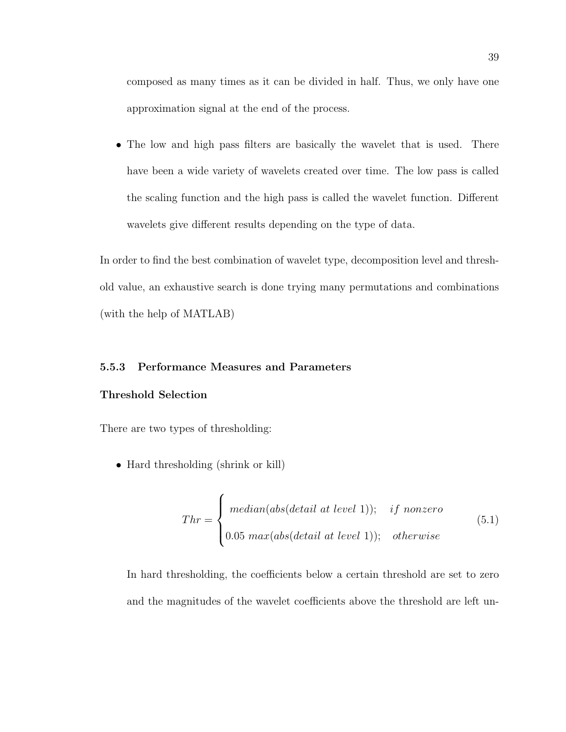composed as many times as it can be divided in half. Thus, we only have one approximation signal at the end of the process.

- The low and high pass filters are basically the wavelet that is used. There have been a wide variety of wavelets created over time. The low pass is called the scaling function and the high pass is called the wavelet function. Different wavelets give different results depending on the type of data.

In order to find the best combination of wavelet type, decomposition level and threshold value, an exhaustive search is done trying many permutations and combinations (with the help of MATLAB)

### 5.5.3 Performance Measures and Parameters

#### Threshold Selection

There are two types of thresholding:

- Hard thresholding (shrink or kill)

$$Thr = \begin{cases} median(abs(detail\ at\ level\ 1)); & if\ nonzero \\ 0.05\ max(abs(detail\ at\ level\ 1)); & otherwise \end{cases} \tag{5.1}$$

  In hard thresholding, the coefficients below a certain threshold are set to zero and the magnitudes of the wavelet coefficients above the threshold are left un-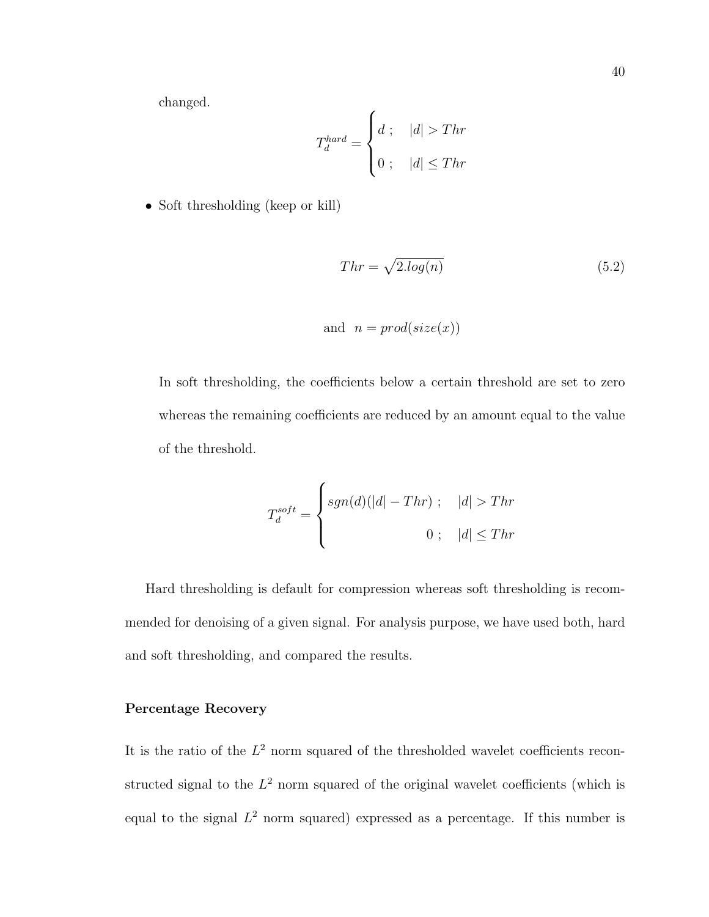changed.

$$T_d^{hard} = \begin{cases} d \ ; & |d| > Thr \\ 0 \ ; & |d| \leq Thr \end{cases}$$

- Soft thresholding (keep or kill)

$$Thr = \sqrt{2.log(n)} \tag{5.2}$$

$$\text{and} \quad n = prod(size(x))$$

In soft thresholding, the coefficients below a certain threshold are set to zero whereas the remaining coefficients are reduced by an amount equal to the value of the threshold.

$$T_d^{soft} = \begin{cases} sgn(d)(|d| - Thr) \ ; & |d| > Thr \\ 0 \ ; & |d| \leq Thr \end{cases}$$

Hard thresholding is default for compression whereas soft thresholding is recommended for denoising of a given signal. For analysis purpose, we have used both, hard and soft thresholding, and compared the results.

**Percentage Recovery**

It is the ratio of the $L^2$ norm squared of the thresholded wavelet coefficients reconstructed signal to the $L^2$ norm squared of the original wavelet coefficients (which is equal to the signal $L^2$ norm squared) expressed as a percentage. If this number is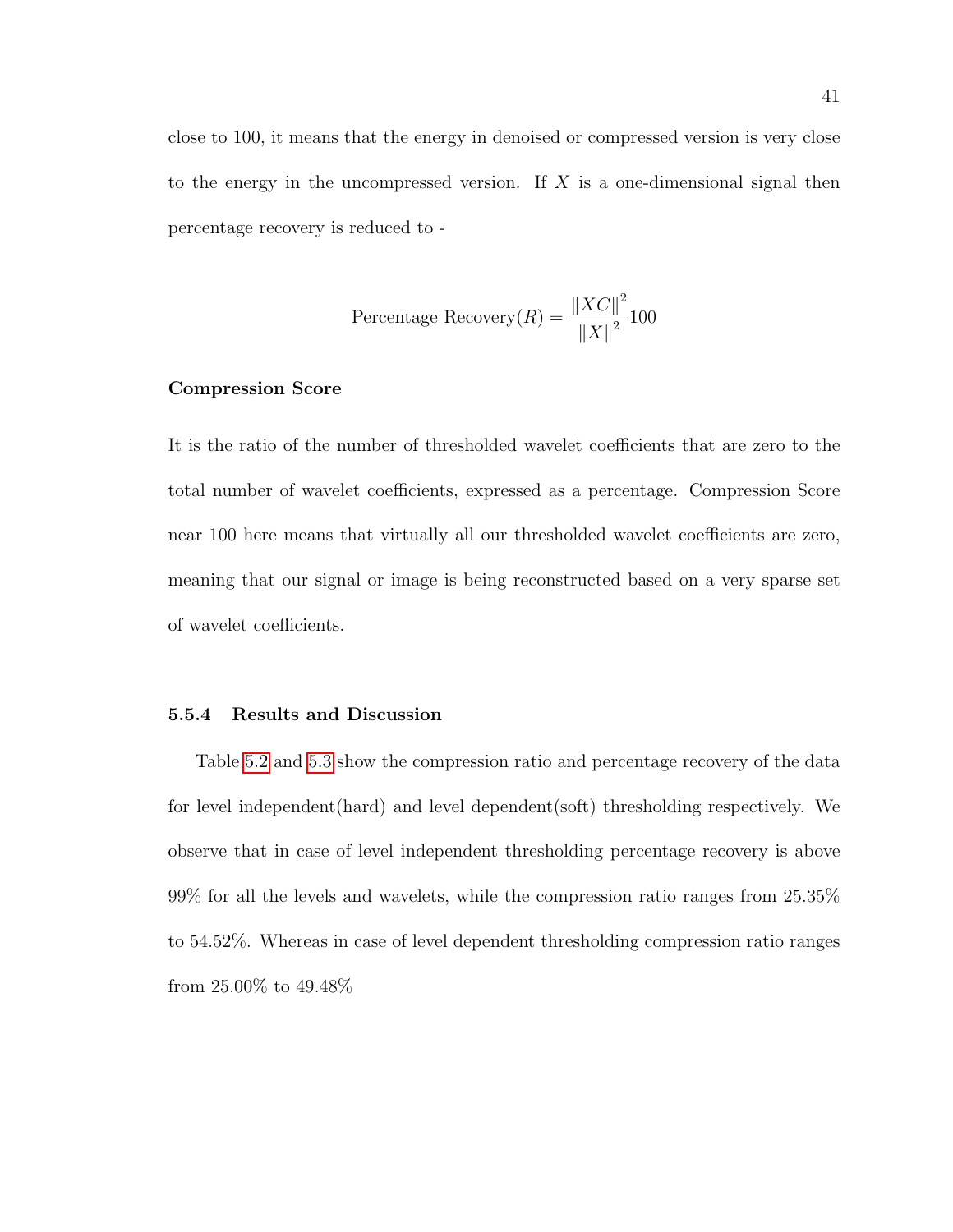close to 100, it means that the energy in denoised or compressed version is very close to the energy in the uncompressed version. If $X$ is a one-dimensional signal then percentage recovery is reduced to -

$$\text{Percentage Recovery}(R) = \frac{\|XC\|^2}{\|X\|^2}100$$

**Compression Score**

It is the ratio of the number of thresholded wavelet coefficients that are zero to the total number of wavelet coefficients, expressed as a percentage. Compression Score near 100 here means that virtually all our thresholded wavelet coefficients are zero, meaning that our signal or image is being reconstructed based on a very sparse set of wavelet coefficients.

### 5.5.4 Results and Discussion

Table 5.2 and 5.3 show the compression ratio and percentage recovery of the data for level independent(hard) and level dependent(soft) thresholding respectively. We observe that in case of level independent thresholding percentage recovery is above 99% for all the levels and wavelets, while the compression ratio ranges from 25.35% to 54.52%. Whereas in case of level dependent thresholding compression ratio ranges from 25.00% to 49.48%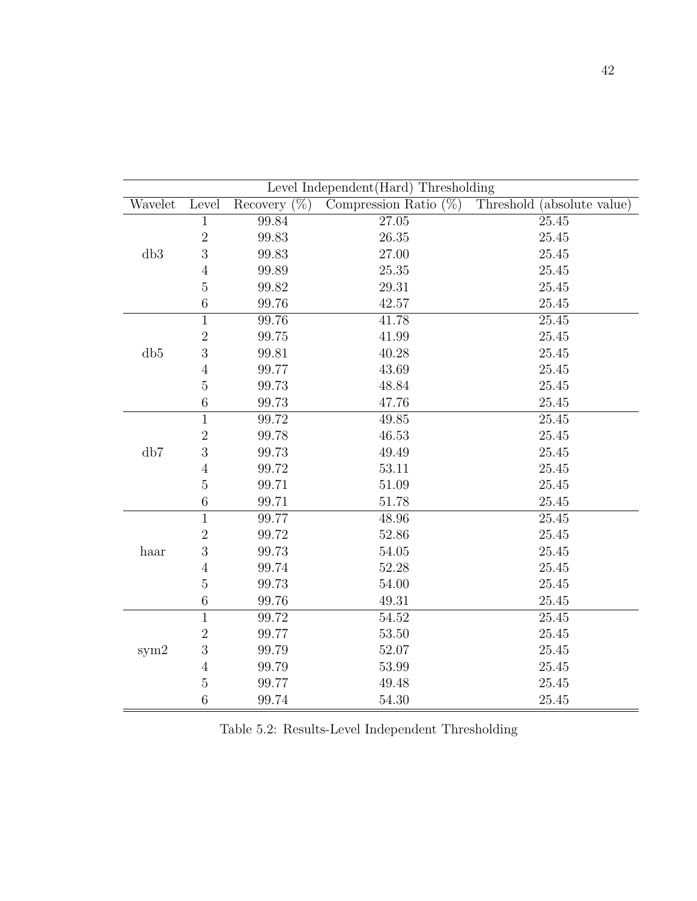| Level Independent(Hard) Thresholding | | | | |
|---|---|---|---|---|
| Wavelet | Level | Recovery (%) | Compression Ratio (%) | Threshold (absolute value) |
| db3 | 1 | 99.84 | 27.05 | 25.45 |
| | 2 | 99.83 | 26.35 | 25.45 |
| | 3 | 99.83 | 27.00 | 25.45 |
| | 4 | 99.89 | 25.35 | 25.45 |
| | 5 | 99.82 | 29.31 | 25.45 |
| | 6 | 99.76 | 42.57 | 25.45 |
| db5 | 1 | 99.76 | 41.78 | 25.45 |
| | 2 | 99.75 | 41.99 | 25.45 |
| | 3 | 99.81 | 40.28 | 25.45 |
| | 4 | 99.77 | 43.69 | 25.45 |
| | 5 | 99.73 | 48.84 | 25.45 |
| | 6 | 99.73 | 47.76 | 25.45 |
| db7 | 1 | 99.72 | 49.85 | 25.45 |
| | 2 | 99.78 | 46.53 | 25.45 |
| | 3 | 99.73 | 49.49 | 25.45 |
| | 4 | 99.72 | 53.11 | 25.45 |
| | 5 | 99.71 | 51.09 | 25.45 |
| | 6 | 99.71 | 51.78 | 25.45 |
| haar | 1 | 99.77 | 48.96 | 25.45 |
| | 2 | 99.72 | 52.86 | 25.45 |
| | 3 | 99.73 | 54.05 | 25.45 |
| | 4 | 99.74 | 52.28 | 25.45 |
| | 5 | 99.73 | 54.00 | 25.45 |
| | 6 | 99.76 | 49.31 | 25.45 |
| sym2 | 1 | 99.72 | 54.52 | 25.45 |
| | 2 | 99.77 | 53.50 | 25.45 |
| | 3 | 99.79 | 52.07 | 25.45 |
| | 4 | 99.79 | 53.99 | 25.45 |
| | 5 | 99.77 | 49.48 | 25.45 |
| | 6 | 99.74 | 54.30 | 25.45 |

Table 5.2: Results-Level Independent Thresholding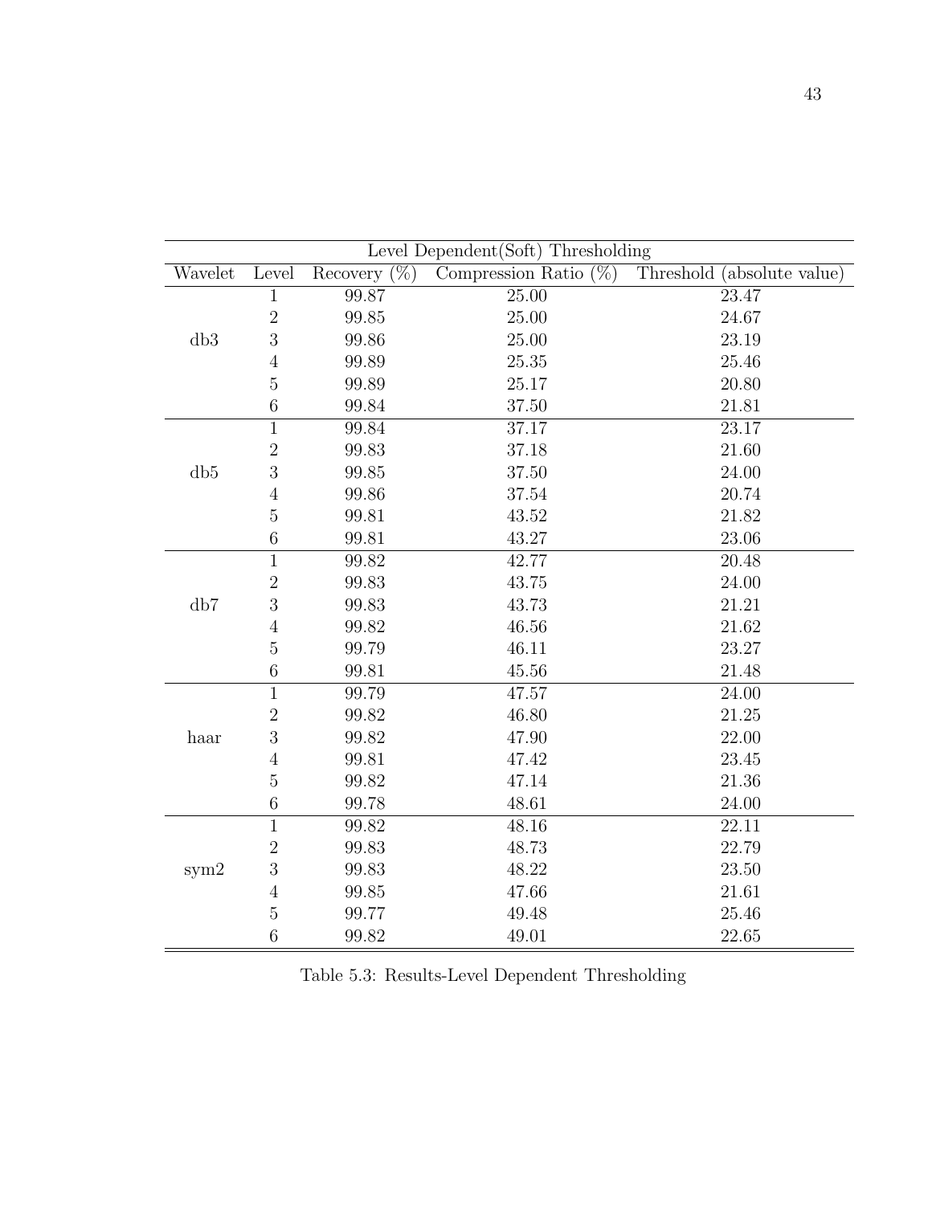| Level Dependent(Soft) Thresholding | | | | |
|---|---|---|---|---|
| Wavelet | Level | Recovery (%) | Compression Ratio (%) | Threshold (absolute value) |
| db3 | 1 | 99.87 | 25.00 | 23.47 |
| | 2 | 99.85 | 25.00 | 24.67 |
| | 3 | 99.86 | 25.00 | 23.19 |
| | 4 | 99.89 | 25.35 | 25.46 |
| | 5 | 99.89 | 25.17 | 20.80 |
| | 6 | 99.84 | 37.50 | 21.81 |
| db5 | 1 | 99.84 | 37.17 | 23.17 |
| | 2 | 99.83 | 37.18 | 21.60 |
| | 3 | 99.85 | 37.50 | 24.00 |
| | 4 | 99.86 | 37.54 | 20.74 |
| | 5 | 99.81 | 43.52 | 21.82 |
| | 6 | 99.81 | 43.27 | 23.06 |
| db7 | 1 | 99.82 | 42.77 | 20.48 |
| | 2 | 99.83 | 43.75 | 24.00 |
| | 3 | 99.83 | 43.73 | 21.21 |
| | 4 | 99.82 | 46.56 | 21.62 |
| | 5 | 99.79 | 46.11 | 23.27 |
| | 6 | 99.81 | 45.56 | 21.48 |
| haar | 1 | 99.79 | 47.57 | 24.00 |
| | 2 | 99.82 | 46.80 | 21.25 |
| | 3 | 99.82 | 47.90 | 22.00 |
| | 4 | 99.81 | 47.42 | 23.45 |
| | 5 | 99.82 | 47.14 | 21.36 |
| | 6 | 99.78 | 48.61 | 24.00 |
| sym2 | 1 | 99.82 | 48.16 | 22.11 |
| | 2 | 99.83 | 48.73 | 22.79 |
| | 3 | 99.83 | 48.22 | 23.50 |
| | 4 | 99.85 | 47.66 | 21.61 |
| | 5 | 99.77 | 49.48 | 25.46 |
| | 6 | 99.82 | 49.01 | 22.65 |

Table 5.3: Results-Level Dependent Thresholding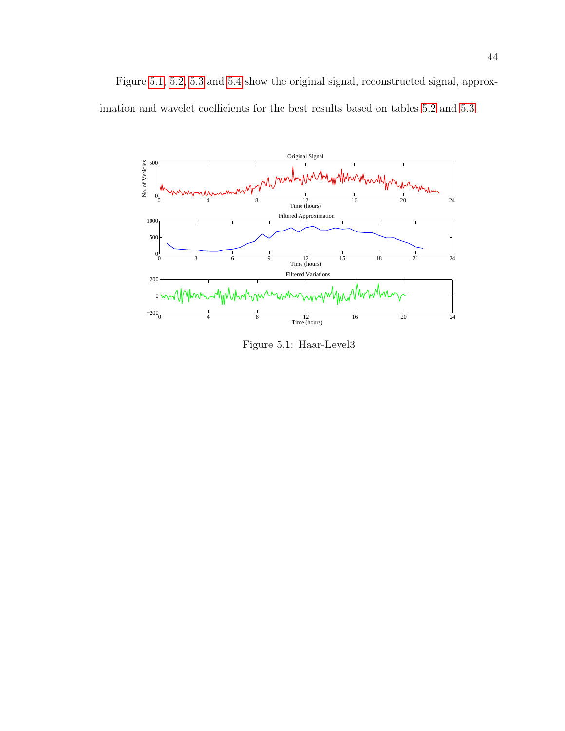Figure 5.1, 5.2, 5.3 and 5.4 show the original signal, reconstructed signal, approximation and wavelet coefficients for the best results based on tables 5.2 and 5.3.

Figure 5.1: Haar-Level3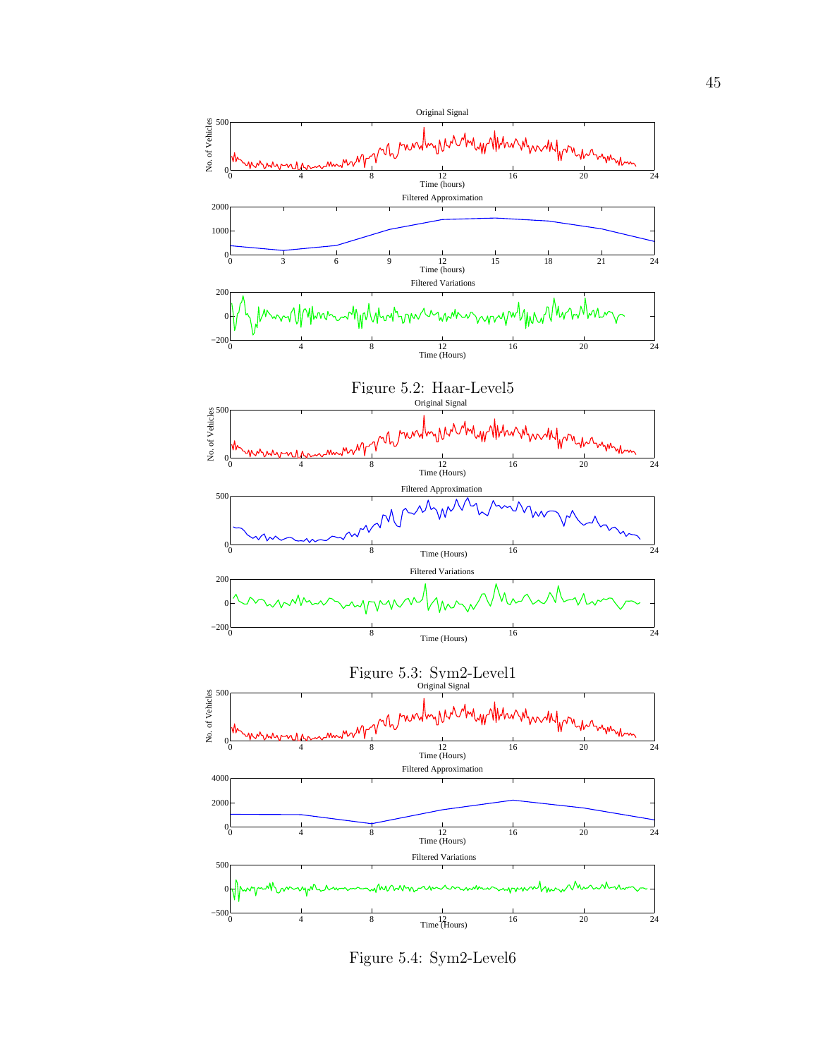Figure 5.2: Haar-Level5

Figure 5.3: Sym2-Level1

Figure 5.4: Sym2-Level6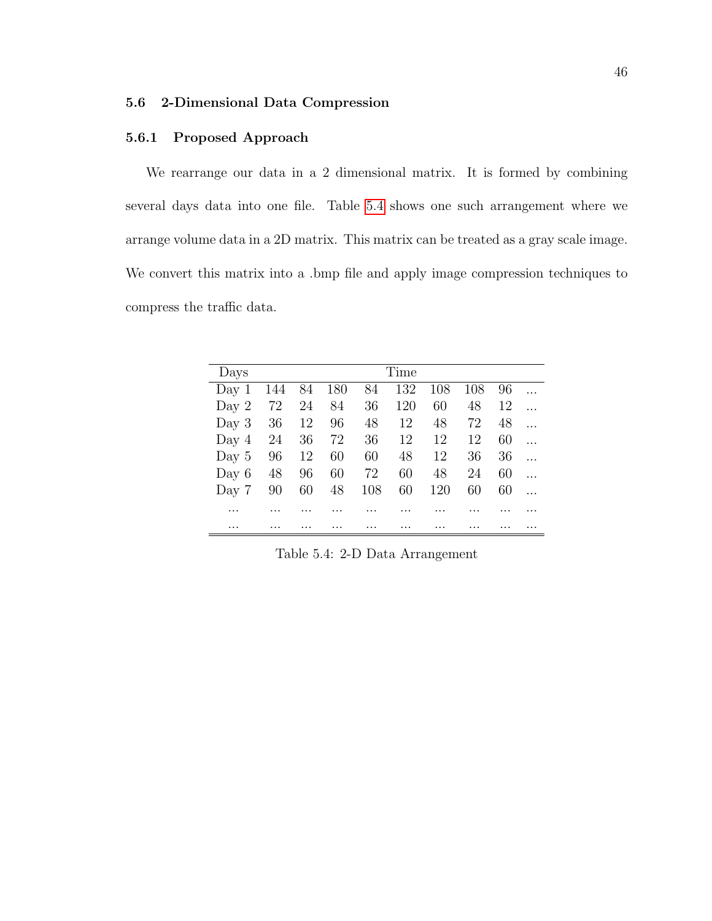### 5.6 2-Dimensional Data Compression

#### 5.6.1 Proposed Approach

We rearrange our data in a 2 dimensional matrix. It is formed by combining several days data into one file. Table 5.4 shows one such arrangement where we arrange volume data in a 2D matrix. This matrix can be treated as a gray scale image. We convert this matrix into a .bmp file and apply image compression techniques to compress the traffic data.

| Days | Time | | | | | | | | |
|---|---|---|---|---|---|---|---|---|---|
| Day 1 | 144 | 84 | 180 | 84 | 132 | 108 | 108 | 96 | ... |
| Day 2 | 72 | 24 | 84 | 36 | 120 | 60 | 48 | 12 | ... |
| Day 3 | 36 | 12 | 96 | 48 | 12 | 48 | 72 | 48 | ... |
| Day 4 | 24 | 36 | 72 | 36 | 12 | 12 | 12 | 60 | ... |
| Day 5 | 96 | 12 | 60 | 60 | 48 | 12 | 36 | 36 | ... |
| Day 6 | 48 | 96 | 60 | 72 | 60 | 48 | 24 | 60 | ... |
| Day 7 | 90 | 60 | 48 | 108 | 60 | 120 | 60 | 60 | ... |
| ... | ... | ... | ... | ... | ... | ... | ... | ... | ... |
| ... | ... | ... | ... | ... | ... | ... | ... | ... | ... |

Table 5.4: 2-D Data Arrangement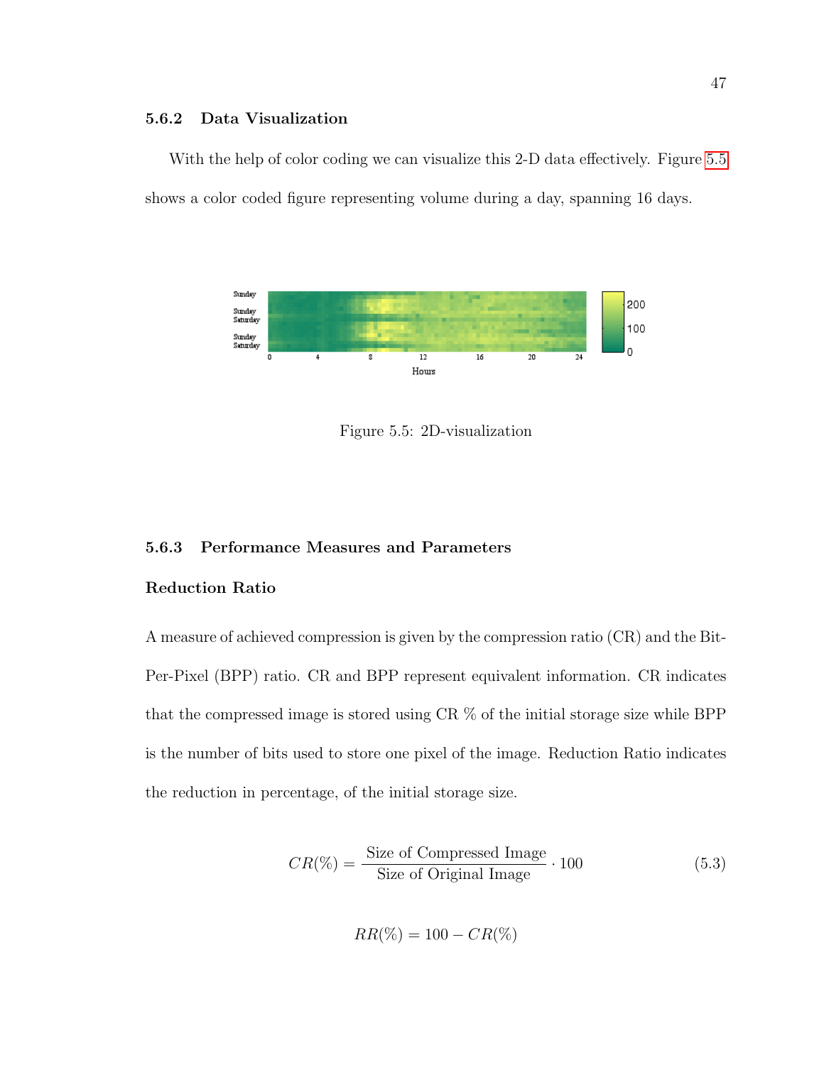### 5.6.2 Data Visualization

With the help of color coding we can visualize this 2-D data effectively. Figure 5.5 shows a color coded figure representing volume during a day, spanning 16 days.

Figure 5.5: 2D-visualization

### 5.6.3 Performance Measures and Parameters

#### Reduction Ratio

A measure of achieved compression is given by the compression ratio (CR) and the Bit-Per-Pixel (BPP) ratio. CR and BPP represent equivalent information. CR indicates that the compressed image is stored using CR % of the initial storage size while BPP is the number of bits used to store one pixel of the image. Reduction Ratio indicates the reduction in percentage, of the initial storage size.

$$CR(\%) = \frac{\text{Size of Compressed Image}}{\text{Size of Original Image}} \cdot 100 \tag{5.3}$$

$$RR(\%) = 100 - CR(\%)$$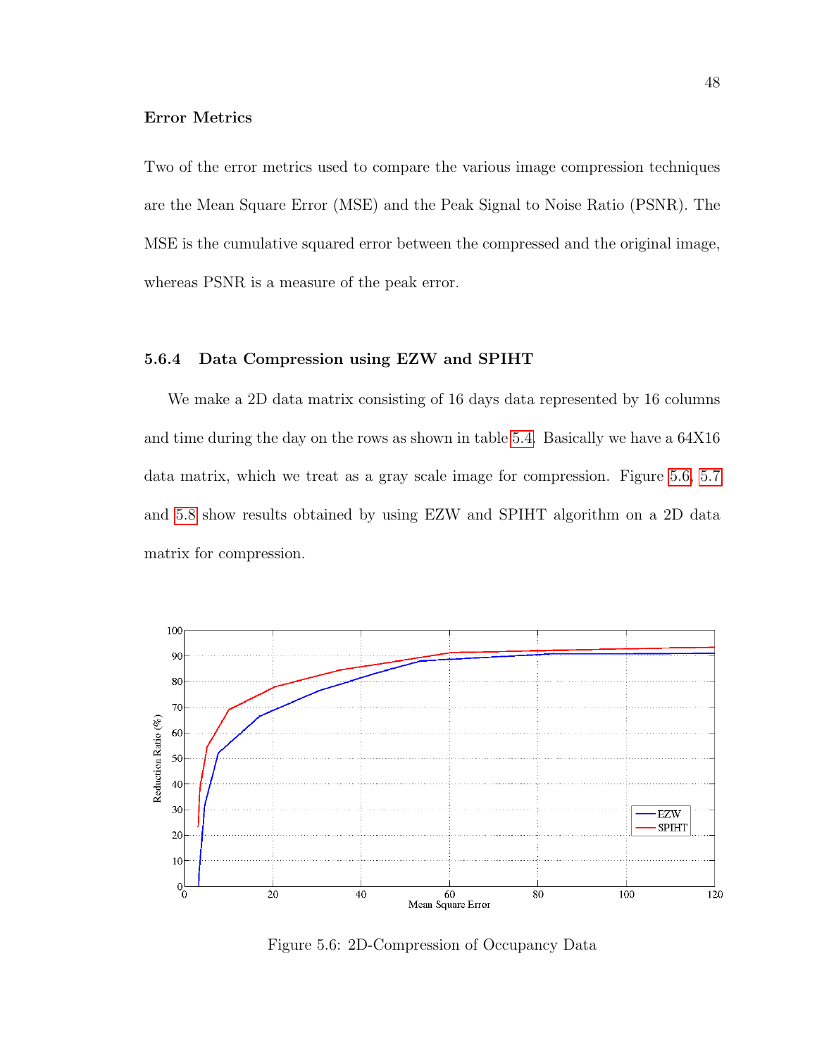**Error Metrics**

Two of the error metrics used to compare the various image compression techniques are the Mean Square Error (MSE) and the Peak Signal to Noise Ratio (PSNR). The MSE is the cumulative squared error between the compressed and the original image, whereas PSNR is a measure of the peak error.

### 5.6.4 Data Compression using EZW and SPIHT

We make a 2D data matrix consisting of 16 days data represented by 16 columns and time during the day on the rows as shown in table 5.4. Basically we have a 64X16 data matrix, which we treat as a gray scale image for compression. Figure 5.6, 5.7 and 5.8 show results obtained by using EZW and SPIHT algorithm on a 2D data matrix for compression.

Figure 5.6: 2D-Compression of Occupancy Data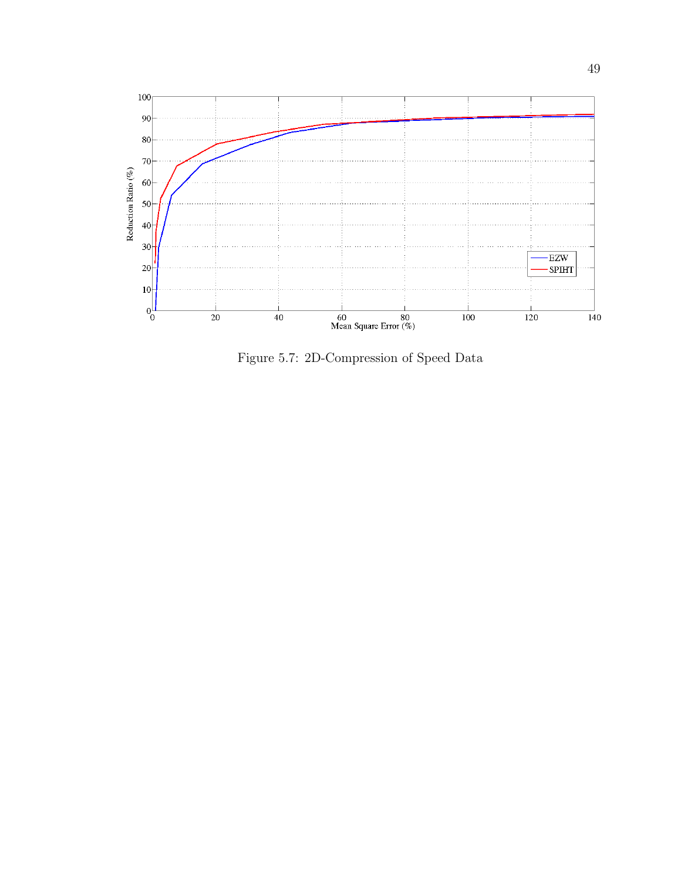Figure 5.7: 2D-Compression of Speed Data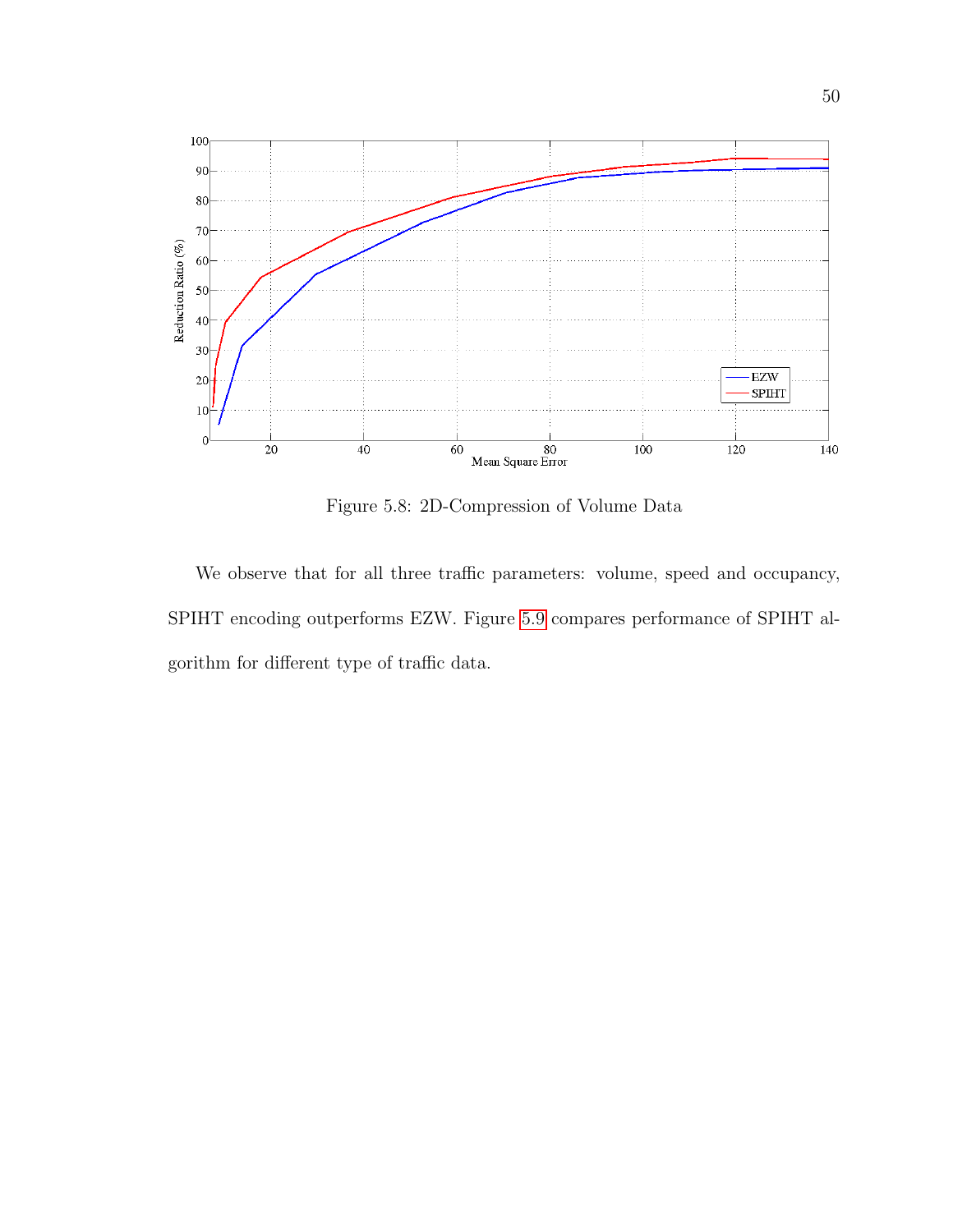Figure 5.8: 2D-Compression of Volume Data

We observe that for all three traffic parameters: volume, speed and occupancy, SPIHT encoding outperforms EZW. Figure 5.9 compares performance of SPIHT algorithm for different type of traffic data.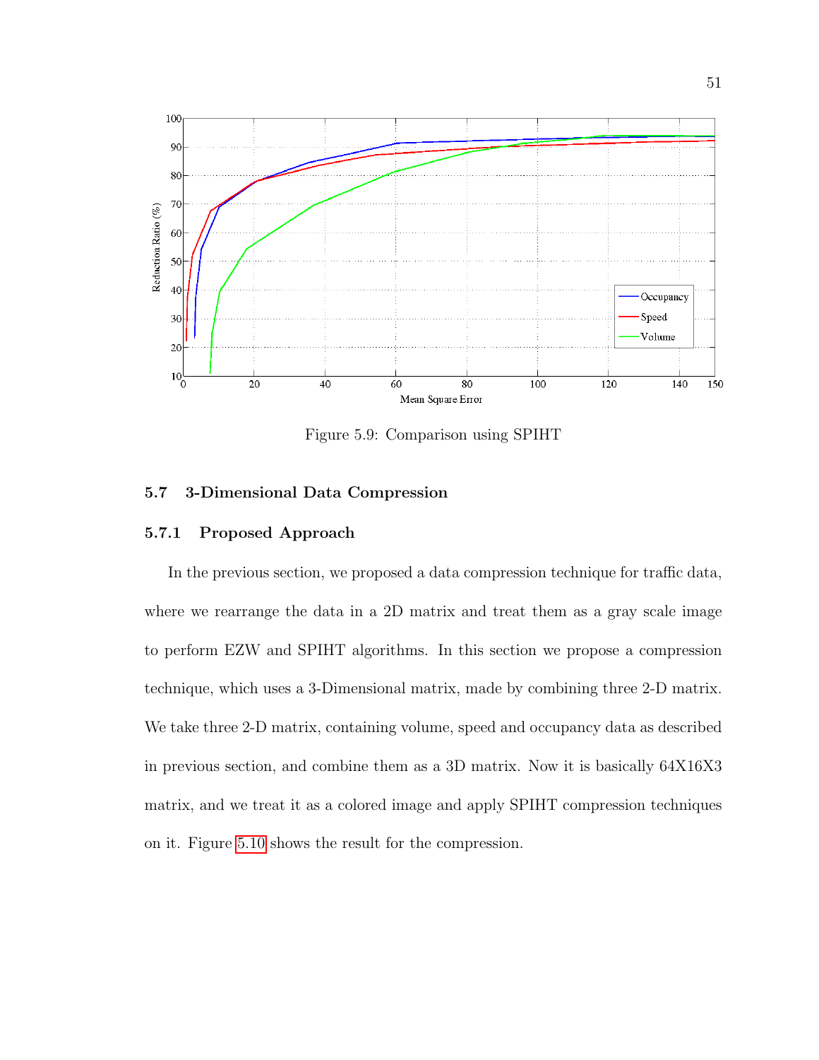Figure 5.9: Comparison using SPIHT

### 5.7 3-Dimensional Data Compression

#### 5.7.1 Proposed Approach

In the previous section, we proposed a data compression technique for traffic data, where we rearrange the data in a 2D matrix and treat them as a gray scale image to perform EZW and SPIHT algorithms. In this section we propose a compression technique, which uses a 3-Dimensional matrix, made by combining three 2-D matrix. We take three 2-D matrix, containing volume, speed and occupancy data as described in previous section, and combine them as a 3D matrix. Now it is basically 64X16X3 matrix, and we treat it as a colored image and apply SPIHT compression techniques on it. Figure 5.10 shows the result for the compression.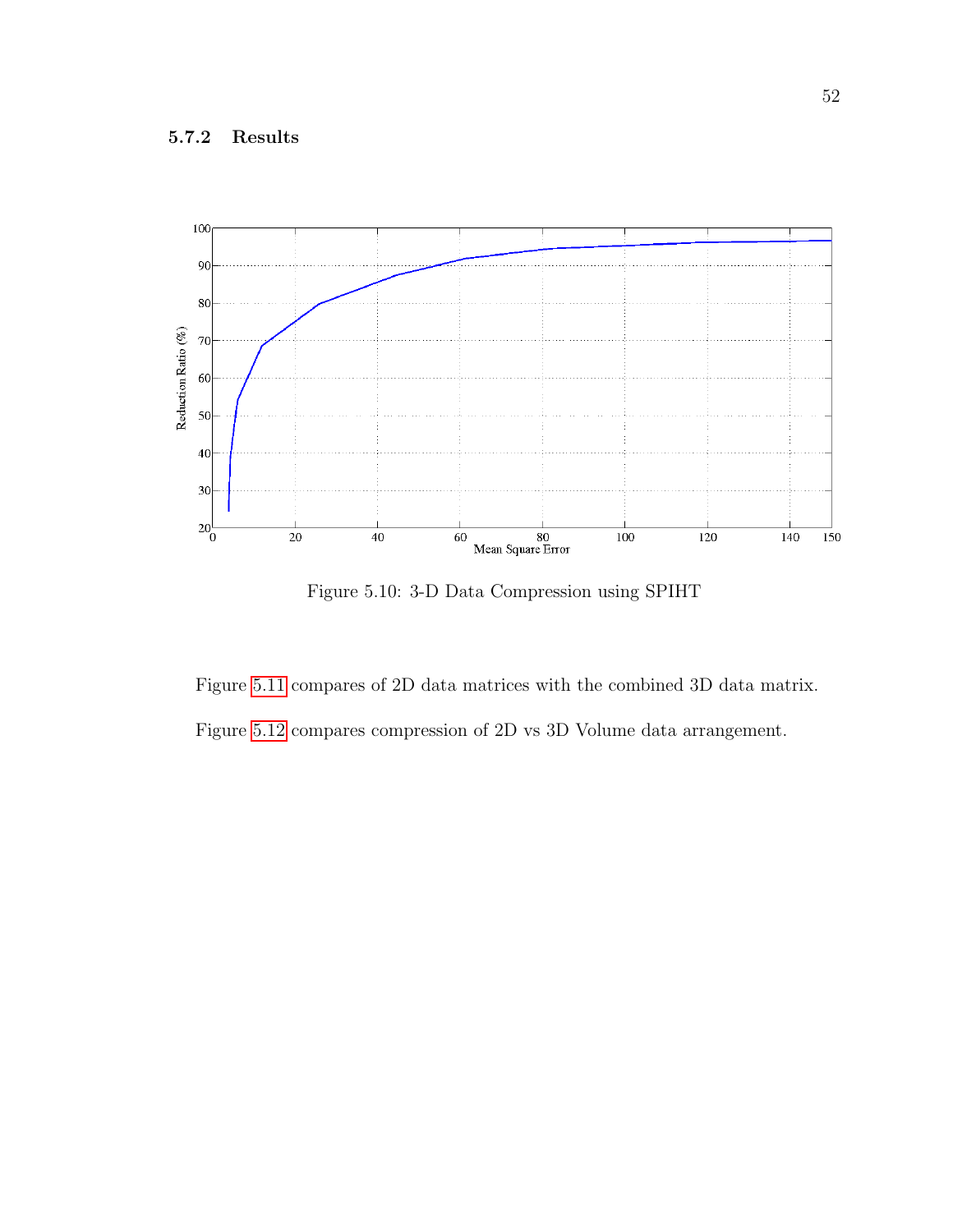### 5.7.2 Results

Figure 5.10: 3-D Data Compression using SPIHT

Figure 5.11 compares of 2D data matrices with the combined 3D data matrix.

Figure 5.12 compares compression of 2D vs 3D Volume data arrangement.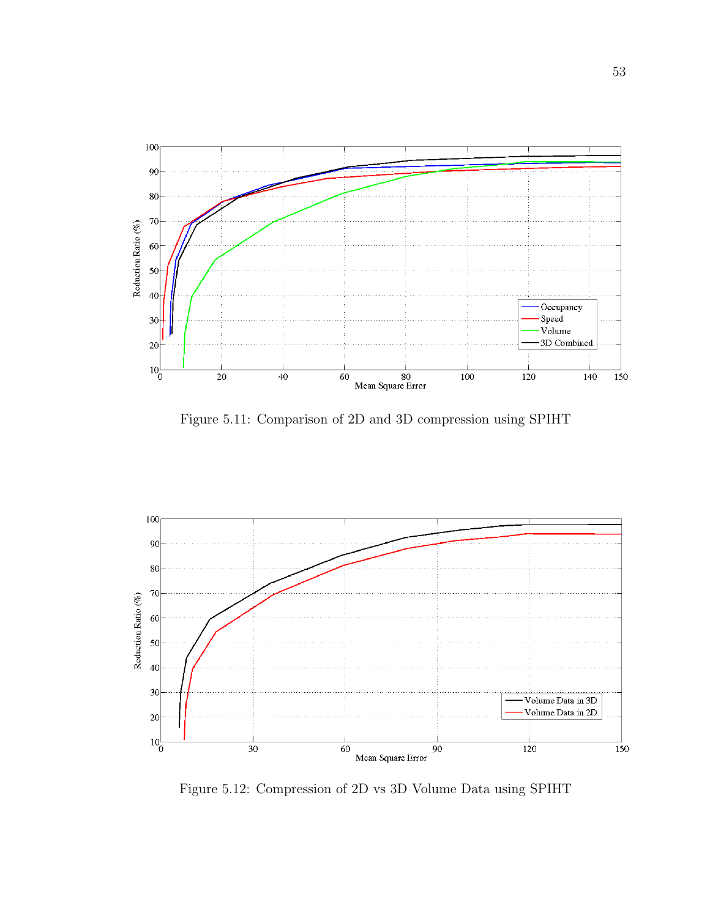Figure 5.11: Comparison of 2D and 3D compression using SPIHT

Figure 5.12: Compression of 2D vs 3D Volume Data using SPIHT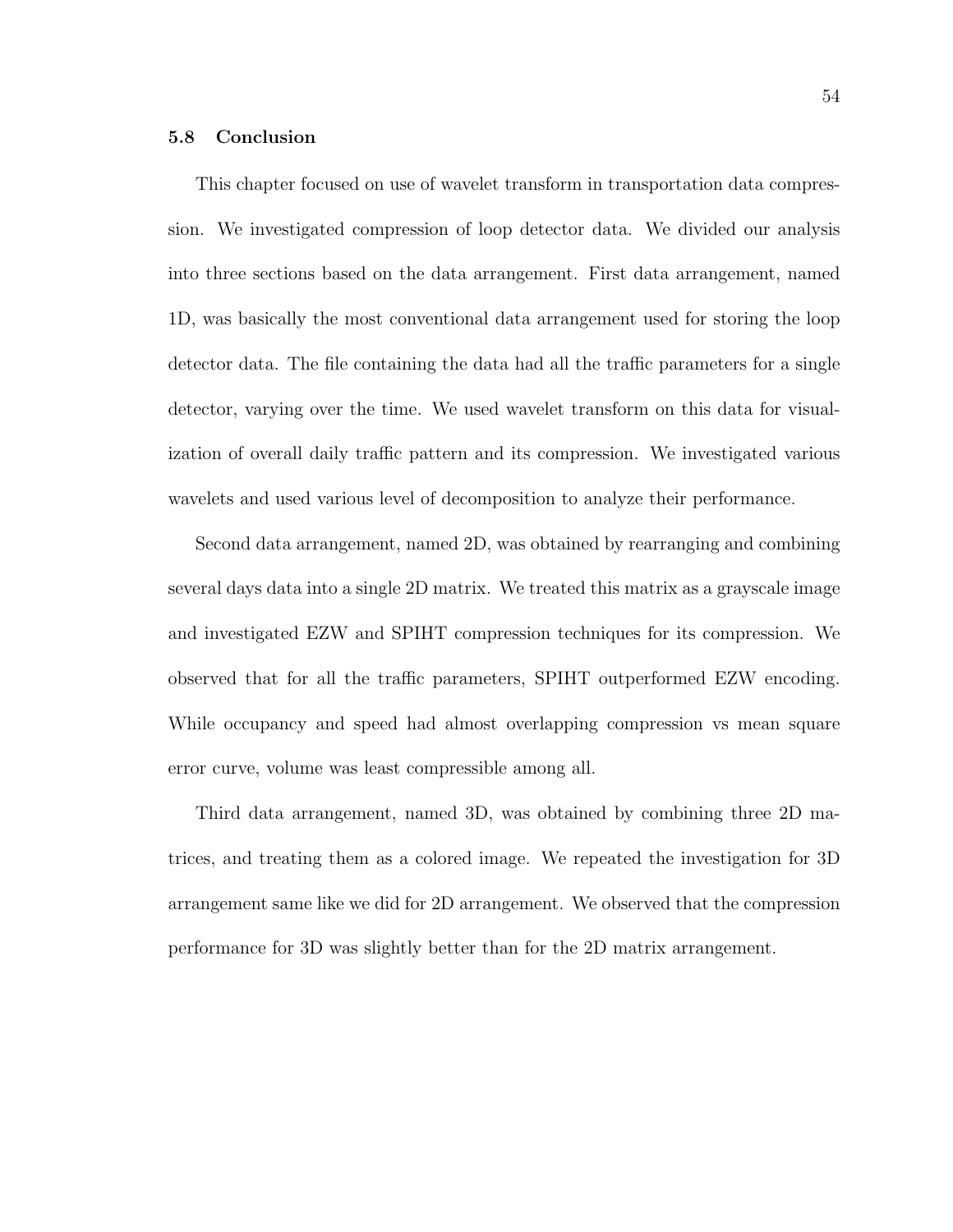### 5.8 Conclusion

This chapter focused on use of wavelet transform in transportation data compression. We investigated compression of loop detector data. We divided our analysis into three sections based on the data arrangement. First data arrangement, named 1D, was basically the most conventional data arrangement used for storing the loop detector data. The file containing the data had all the traffic parameters for a single detector, varying over the time. We used wavelet transform on this data for visualization of overall daily traffic pattern and its compression. We investigated various wavelets and used various level of decomposition to analyze their performance.

Second data arrangement, named 2D, was obtained by rearranging and combining several days data into a single 2D matrix. We treated this matrix as a grayscale image and investigated EZW and SPIHT compression techniques for its compression. We observed that for all the traffic parameters, SPIHT outperformed EZW encoding. While occupancy and speed had almost overlapping compression vs mean square error curve, volume was least compressible among all.

Third data arrangement, named 3D, was obtained by combining three 2D matrices, and treating them as a colored image. We repeated the investigation for 3D arrangement same like we did for 2D arrangement. We observed that the compression performance for 3D was slightly better than for the 2D matrix arrangement.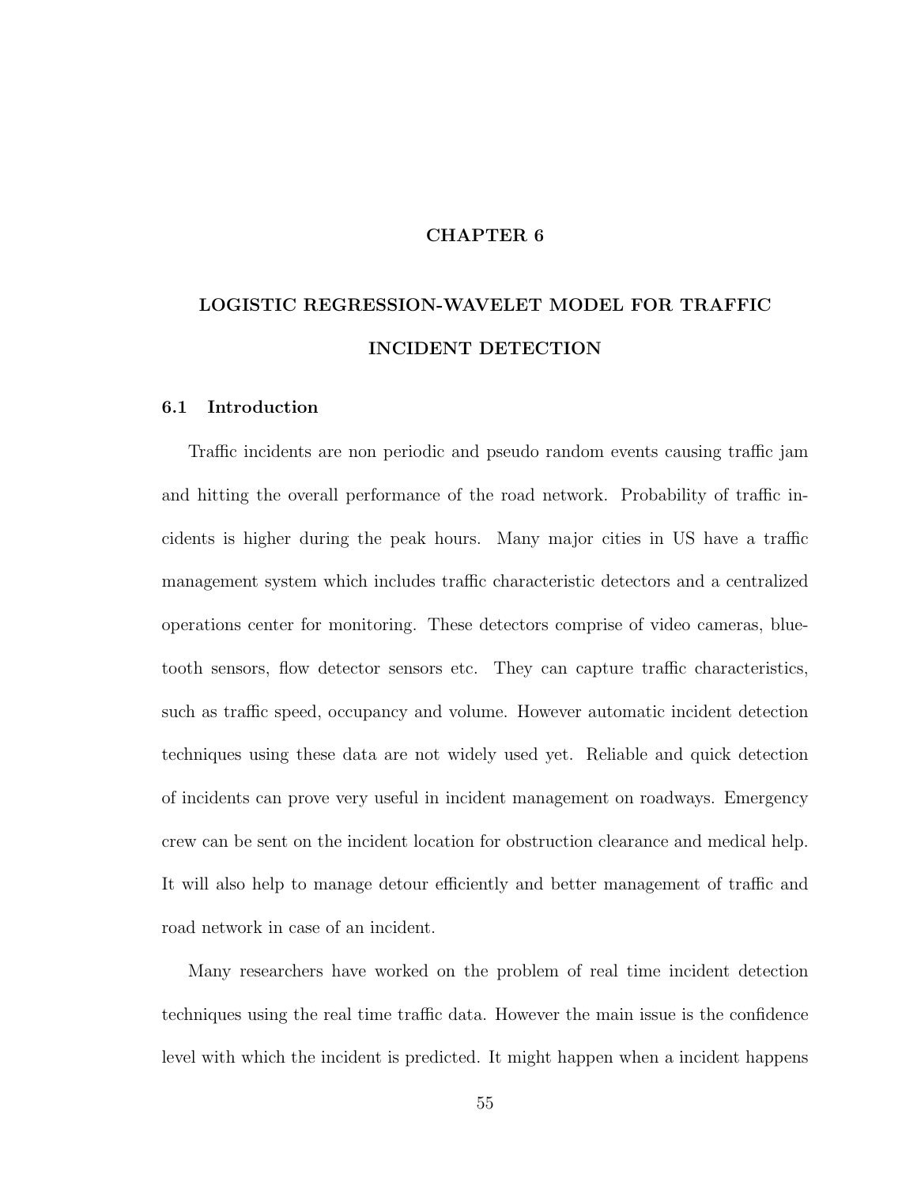# CHAPTER 6

# LOGISTIC REGRESSION-WAVELET MODEL FOR TRAFFIC INCIDENT DETECTION

## 6.1 Introduction

Traffic incidents are non periodic and pseudo random events causing traffic jam and hitting the overall performance of the road network. Probability of traffic incidents is higher during the peak hours. Many major cities in US have a traffic management system which includes traffic characteristic detectors and a centralized operations center for monitoring. These detectors comprise of video cameras, bluetooth sensors, flow detector sensors etc. They can capture traffic characteristics, such as traffic speed, occupancy and volume. However automatic incident detection techniques using these data are not widely used yet. Reliable and quick detection of incidents can prove very useful in incident management on roadways. Emergency crew can be sent on the incident location for obstruction clearance and medical help. It will also help to manage detour efficiently and better management of traffic and road network in case of an incident.

Many researchers have worked on the problem of real time incident detection techniques using the real time traffic data. However the main issue is the confidence level with which the incident is predicted. It might happen when a incident happens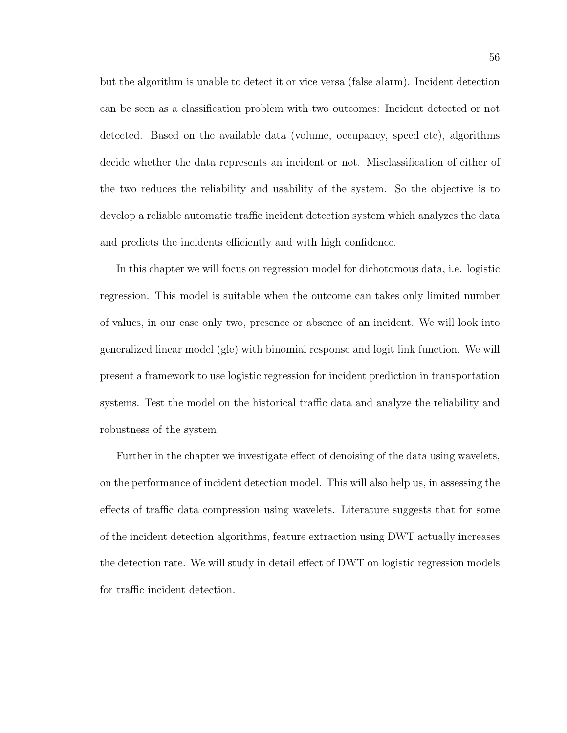but the algorithm is unable to detect it or vice versa (false alarm). Incident detection can be seen as a classification problem with two outcomes: Incident detected or not detected. Based on the available data (volume, occupancy, speed etc), algorithms decide whether the data represents an incident or not. Misclassification of either of the two reduces the reliability and usability of the system. So the objective is to develop a reliable automatic traffic incident detection system which analyzes the data and predicts the incidents efficiently and with high confidence.

In this chapter we will focus on regression model for dichotomous data, i.e. logistic regression. This model is suitable when the outcome can takes only limited number of values, in our case only two, presence or absence of an incident. We will look into generalized linear model (gle) with binomial response and logit link function. We will present a framework to use logistic regression for incident prediction in transportation systems. Test the model on the historical traffic data and analyze the reliability and robustness of the system.

Further in the chapter we investigate effect of denoising of the data using wavelets, on the performance of incident detection model. This will also help us, in assessing the effects of traffic data compression using wavelets. Literature suggests that for some of the incident detection algorithms, feature extraction using DWT actually increases the detection rate. We will study in detail effect of DWT on logistic regression models for traffic incident detection.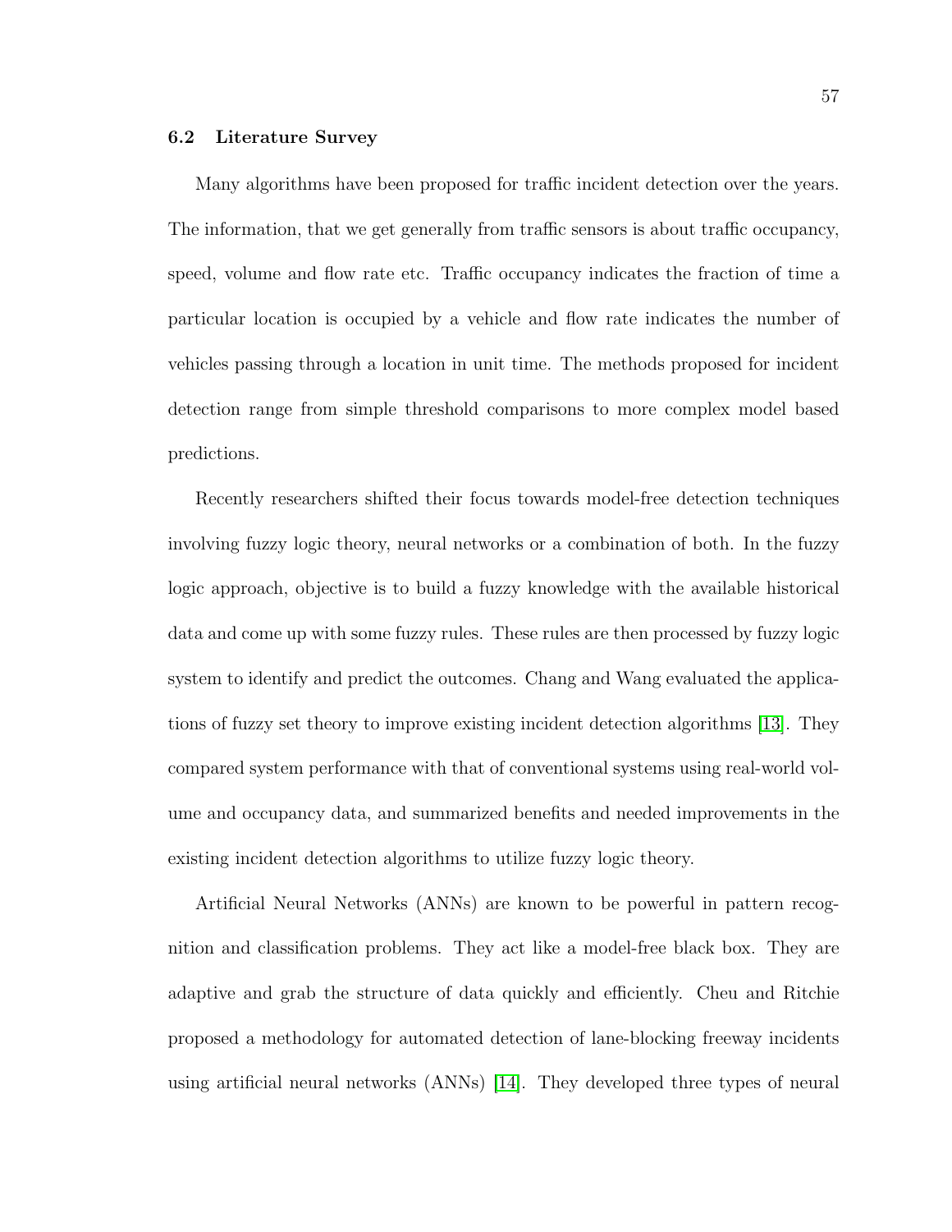### 6.2 Literature Survey

Many algorithms have been proposed for traffic incident detection over the years. The information, that we get generally from traffic sensors is about traffic occupancy, speed, volume and flow rate etc. Traffic occupancy indicates the fraction of time a particular location is occupied by a vehicle and flow rate indicates the number of vehicles passing through a location in unit time. The methods proposed for incident detection range from simple threshold comparisons to more complex model based predictions.

Recently researchers shifted their focus towards model-free detection techniques involving fuzzy logic theory, neural networks or a combination of both. In the fuzzy logic approach, objective is to build a fuzzy knowledge with the available historical data and come up with some fuzzy rules. These rules are then processed by fuzzy logic system to identify and predict the outcomes. Chang and Wang evaluated the applications of fuzzy set theory to improve existing incident detection algorithms [13]. They compared system performance with that of conventional systems using real-world volume and occupancy data, and summarized benefits and needed improvements in the existing incident detection algorithms to utilize fuzzy logic theory.

Artificial Neural Networks (ANNs) are known to be powerful in pattern recognition and classification problems. They act like a model-free black box. They are adaptive and grab the structure of data quickly and efficiently. Cheu and Ritchie proposed a methodology for automated detection of lane-blocking freeway incidents using artificial neural networks (ANNs) [14]. They developed three types of neural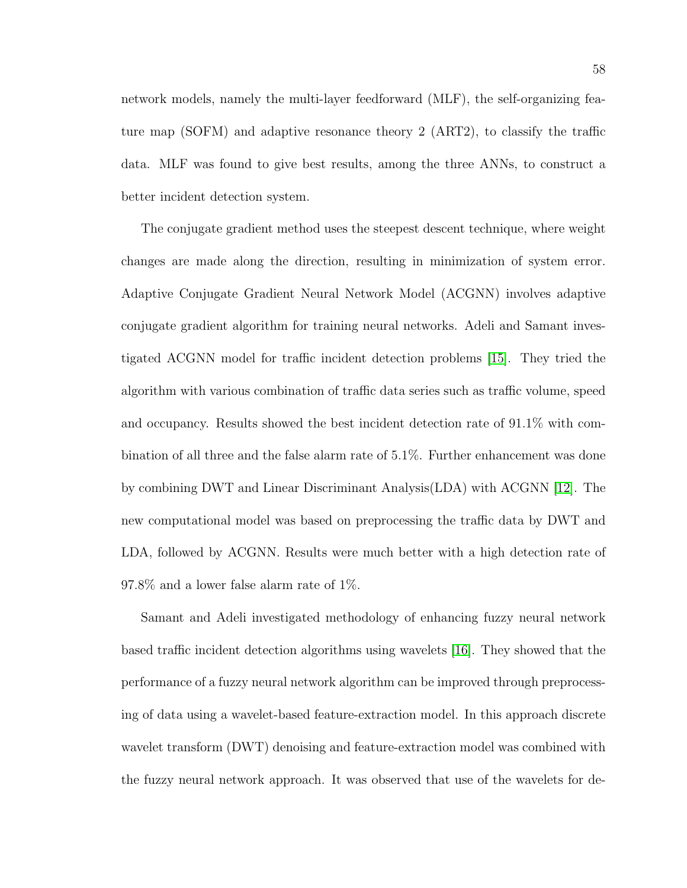network models, namely the multi-layer feedforward (MLF), the self-organizing feature map (SOFM) and adaptive resonance theory 2 (ART2), to classify the traffic data. MLF was found to give best results, among the three ANNs, to construct a better incident detection system.

The conjugate gradient method uses the steepest descent technique, where weight changes are made along the direction, resulting in minimization of system error. Adaptive Conjugate Gradient Neural Network Model (ACGNN) involves adaptive conjugate gradient algorithm for training neural networks. Adeli and Samant investigated ACGNN model for traffic incident detection problems [15]. They tried the algorithm with various combination of traffic data series such as traffic volume, speed and occupancy. Results showed the best incident detection rate of 91.1% with combination of all three and the false alarm rate of 5.1%. Further enhancement was done by combining DWT and Linear Discriminant Analysis(LDA) with ACGNN [12]. The new computational model was based on preprocessing the traffic data by DWT and LDA, followed by ACGNN. Results were much better with a high detection rate of 97.8% and a lower false alarm rate of 1%.

Samant and Adeli investigated methodology of enhancing fuzzy neural network based traffic incident detection algorithms using wavelets [16]. They showed that the performance of a fuzzy neural network algorithm can be improved through preprocessing of data using a wavelet-based feature-extraction model. In this approach discrete wavelet transform (DWT) denoising and feature-extraction model was combined with the fuzzy neural network approach. It was observed that use of the wavelets for de-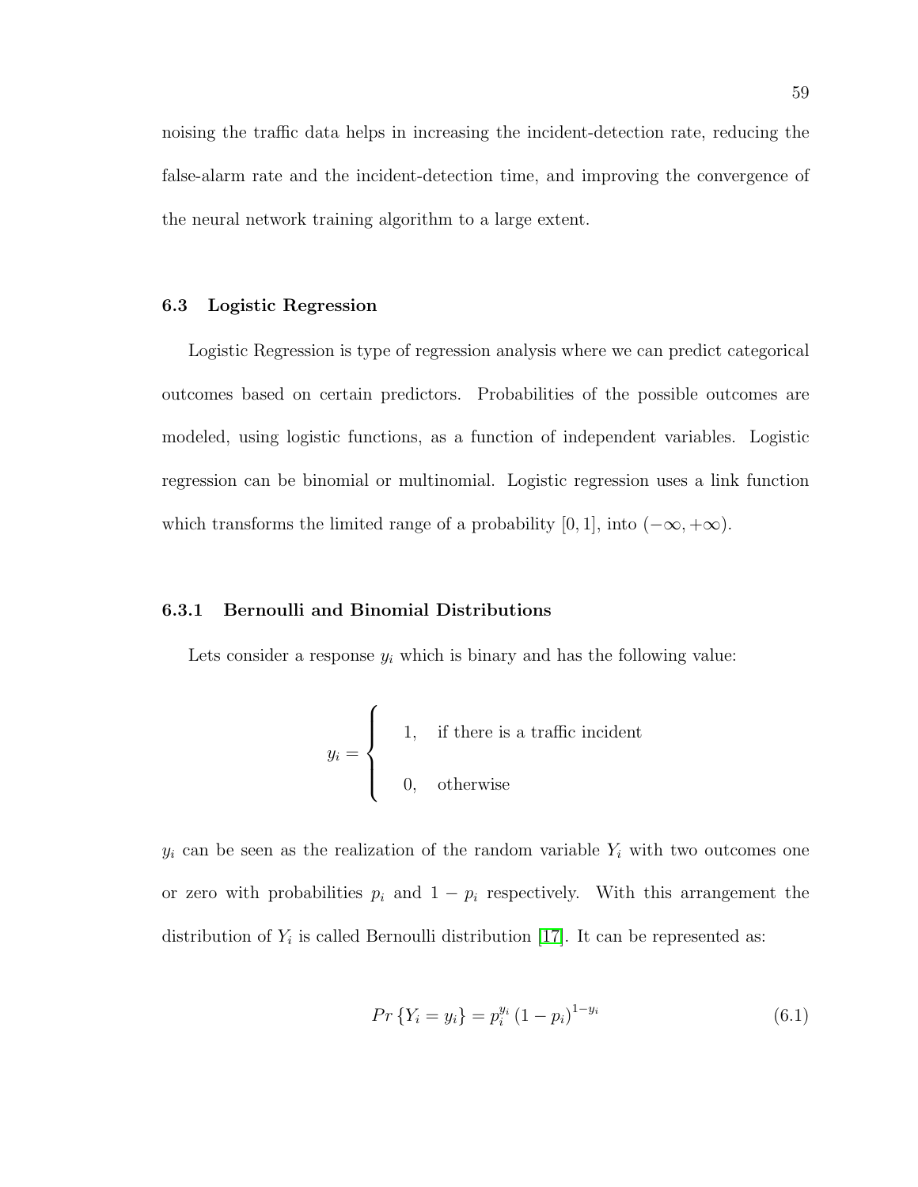noising the traffic data helps in increasing the incident-detection rate, reducing the false-alarm rate and the incident-detection time, and improving the convergence of the neural network training algorithm to a large extent.

### 6.3 Logistic Regression

Logistic Regression is type of regression analysis where we can predict categorical outcomes based on certain predictors. Probabilities of the possible outcomes are modeled, using logistic functions, as a function of independent variables. Logistic regression can be binomial or multinomial. Logistic regression uses a link function which transforms the limited range of a probability $[0, 1]$, into $(-\infty, +\infty)$.

#### 6.3.1 Bernoulli and Binomial Distributions

Lets consider a response $y_i$ which is binary and has the following value:

$$y_i = \begin{cases} 1, & \text{if there is a traffic incident} \\ 0, & \text{otherwise} \end{cases}$$

$y_i$ can be seen as the realization of the random variable $Y_i$ with two outcomes one or zero with probabilities $p_i$ and $1 - p_i$ respectively. With this arrangement the distribution of $Y_i$ is called Bernoulli distribution [17]. It can be represented as:

$$Pr\left\{Y_i = y_i\right\} = p_i^{y_i}\left(1 - p_i\right)^{1-y_i} \tag{6.1}$$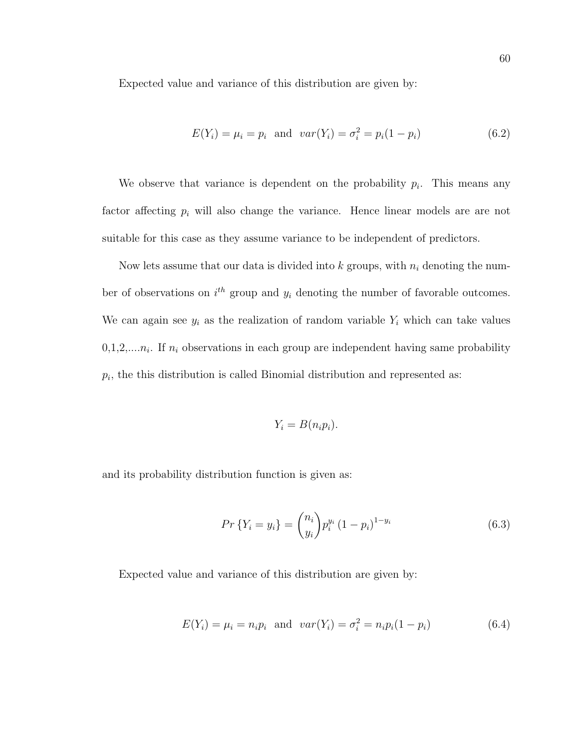Expected value and variance of this distribution are given by:

$$E(Y_i) = \mu_i = p_i \;\text{ and }\; var(Y_i) = \sigma_i^2 = p_i(1 - p_i) \tag{6.2}$$

We observe that variance is dependent on the probability $p_i$. This means any factor affecting $p_i$ will also change the variance. Hence linear models are are not suitable for this case as they assume variance to be independent of predictors.

Now lets assume that our data is divided into $k$ groups, with $n_i$ denoting the number of observations on $i^{th}$ group and $y_i$ denoting the number of favorable outcomes. We can again see $y_i$ as the realization of random variable $Y_i$ which can take values 0,1,2,....$n_i$. If $n_i$ observations in each group are independent having same probability $p_i$, the this distribution is called Binomial distribution and represented as:

$$Y_i = B(n_i p_i).$$

and its probability distribution function is given as:

$$Pr\left\{Y_i = y_i\right\} = \binom{n_i}{y_i} p_i^{y_i} \left(1 - p_i\right)^{1 - y_i} \tag{6.3}$$

Expected value and variance of this distribution are given by:

$$E(Y_i) = \mu_i = n_i p_i \;\text{ and }\; var(Y_i) = \sigma_i^2 = n_i p_i(1 - p_i) \tag{6.4}$$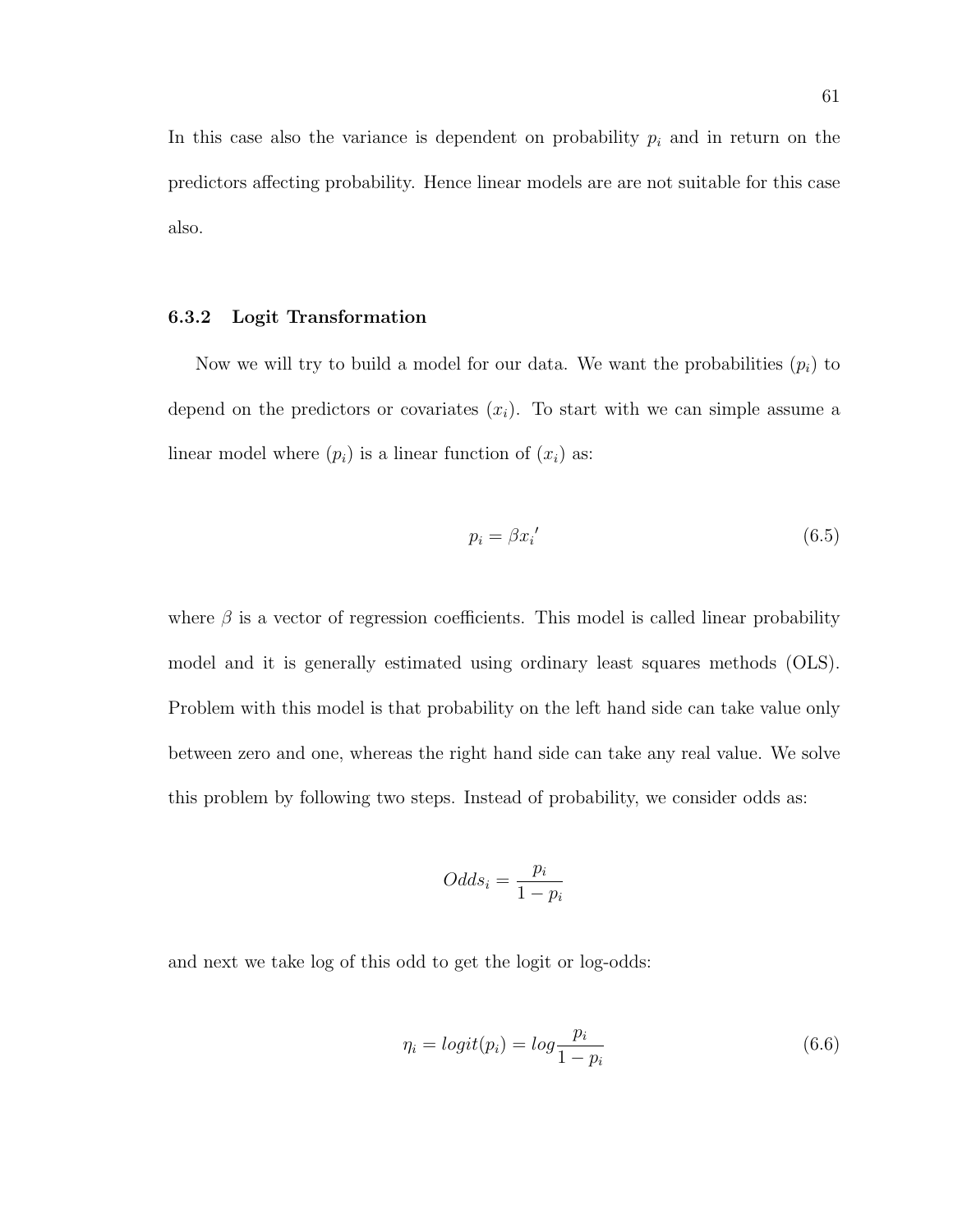In this case also the variance is dependent on probability $p_i$ and in return on the predictors affecting probability. Hence linear models are are not suitable for this case also.

### 6.3.2 Logit Transformation

Now we will try to build a model for our data. We want the probabilities $(p_i)$ to depend on the predictors or covariates $(x_i)$. To start with we can simple assume a linear model where $(p_i)$ is a linear function of $(x_i)$ as:

$$p_i = \beta {x_i}' \tag{6.5}$$

where $\beta$ is a vector of regression coefficients. This model is called linear probability model and it is generally estimated using ordinary least squares methods (OLS). Problem with this model is that probability on the left hand side can take value only between zero and one, whereas the right hand side can take any real value. We solve this problem by following two steps. Instead of probability, we consider odds as:

$$Odds_i = \frac{p_i}{1 - p_i}$$

and next we take log of this odd to get the logit or log-odds:

$$\eta_i = logit(p_i) = log \frac{p_i}{1 - p_i} \tag{6.6}$$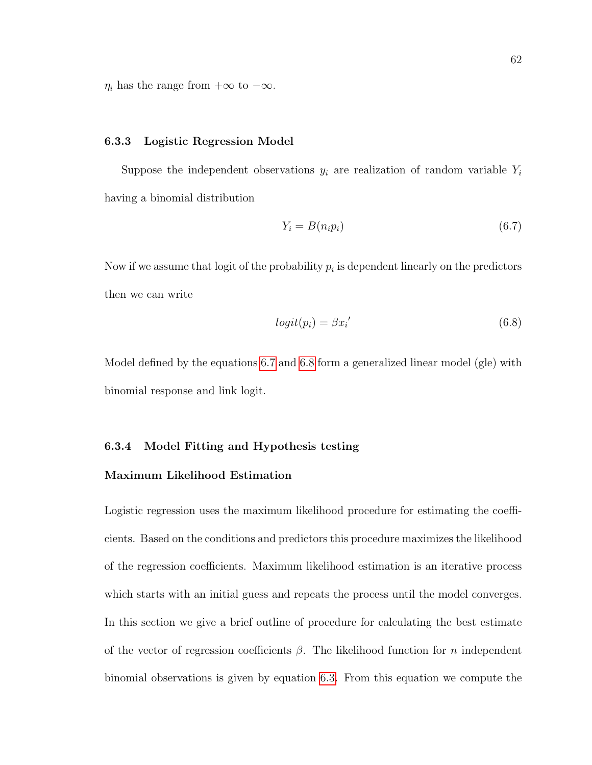$\eta_i$ has the range from $+\infty$ to $-\infty$.

### 6.3.3 Logistic Regression Model

Suppose the independent observations $y_i$ are realization of random variable $Y_i$ having a binomial distribution

$$Y_i = B(n_i p_i) \tag{6.7}$$

Now if we assume that logit of the probability $p_i$ is dependent linearly on the predictors then we can write

$$logit(p_i) = \beta x_i{}' \tag{6.8}$$

Model defined by the equations 6.7 and 6.8 form a generalized linear model (gle) with binomial response and link logit.

### 6.3.4 Model Fitting and Hypothesis testing

#### Maximum Likelihood Estimation

Logistic regression uses the maximum likelihood procedure for estimating the coefficients. Based on the conditions and predictors this procedure maximizes the likelihood of the regression coefficients. Maximum likelihood estimation is an iterative process which starts with an initial guess and repeats the process until the model converges. In this section we give a brief outline of procedure for calculating the best estimate of the vector of regression coefficients $\beta$. The likelihood function for $n$ independent binomial observations is given by equation 6.3. From this equation we compute the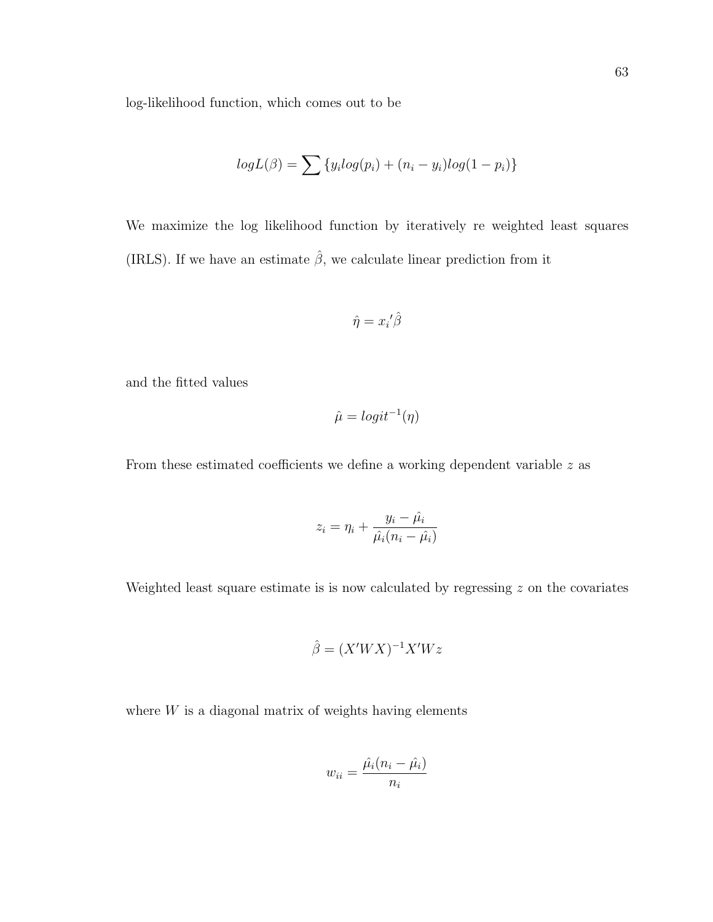log-likelihood function, which comes out to be

$$logL(\beta) = \sum \{y_i log(p_i) + (n_i - y_i) log(1 - p_i)\}$$

We maximize the log likelihood function by iteratively re weighted least squares (IRLS). If we have an estimate $\hat{\beta}$, we calculate linear prediction from it

$$\hat{\eta} = x_i{}'\hat{\beta}$$

and the fitted values

$$\hat{\mu} = logit^{-1}(\eta)$$

From these estimated coefficients we define a working dependent variable $z$ as

$$z_i = \eta_i + \frac{y_i - \hat{\mu_i}}{\hat{\mu_i}(n_i - \hat{\mu_i})}$$

Weighted least square estimate is is now calculated by regressing $z$ on the covariates

$$\hat{\beta} = (X'WX)^{-1}X'Wz$$

where $W$ is a diagonal matrix of weights having elements

$$w_{ii} = \frac{\hat{\mu_i}(n_i - \hat{\mu_i})}{n_i}$$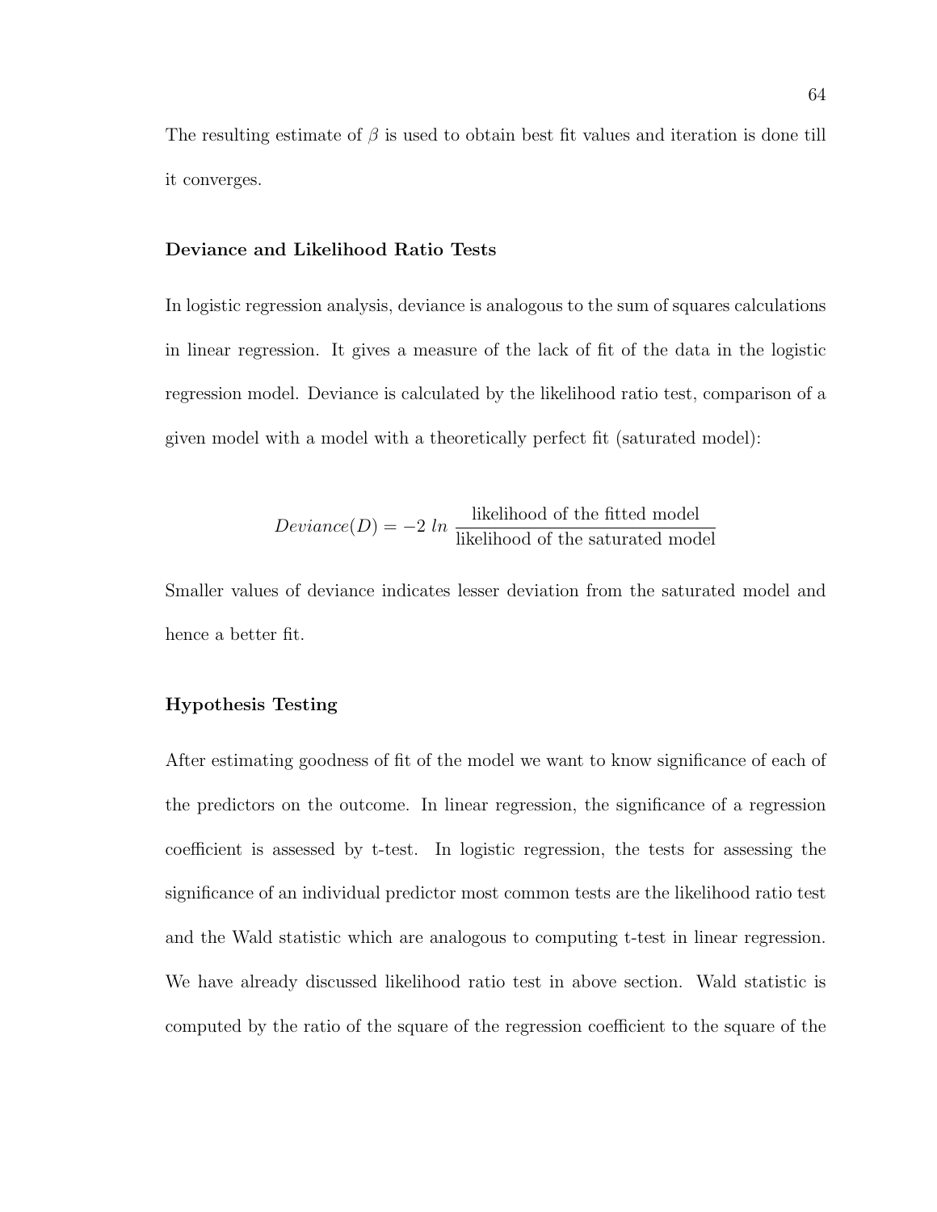The resulting estimate of $\beta$ is used to obtain best fit values and iteration is done till it converges.

### Deviance and Likelihood Ratio Tests

In logistic regression analysis, deviance is analogous to the sum of squares calculations in linear regression. It gives a measure of the lack of fit of the data in the logistic regression model. Deviance is calculated by the likelihood ratio test, comparison of a given model with a model with a theoretically perfect fit (saturated model):

$$Deviance(D) = -2 \; ln \; \frac{\text{likelihood of the fitted model}}{\text{likelihood of the saturated model}}$$

Smaller values of deviance indicates lesser deviation from the saturated model and hence a better fit.

### Hypothesis Testing

After estimating goodness of fit of the model we want to know significance of each of the predictors on the outcome. In linear regression, the significance of a regression coefficient is assessed by t-test. In logistic regression, the tests for assessing the significance of an individual predictor most common tests are the likelihood ratio test and the Wald statistic which are analogous to computing t-test in linear regression. We have already discussed likelihood ratio test in above section. Wald statistic is computed by the ratio of the square of the regression coefficient to the square of the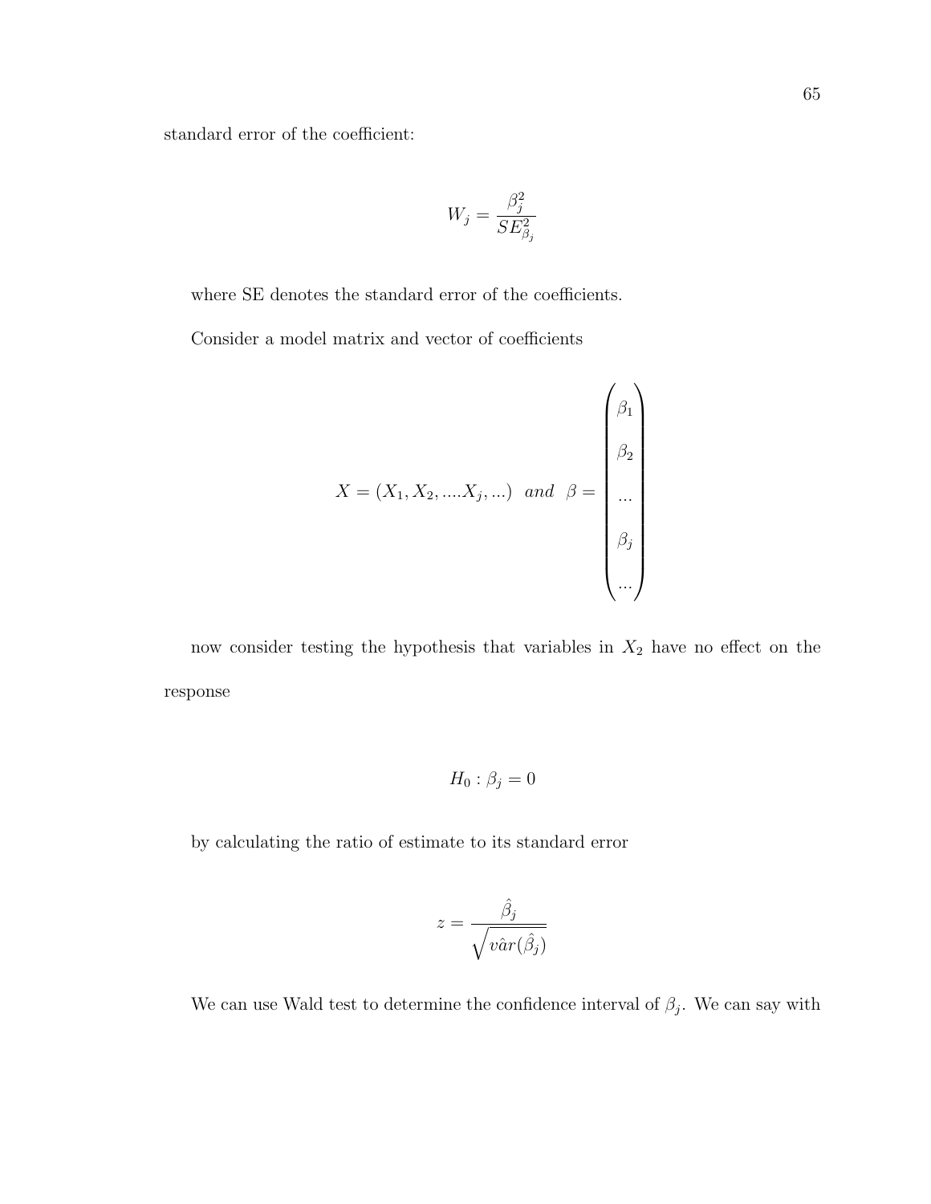standard error of the coefficient:

$$W_j = \frac{\beta_j^2}{SE_{\beta_j}^2}$$

where SE denotes the standard error of the coefficients.

Consider a model matrix and vector of coefficients

$$X = (X_1, X_2, ....X_j, ...) \quad and \quad \beta = \begin{pmatrix} \beta_1 \\ \beta_2 \\ ... \\ \beta_j \\ ... \end{pmatrix}$$

now consider testing the hypothesis that variables in $X_2$ have no effect on the response

$$H_0 : \beta_j = 0$$

by calculating the ratio of estimate to its standard error

$$z = \frac{\hat{\beta}_j}{\sqrt{v\hat{a}r(\hat{\beta}_j)}}$$

We can use Wald test to determine the confidence interval of $\beta_j$. We can say with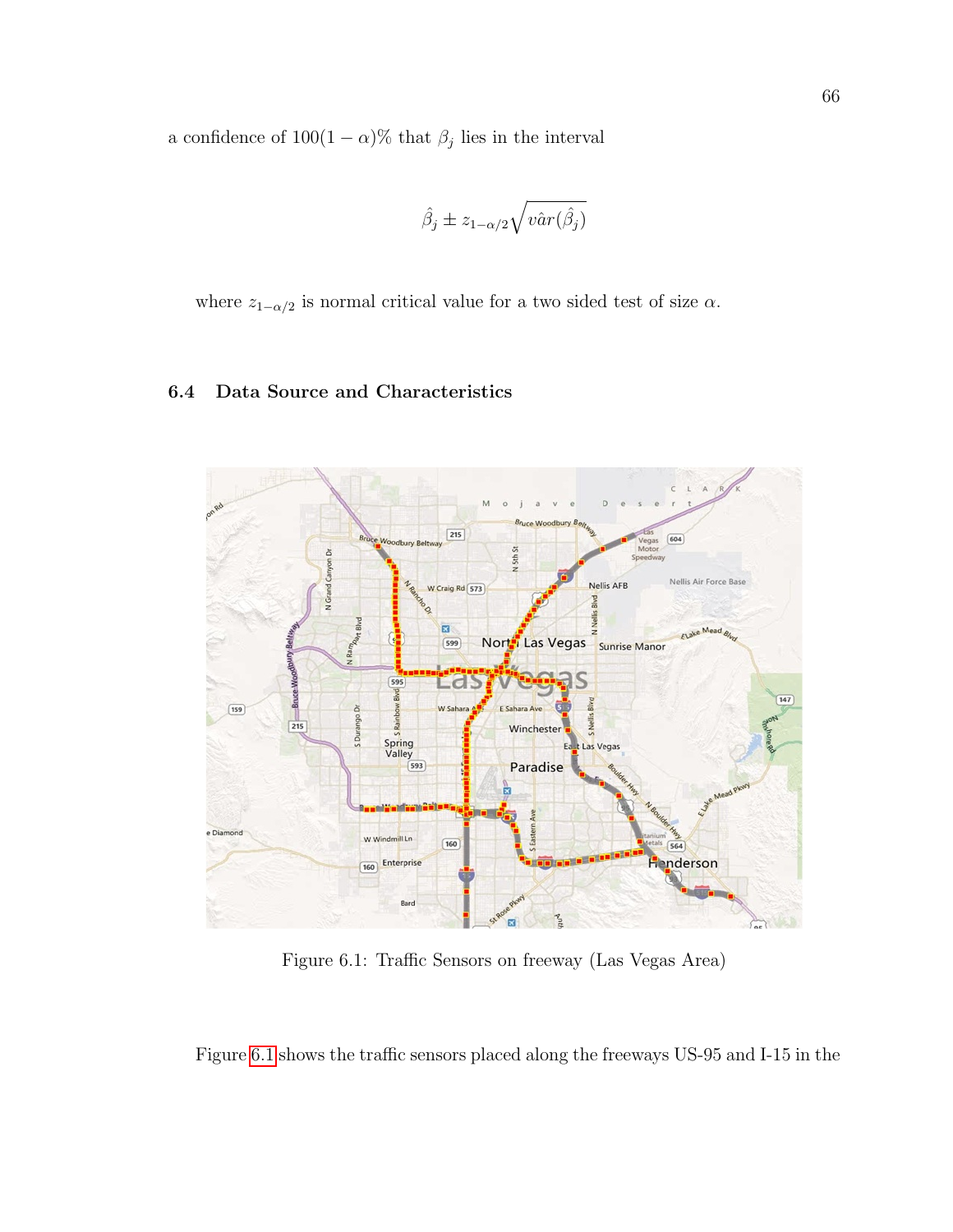a confidence of $100(1-\alpha)\%$ that $\beta_j$ lies in the interval

$$\hat{\beta}_j \pm z_{1-\alpha/2}\sqrt{v\hat{a}r(\hat{\beta}_j)}$$

where $z_{1-\alpha/2}$ is normal critical value for a two sided test of size $\alpha$.

## 6.4 Data Source and Characteristics

Figure 6.1: Traffic Sensors on freeway (Las Vegas Area)

Figure 6.1 shows the traffic sensors placed along the freeways US-95 and I-15 in the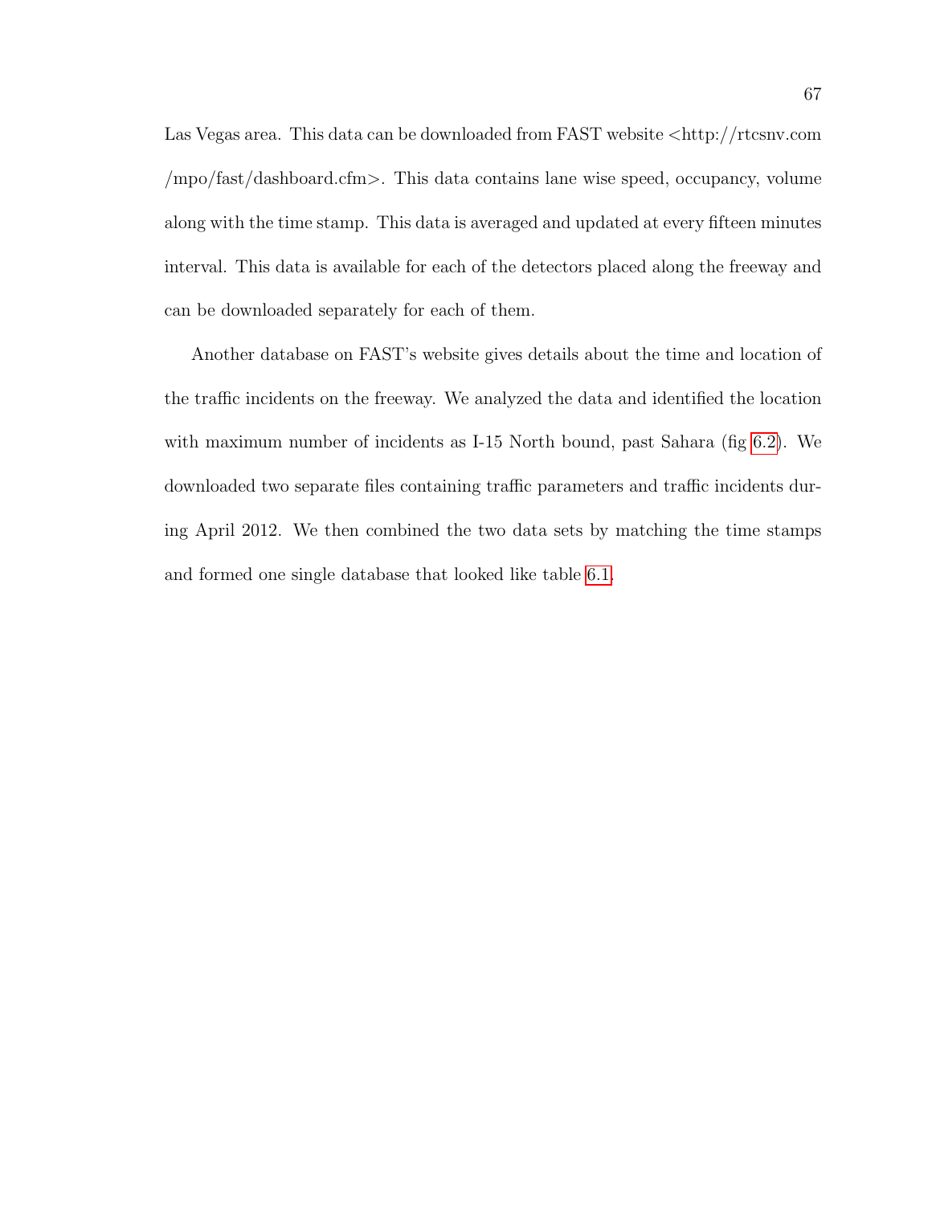Las Vegas area. This data can be downloaded from FAST website <http://rtcsnv.com /mpo/fast/dashboard.cfm>. This data contains lane wise speed, occupancy, volume along with the time stamp. This data is averaged and updated at every fifteen minutes interval. This data is available for each of the detectors placed along the freeway and can be downloaded separately for each of them.

Another database on FAST's website gives details about the time and location of the traffic incidents on the freeway. We analyzed the data and identified the location with maximum number of incidents as I-15 North bound, past Sahara (fig 6.2). We downloaded two separate files containing traffic parameters and traffic incidents during April 2012. We then combined the two data sets by matching the time stamps and formed one single database that looked like table 6.1.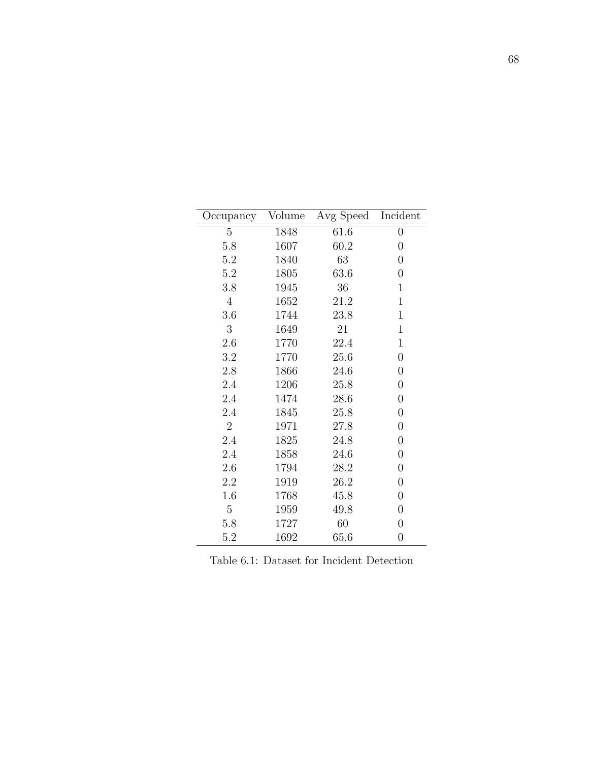| Occupancy | Volume | Avg Speed | Incident |
|---|---|---|---|
| 5 | 1848 | 61.6 | 0 |
| 5.8 | 1607 | 60.2 | 0 |
| 5.2 | 1840 | 63 | 0 |
| 5.2 | 1805 | 63.6 | 0 |
| 3.8 | 1945 | 36 | 1 |
| 4 | 1652 | 21.2 | 1 |
| 3.6 | 1744 | 23.8 | 1 |
| 3 | 1649 | 21 | 1 |
| 2.6 | 1770 | 22.4 | 1 |
| 3.2 | 1770 | 25.6 | 0 |
| 2.8 | 1866 | 24.6 | 0 |
| 2.4 | 1206 | 25.8 | 0 |
| 2.4 | 1474 | 28.6 | 0 |
| 2.4 | 1845 | 25.8 | 0 |
| 2 | 1971 | 27.8 | 0 |
| 2.4 | 1825 | 24.8 | 0 |
| 2.4 | 1858 | 24.6 | 0 |
| 2.6 | 1794 | 28.2 | 0 |
| 2.2 | 1919 | 26.2 | 0 |
| 1.6 | 1768 | 45.8 | 0 |
| 5 | 1959 | 49.8 | 0 |
| 5.8 | 1727 | 60 | 0 |
| 5.2 | 1692 | 65.6 | 0 |

Table 6.1: Dataset for Incident Detection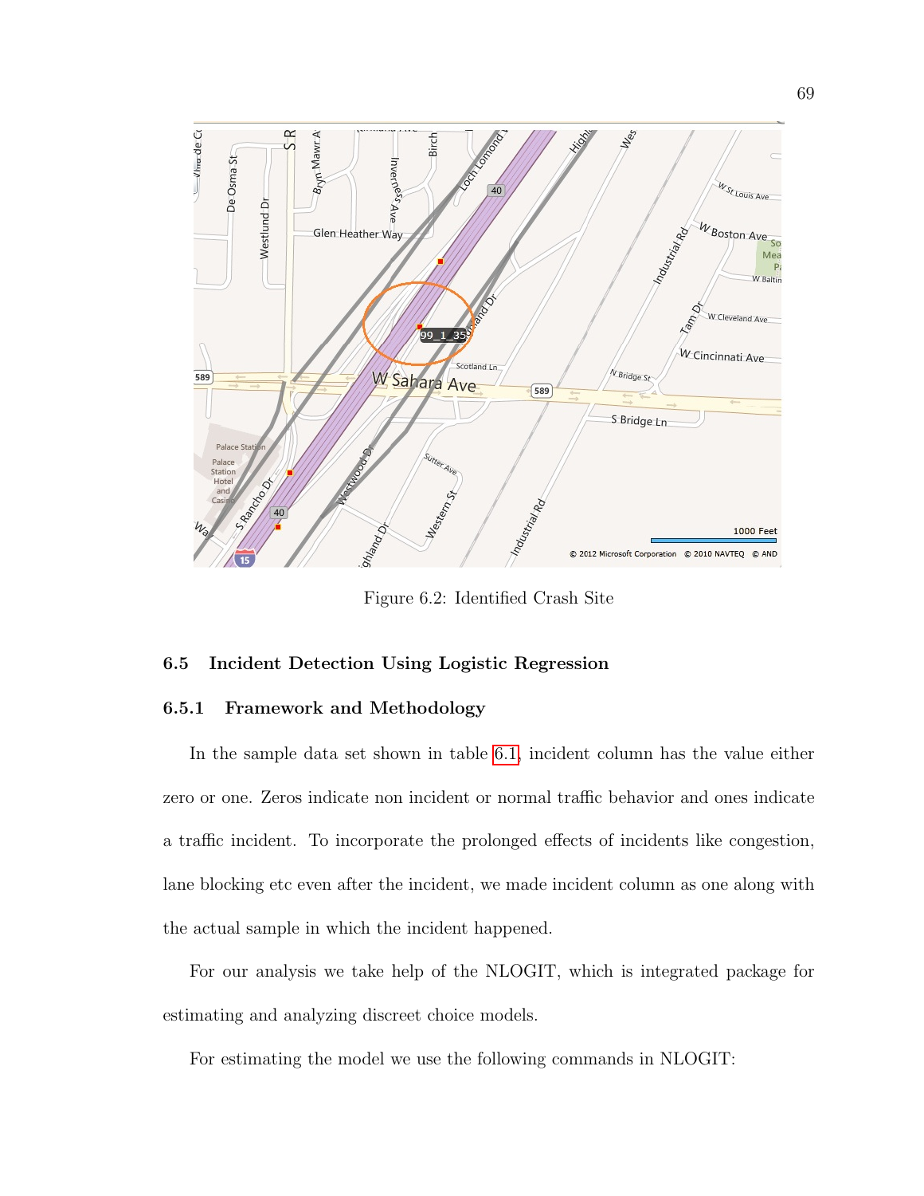Figure 6.2: Identified Crash Site

### 6.5 Incident Detection Using Logistic Regression

#### 6.5.1 Framework and Methodology

In the sample data set shown in table 6.1, incident column has the value either zero or one. Zeros indicate non incident or normal traffic behavior and ones indicate a traffic incident. To incorporate the prolonged effects of incidents like congestion, lane blocking etc even after the incident, we made incident column as one along with the actual sample in which the incident happened.

For our analysis we take help of the NLOGIT, which is integrated package for estimating and analyzing discreet choice models.

For estimating the model we use the following commands in NLOGIT: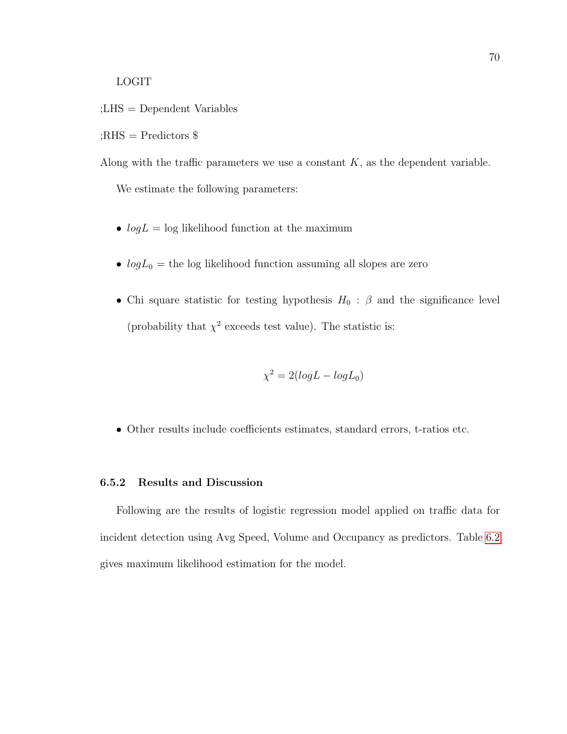LOGIT

;LHS = Dependent Variables

;RHS = Predictors $

Along with the traffic parameters we use a constant $K$, as the dependent variable.

We estimate the following parameters:

- $logL$ = log likelihood function at the maximum
- $logL_0$ = the log likelihood function assuming all slopes are zero
- Chi square statistic for testing hypothesis $H_0 : \beta$ and the significance level (probability that $\chi^2$ exceeds test value). The statistic is:

$$\chi^2 = 2(logL - logL_0)$$

- Other results include coefficients estimates, standard errors, t-ratios etc.

### 6.5.2 Results and Discussion

Following are the results of logistic regression model applied on traffic data for incident detection using Avg Speed, Volume and Occupancy as predictors. Table 6.2 gives maximum likelihood estimation for the model.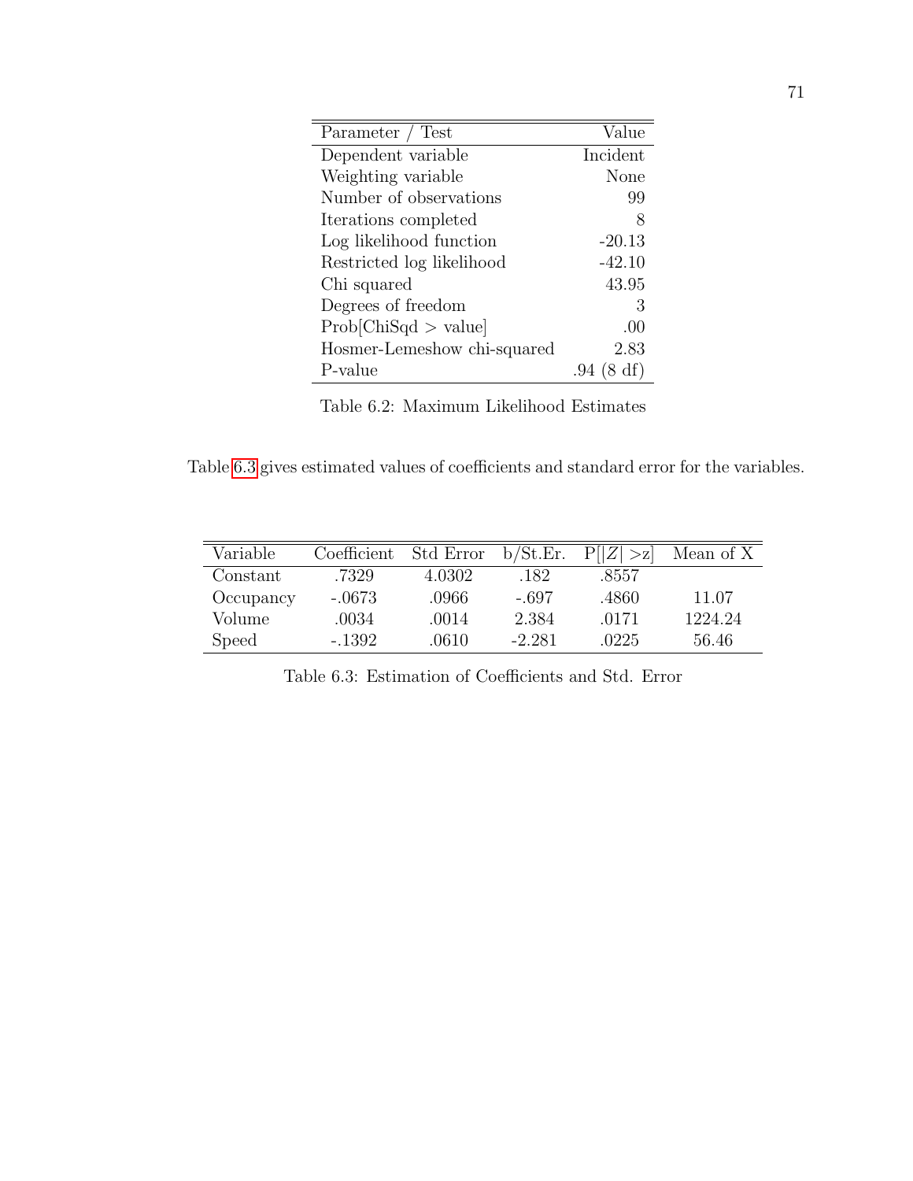| Parameter / Test | Value |
| --- | --- |
| Dependent variable | Incident |
| Weighting variable | None |
| Number of observations | 99 |
| Iterations completed | 8 |
| Log likelihood function | -20.13 |
| Restricted log likelihood | -42.10 |
| Chi squared | 43.95 |
| Degrees of freedom | 3 |
| Prob[ChiSqd > value] | .00 |
| Hosmer-Lemeshow chi-squared | 2.83 |
| P-value | .94 (8 df) |

Table 6.2: Maximum Likelihood Estimates

Table 6.3 gives estimated values of coefficients and standard error for the variables.

| Variable | Coefficient | Std Error | b/St.Er. | $P[\|Z\| > z]$ | Mean of X |
| --- | --- | --- | --- | --- | --- |
| Constant | .7329 | 4.0302 | .182 | .8557 | |
| Occupancy | -.0673 | .0966 | -.697 | .4860 | 11.07 |
| Volume | .0034 | .0014 | 2.384 | .0171 | 1224.24 |
| Speed | -.1392 | .0610 | -2.281 | .0225 | 56.46 |

Table 6.3: Estimation of Coefficients and Std. Error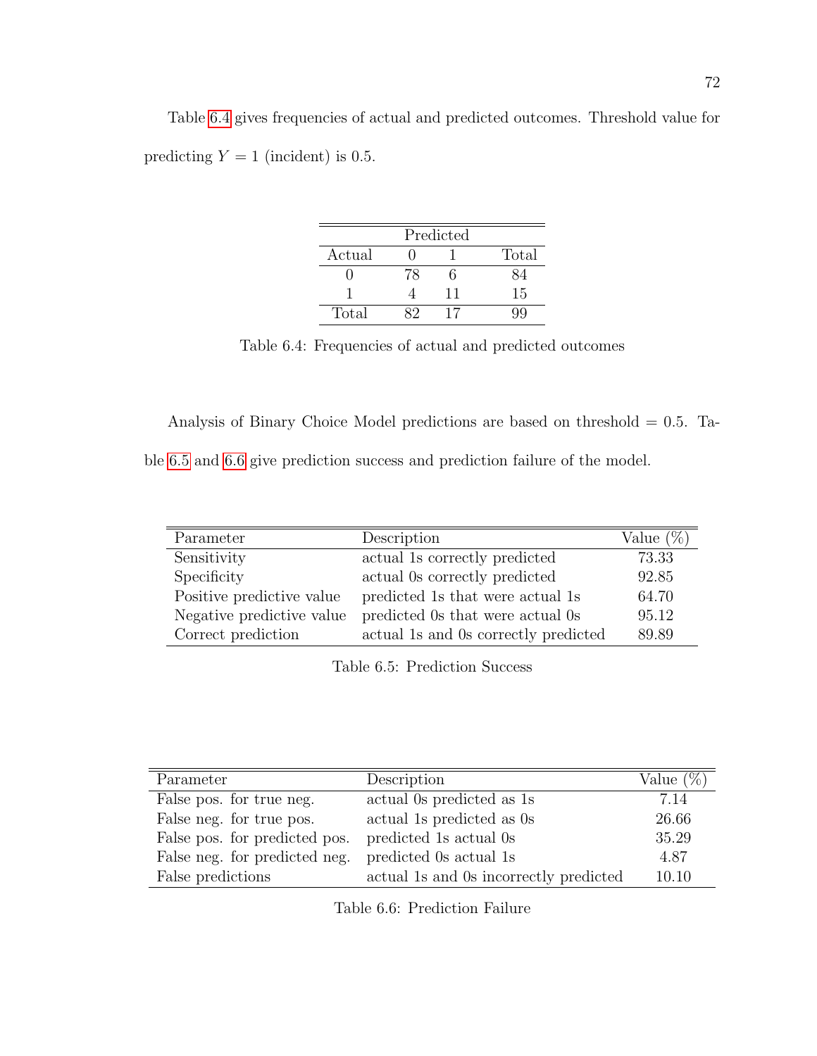Table 6.4 gives frequencies of actual and predicted outcomes. Threshold value for predicting $Y = 1$ (incident) is 0.5.

| | Predicted | | |
|---|---|---|---|
| Actual | 0 | 1 | Total |
| 0 | 78 | 6 | 84 |
| 1 | 4 | 11 | 15 |
| Total | 82 | 17 | 99 |

Table 6.4: Frequencies of actual and predicted outcomes

Analysis of Binary Choice Model predictions are based on threshold = 0.5. Table 6.5 and 6.6 give prediction success and prediction failure of the model.

| Parameter | Description | Value (%) |
|---|---|---|
| Sensitivity | actual 1s correctly predicted | 73.33 |
| Specificity | actual 0s correctly predicted | 92.85 |
| Positive predictive value | predicted 1s that were actual 1s | 64.70 |
| Negative predictive value | predicted 0s that were actual 0s | 95.12 |
| Correct prediction | actual 1s and 0s correctly predicted | 89.89 |

Table 6.5: Prediction Success

| Parameter | Description | Value (%) |
|---|---|---|
| False pos. for true neg. | actual 0s predicted as 1s | 7.14 |
| False neg. for true pos. | actual 1s predicted as 0s | 26.66 |
| False pos. for predicted pos. | predicted 1s actual 0s | 35.29 |
| False neg. for predicted neg. | predicted 0s actual 1s | 4.87 |
| False predictions | actual 1s and 0s incorrectly predicted | 10.10 |

Table 6.6: Prediction Failure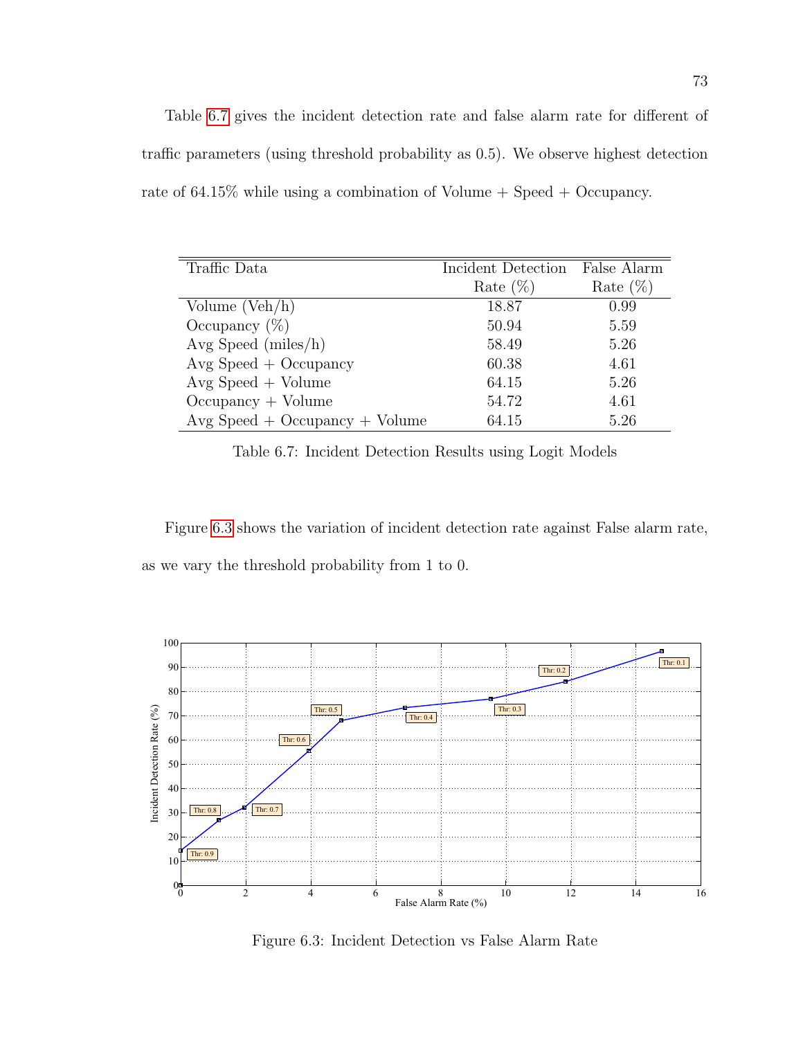Table 6.7 gives the incident detection rate and false alarm rate for different of traffic parameters (using threshold probability as 0.5). We observe highest detection rate of 64.15% while using a combination of Volume + Speed + Occupancy.

| Traffic Data | Incident Detection Rate (%) | False Alarm Rate (%) |
|---|---|---|
| Volume (Veh/h) | 18.87 | 0.99 |
| Occupancy (%) | 50.94 | 5.59 |
| Avg Speed (miles/h) | 58.49 | 5.26 |
| Avg Speed + Occupancy | 60.38 | 4.61 |
| Avg Speed + Volume | 64.15 | 5.26 |
| Occupancy + Volume | 54.72 | 4.61 |
| Avg Speed + Occupancy + Volume | 64.15 | 5.26 |

Table 6.7: Incident Detection Results using Logit Models

Figure 6.3 shows the variation of incident detection rate against False alarm rate, as we vary the threshold probability from 1 to 0.

Figure 6.3: Incident Detection vs False Alarm Rate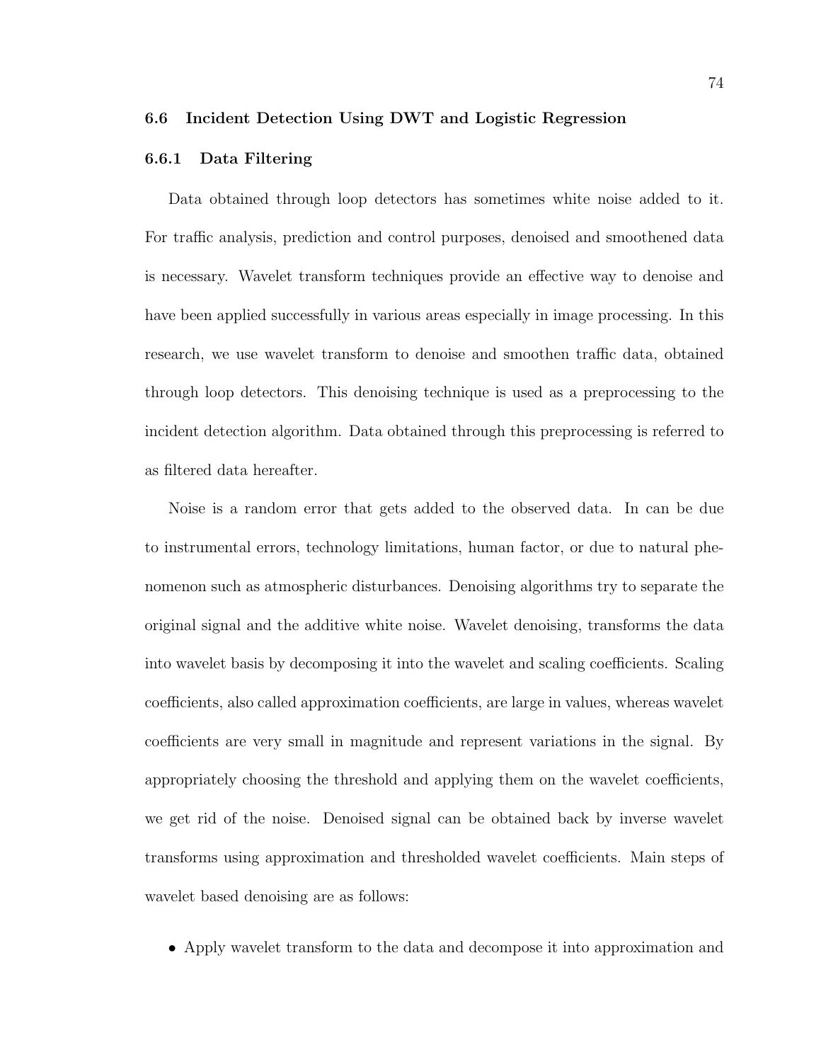## 6.6 Incident Detection Using DWT and Logistic Regression

### 6.6.1 Data Filtering

Data obtained through loop detectors has sometimes white noise added to it. For traffic analysis, prediction and control purposes, denoised and smoothened data is necessary. Wavelet transform techniques provide an effective way to denoise and have been applied successfully in various areas especially in image processing. In this research, we use wavelet transform to denoise and smoothen traffic data, obtained through loop detectors. This denoising technique is used as a preprocessing to the incident detection algorithm. Data obtained through this preprocessing is referred to as filtered data hereafter.

Noise is a random error that gets added to the observed data. In can be due to instrumental errors, technology limitations, human factor, or due to natural phenomenon such as atmospheric disturbances. Denoising algorithms try to separate the original signal and the additive white noise. Wavelet denoising, transforms the data into wavelet basis by decomposing it into the wavelet and scaling coefficients. Scaling coefficients, also called approximation coefficients, are large in values, whereas wavelet coefficients are very small in magnitude and represent variations in the signal. By appropriately choosing the threshold and applying them on the wavelet coefficients, we get rid of the noise. Denoised signal can be obtained back by inverse wavelet transforms using approximation and thresholded wavelet coefficients. Main steps of wavelet based denoising are as follows:

- Apply wavelet transform to the data and decompose it into approximation and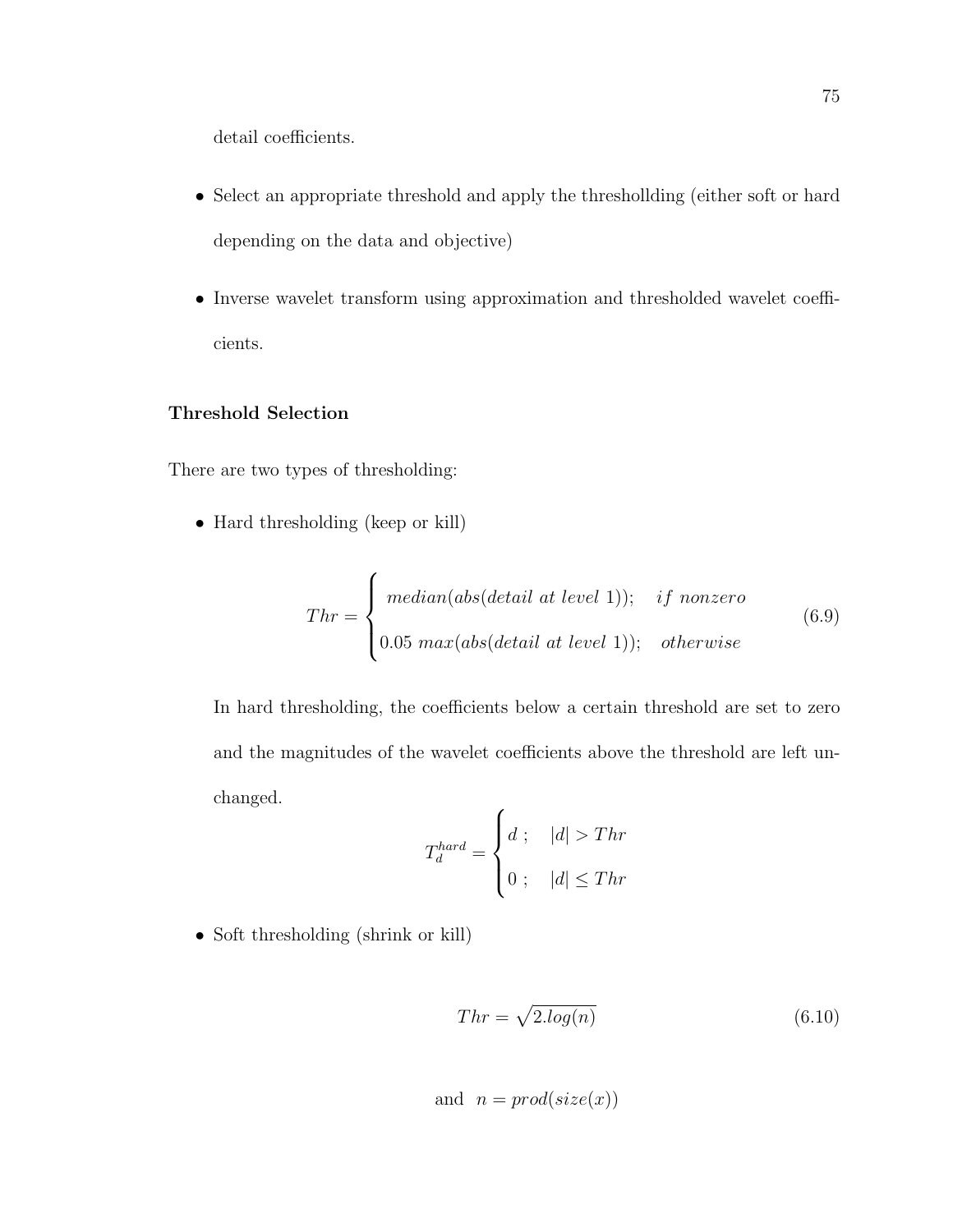detail coefficients.

- Select an appropriate threshold and apply the threshollding (either soft or hard depending on the data and objective)

- Inverse wavelet transform using approximation and thresholded wavelet coefficients.

**Threshold Selection**

There are two types of thresholding:

- Hard thresholding (keep or kill)

$$Thr = \begin{cases} median(abs(detail\ at\ level\ 1)); & if\ nonzero \\ 0.05\ max(abs(detail\ at\ level\ 1)); & otherwise \end{cases} \tag{6.9}$$

  In hard thresholding, the coefficients below a certain threshold are set to zero and the magnitudes of the wavelet coefficients above the threshold are left unchanged.

$$T_d^{hard} = \begin{cases} d\ ; & |d| > Thr \\ 0\ ; & |d| \leq Thr \end{cases}$$

- Soft thresholding (shrink or kill)

$$Thr = \sqrt{2.log(n)} \tag{6.10}$$

$$\text{and} \quad n = prod(size(x))$$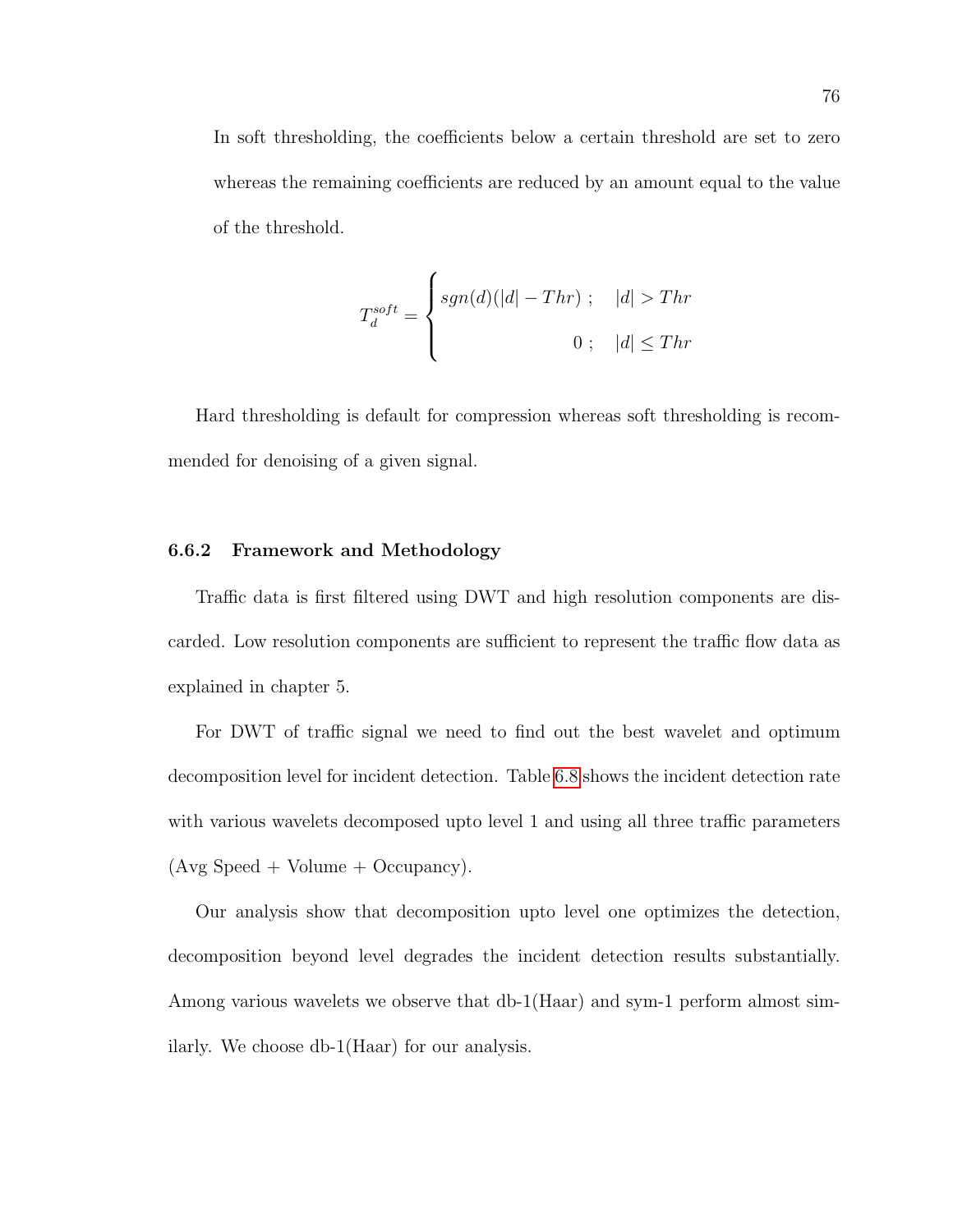In soft thresholding, the coefficients below a certain threshold are set to zero whereas the remaining coefficients are reduced by an amount equal to the value of the threshold.

$$T_d^{soft} = \begin{cases} sgn(d)(|d| - Thr) \, ; & |d| > Thr \\ 0 \, ; & |d| \leq Thr \end{cases}$$

Hard thresholding is default for compression whereas soft thresholding is recommended for denoising of a given signal.

### 6.6.2 Framework and Methodology

Traffic data is first filtered using DWT and high resolution components are discarded. Low resolution components are sufficient to represent the traffic flow data as explained in chapter 5.

For DWT of traffic signal we need to find out the best wavelet and optimum decomposition level for incident detection. Table 6.8 shows the incident detection rate with various wavelets decomposed upto level 1 and using all three traffic parameters (Avg Speed + Volume + Occupancy).

Our analysis show that decomposition upto level one optimizes the detection, decomposition beyond level degrades the incident detection results substantially. Among various wavelets we observe that db-1(Haar) and sym-1 perform almost similarly. We choose db-1(Haar) for our analysis.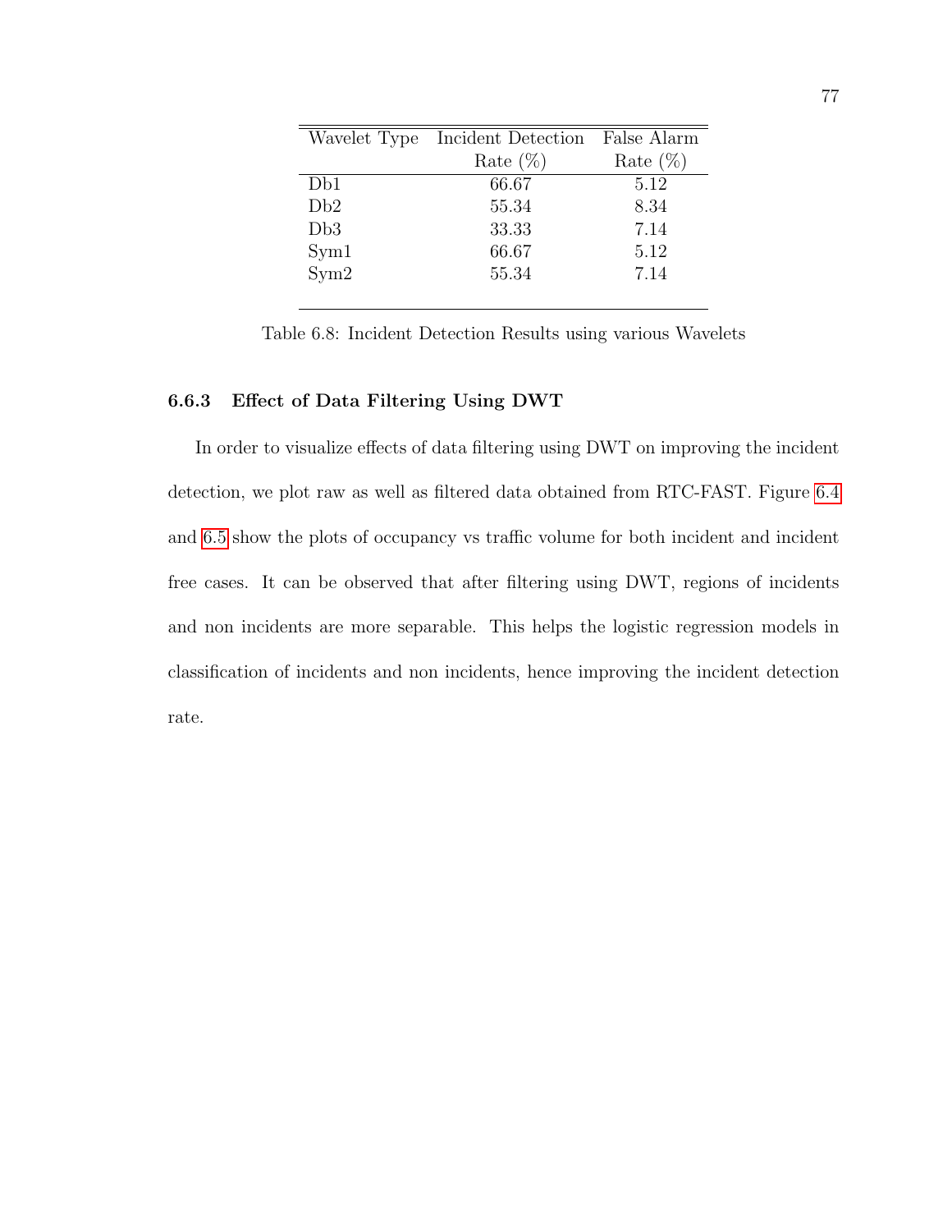| Wavelet Type | Incident Detection Rate (%) | False Alarm Rate (%) |
|---|---|---|
| Db1 | 66.67 | 5.12 |
| Db2 | 55.34 | 8.34 |
| Db3 | 33.33 | 7.14 |
| Sym1 | 66.67 | 5.12 |
| Sym2 | 55.34 | 7.14 |

Table 6.8: Incident Detection Results using various Wavelets

### 6.6.3 Effect of Data Filtering Using DWT

In order to visualize effects of data filtering using DWT on improving the incident detection, we plot raw as well as filtered data obtained from RTC-FAST. Figure 6.4 and 6.5 show the plots of occupancy vs traffic volume for both incident and incident free cases. It can be observed that after filtering using DWT, regions of incidents and non incidents are more separable. This helps the logistic regression models in classification of incidents and non incidents, hence improving the incident detection rate.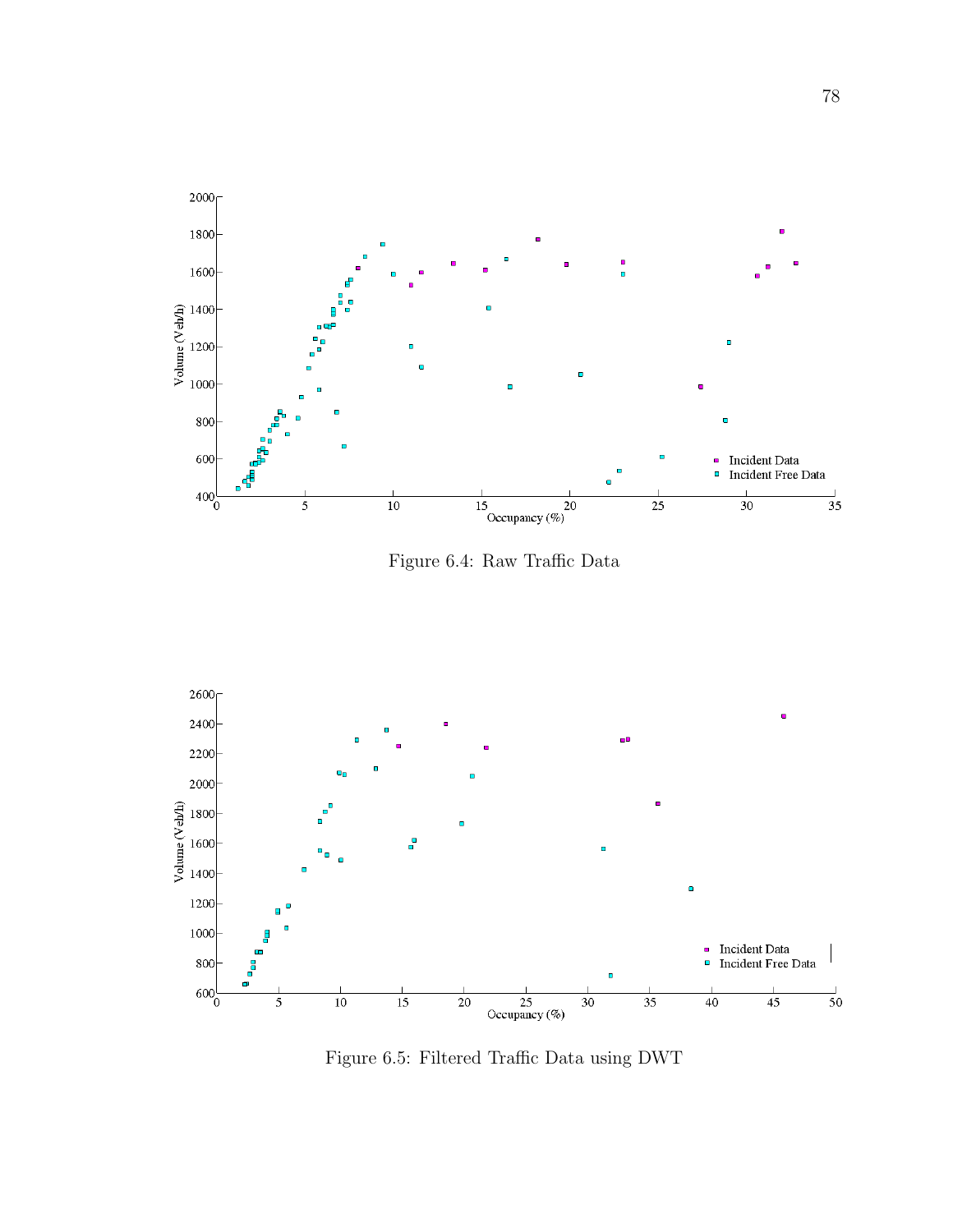Figure 6.4: Raw Traffic Data

Figure 6.5: Filtered Traffic Data using DWT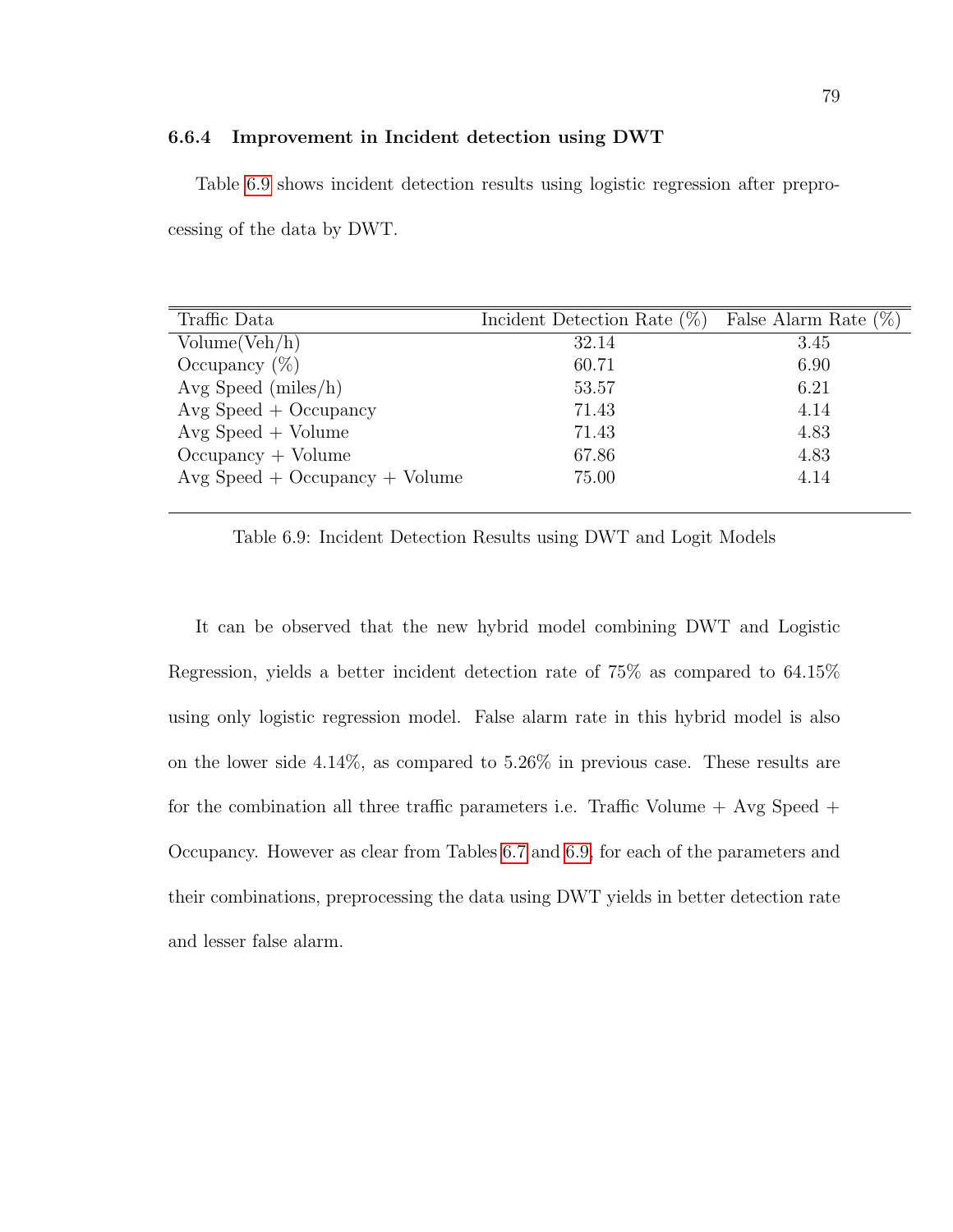### 6.6.4 Improvement in Incident detection using DWT

Table 6.9 shows incident detection results using logistic regression after preprocessing of the data by DWT.

| Traffic Data | Incident Detection Rate (%) | False Alarm Rate (%) |
|---|---|---|
| Volume(Veh/h) | 32.14 | 3.45 |
| Occupancy (%) | 60.71 | 6.90 |
| Avg Speed (miles/h) | 53.57 | 6.21 |
| Avg Speed + Occupancy | 71.43 | 4.14 |
| Avg Speed + Volume | 71.43 | 4.83 |
| Occupancy + Volume | 67.86 | 4.83 |
| Avg Speed + Occupancy + Volume | 75.00 | 4.14 |

Table 6.9: Incident Detection Results using DWT and Logit Models

It can be observed that the new hybrid model combining DWT and Logistic Regression, yields a better incident detection rate of 75% as compared to 64.15% using only logistic regression model. False alarm rate in this hybrid model is also on the lower side 4.14%, as compared to 5.26% in previous case. These results are for the combination all three traffic parameters i.e. Traffic Volume + Avg Speed + Occupancy. However as clear from Tables 6.7 and 6.9, for each of the parameters and their combinations, preprocessing the data using DWT yields in better detection rate and lesser false alarm.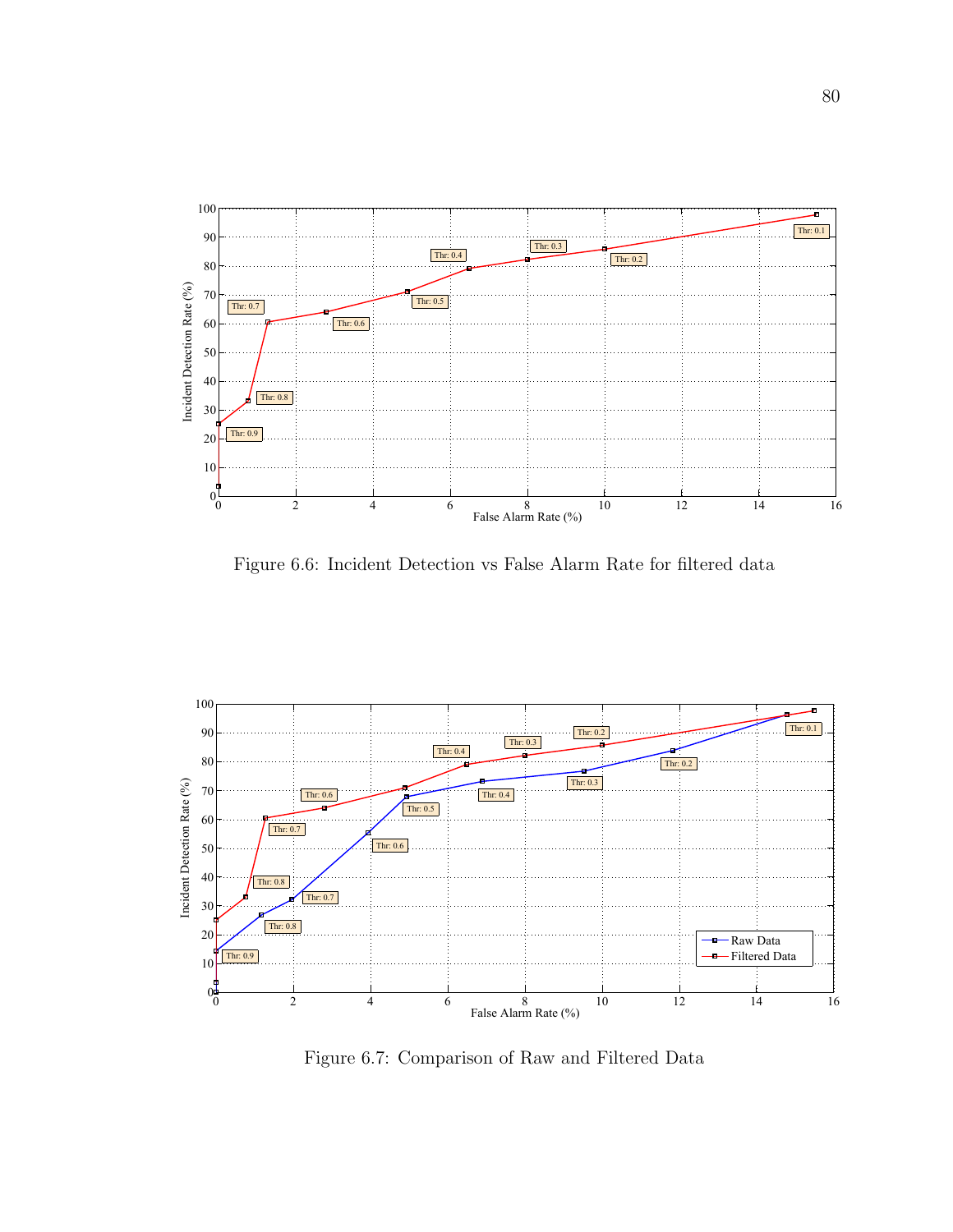Figure 6.6: Incident Detection vs False Alarm Rate for filtered data

Figure 6.7: Comparison of Raw and Filtered Data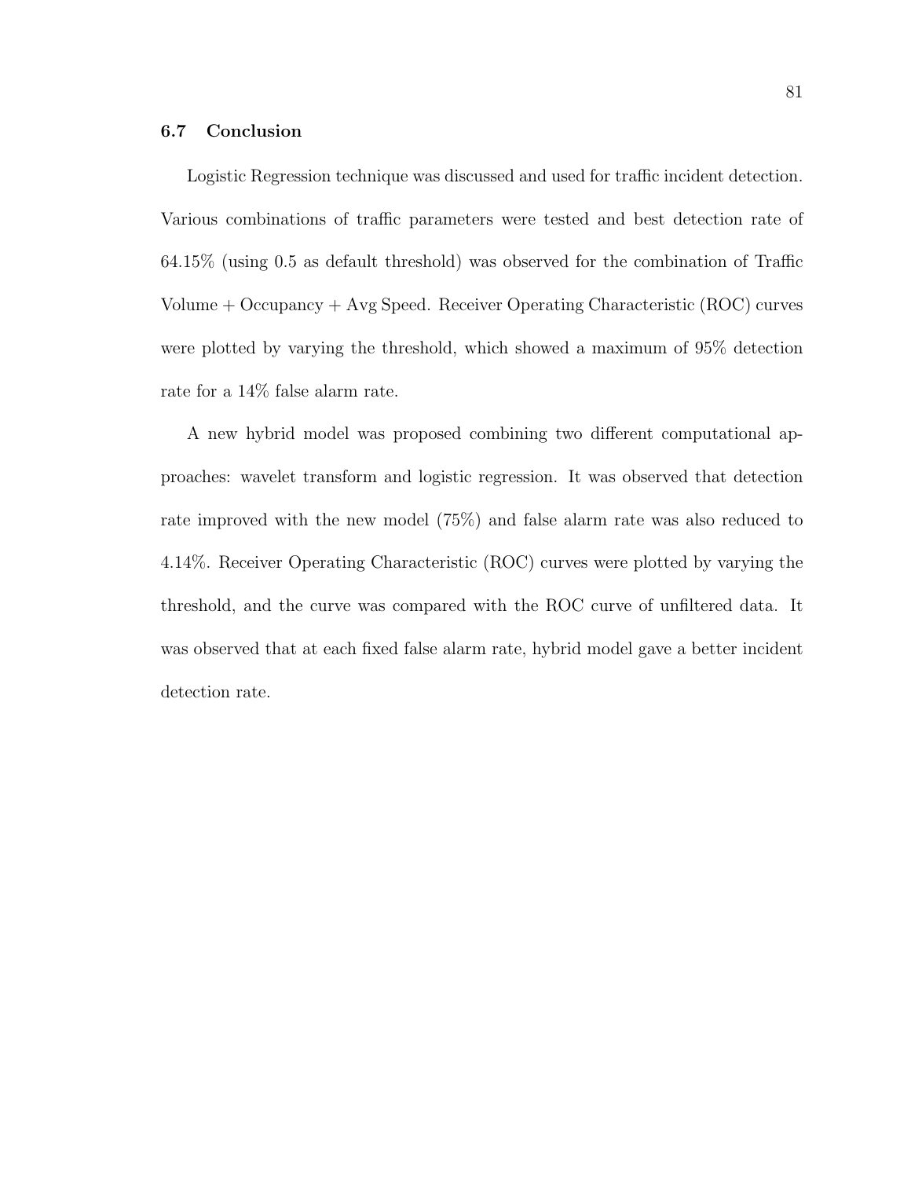### 6.7 Conclusion

Logistic Regression technique was discussed and used for traffic incident detection. Various combinations of traffic parameters were tested and best detection rate of 64.15% (using 0.5 as default threshold) was observed for the combination of Traffic Volume + Occupancy + Avg Speed. Receiver Operating Characteristic (ROC) curves were plotted by varying the threshold, which showed a maximum of 95% detection rate for a 14% false alarm rate.

A new hybrid model was proposed combining two different computational approaches: wavelet transform and logistic regression. It was observed that detection rate improved with the new model (75%) and false alarm rate was also reduced to 4.14%. Receiver Operating Characteristic (ROC) curves were plotted by varying the threshold, and the curve was compared with the ROC curve of unfiltered data. It was observed that at each fixed false alarm rate, hybrid model gave a better incident detection rate.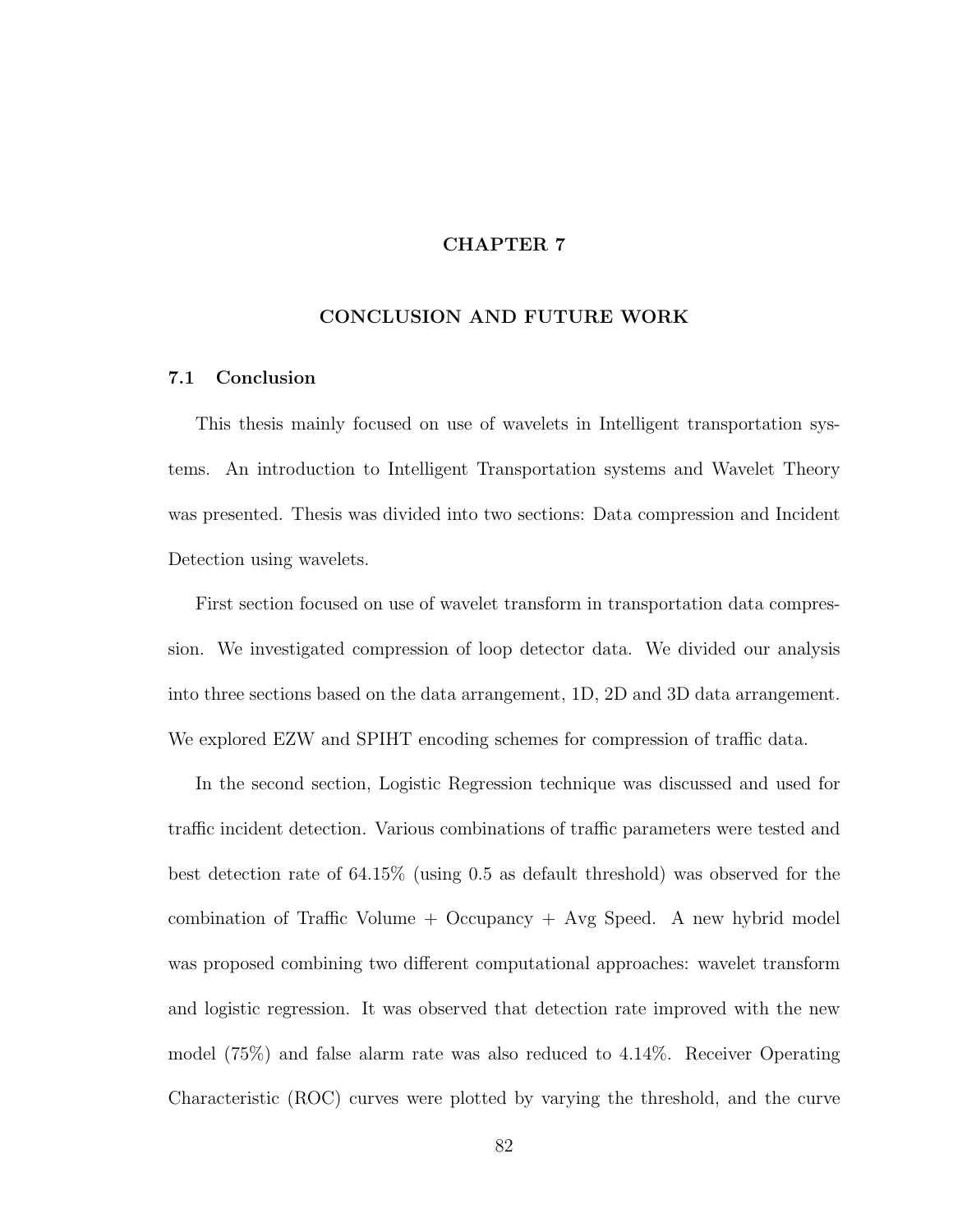# CHAPTER 7

# CONCLUSION AND FUTURE WORK

## 7.1 Conclusion

This thesis mainly focused on use of wavelets in Intelligent transportation systems. An introduction to Intelligent Transportation systems and Wavelet Theory was presented. Thesis was divided into two sections: Data compression and Incident Detection using wavelets.

First section focused on use of wavelet transform in transportation data compression. We investigated compression of loop detector data. We divided our analysis into three sections based on the data arrangement, 1D, 2D and 3D data arrangement. We explored EZW and SPIHT encoding schemes for compression of traffic data.

In the second section, Logistic Regression technique was discussed and used for traffic incident detection. Various combinations of traffic parameters were tested and best detection rate of 64.15% (using 0.5 as default threshold) was observed for the combination of Traffic Volume + Occupancy + Avg Speed. A new hybrid model was proposed combining two different computational approaches: wavelet transform and logistic regression. It was observed that detection rate improved with the new model (75%) and false alarm rate was also reduced to 4.14%. Receiver Operating Characteristic (ROC) curves were plotted by varying the threshold, and the curve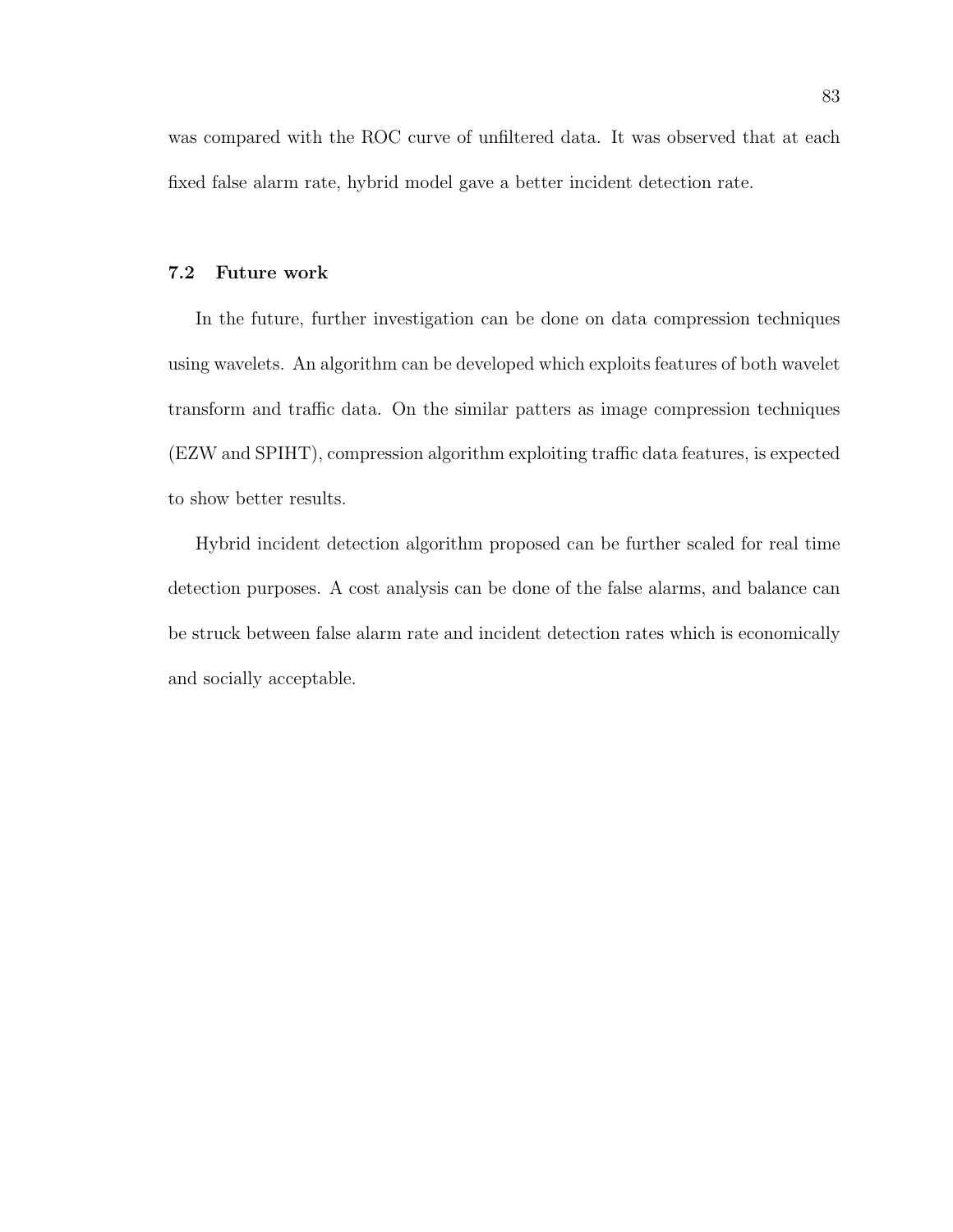was compared with the ROC curve of unfiltered data. It was observed that at each fixed false alarm rate, hybrid model gave a better incident detection rate.

### 7.2 Future work

In the future, further investigation can be done on data compression techniques using wavelets. An algorithm can be developed which exploits features of both wavelet transform and traffic data. On the similar patters as image compression techniques (EZW and SPIHT), compression algorithm exploiting traffic data features, is expected to show better results.

Hybrid incident detection algorithm proposed can be further scaled for real time detection purposes. A cost analysis can be done of the false alarms, and balance can be struck between false alarm rate and incident detection rates which is economically and socially acceptable.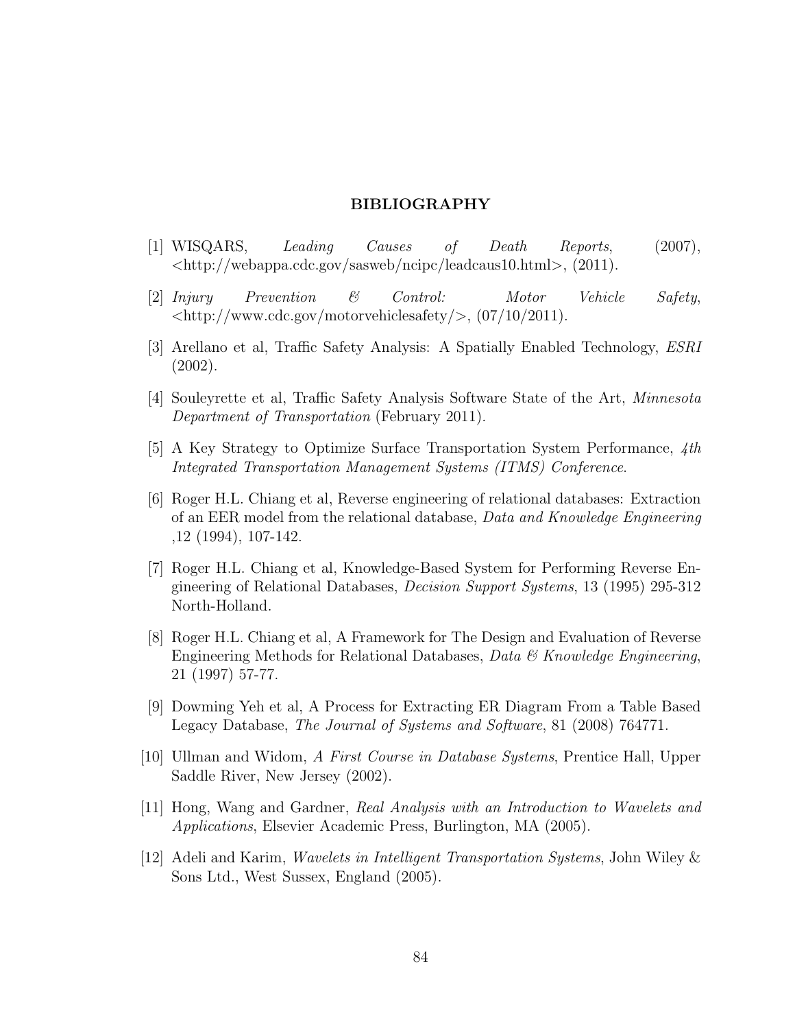## BIBLIOGRAPHY

[1] WISQARS, *Leading Causes of Death Reports*, (2007), <http://webappa.cdc.gov/sasweb/ncipc/leadcaus10.html>, (2011).

[2] *Injury Prevention & Control: Motor Vehicle Safety*, <http://www.cdc.gov/motorvehiclesafety/>, (07/10/2011).

[3] Arellano et al, Traffic Safety Analysis: A Spatially Enabled Technology, *ESRI* (2002).

[4] Souleyrette et al, Traffic Safety Analysis Software State of the Art, *Minnesota Department of Transportation* (February 2011).

[5] A Key Strategy to Optimize Surface Transportation System Performance, *4th Integrated Transportation Management Systems (ITMS) Conference*.

[6] Roger H.L. Chiang et al, Reverse engineering of relational databases: Extraction of an EER model from the relational database, *Data and Knowledge Engineering* ,12 (1994), 107-142.

[7] Roger H.L. Chiang et al, Knowledge-Based System for Performing Reverse Engineering of Relational Databases, *Decision Support Systems*, 13 (1995) 295-312 North-Holland.

[8] Roger H.L. Chiang et al, A Framework for The Design and Evaluation of Reverse Engineering Methods for Relational Databases, *Data & Knowledge Engineering*, 21 (1997) 57-77.

[9] Dowming Yeh et al, A Process for Extracting ER Diagram From a Table Based Legacy Database, *The Journal of Systems and Software*, 81 (2008) 764771.

[10] Ullman and Widom, *A First Course in Database Systems*, Prentice Hall, Upper Saddle River, New Jersey (2002).

[11] Hong, Wang and Gardner, *Real Analysis with an Introduction to Wavelets and Applications*, Elsevier Academic Press, Burlington, MA (2005).

[12] Adeli and Karim, *Wavelets in Intelligent Transportation Systems*, John Wiley & Sons Ltd., West Sussex, England (2005).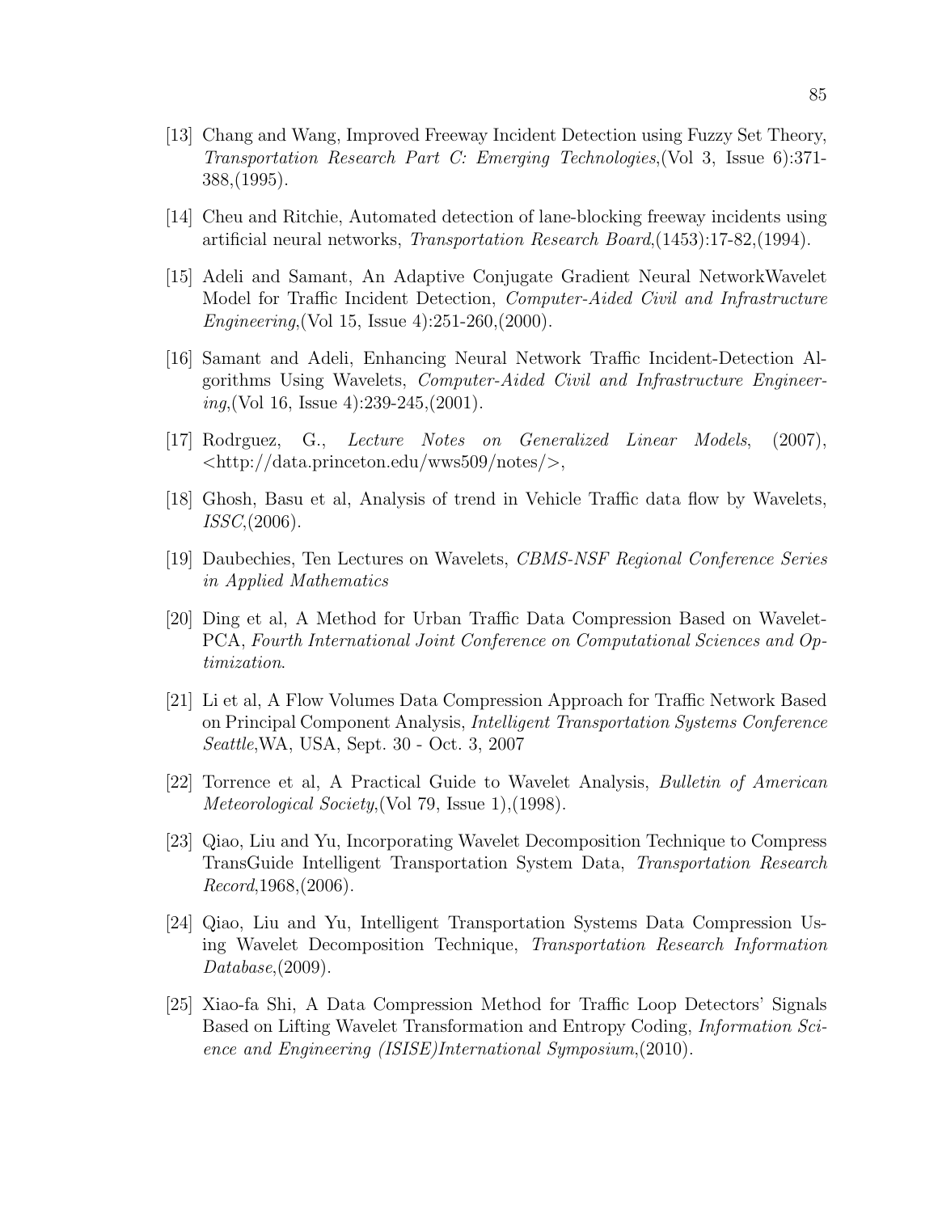[13] Chang and Wang, Improved Freeway Incident Detection using Fuzzy Set Theory, *Transportation Research Part C: Emerging Technologies*,(Vol 3, Issue 6):371-388,(1995).

[14] Cheu and Ritchie, Automated detection of lane-blocking freeway incidents using artificial neural networks, *Transportation Research Board*,(1453):17-82,(1994).

[15] Adeli and Samant, An Adaptive Conjugate Gradient Neural NetworkWavelet Model for Traffic Incident Detection, *Computer-Aided Civil and Infrastructure Engineering*,(Vol 15, Issue 4):251-260,(2000).

[16] Samant and Adeli, Enhancing Neural Network Traffic Incident-Detection Algorithms Using Wavelets, *Computer-Aided Civil and Infrastructure Engineering*,(Vol 16, Issue 4):239-245,(2001).

[17] Rodrguez, G., *Lecture Notes on Generalized Linear Models*, (2007), <http://data.princeton.edu/wws509/notes/>,

[18] Ghosh, Basu et al, Analysis of trend in Vehicle Traffic data flow by Wavelets, *ISSC*,(2006).

[19] Daubechies, Ten Lectures on Wavelets, *CBMS-NSF Regional Conference Series in Applied Mathematics*

[20] Ding et al, A Method for Urban Traffic Data Compression Based on Wavelet-PCA, *Fourth International Joint Conference on Computational Sciences and Optimization*.

[21] Li et al, A Flow Volumes Data Compression Approach for Traffic Network Based on Principal Component Analysis, *Intelligent Transportation Systems Conference Seattle*,WA, USA, Sept. 30 - Oct. 3, 2007

[22] Torrence et al, A Practical Guide to Wavelet Analysis, *Bulletin of American Meteorological Society*,(Vol 79, Issue 1),(1998).

[23] Qiao, Liu and Yu, Incorporating Wavelet Decomposition Technique to Compress TransGuide Intelligent Transportation System Data, *Transportation Research Record*,1968,(2006).

[24] Qiao, Liu and Yu, Intelligent Transportation Systems Data Compression Using Wavelet Decomposition Technique, *Transportation Research Information Database*,(2009).

[25] Xiao-fa Shi, A Data Compression Method for Traffic Loop Detectors' Signals Based on Lifting Wavelet Transformation and Entropy Coding, *Information Science and Engineering (ISISE)International Symposium*,(2010).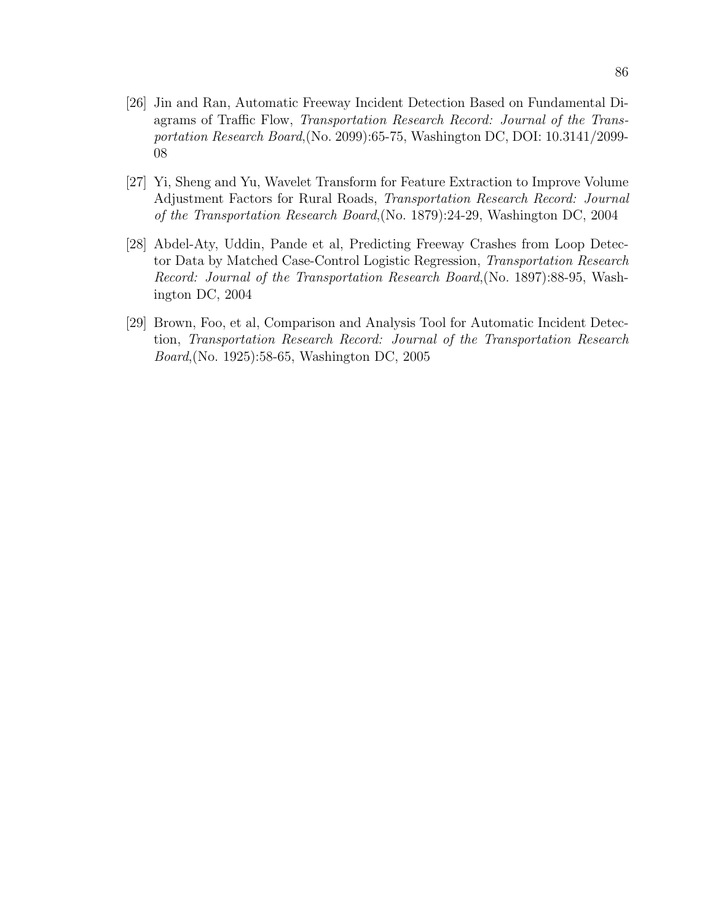[26] Jin and Ran, Automatic Freeway Incident Detection Based on Fundamental Diagrams of Traffic Flow, *Transportation Research Record: Journal of the Transportation Research Board*,(No. 2099):65-75, Washington DC, DOI: 10.3141/2099-08

[27] Yi, Sheng and Yu, Wavelet Transform for Feature Extraction to Improve Volume Adjustment Factors for Rural Roads, *Transportation Research Record: Journal of the Transportation Research Board*,(No. 1879):24-29, Washington DC, 2004

[28] Abdel-Aty, Uddin, Pande et al, Predicting Freeway Crashes from Loop Detector Data by Matched Case-Control Logistic Regression, *Transportation Research Record: Journal of the Transportation Research Board*,(No. 1897):88-95, Washington DC, 2004

[29] Brown, Foo, et al, Comparison and Analysis Tool for Automatic Incident Detection, *Transportation Research Record: Journal of the Transportation Research Board*,(No. 1925):58-65, Washington DC, 2005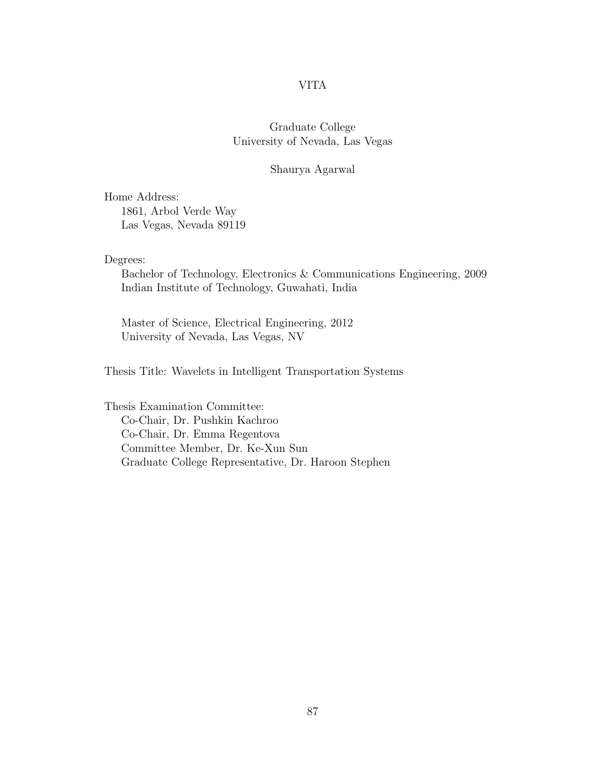# VITA

Graduate College
University of Nevada, Las Vegas

Shaurya Agarwal

Home Address:
1861, Arbol Verde Way
Las Vegas, Nevada 89119

Degrees:
Bachelor of Technology, Electronics & Communications Engineering, 2009
Indian Institute of Technology, Guwahati, India

Master of Science, Electrical Engineering, 2012
University of Nevada, Las Vegas, NV

Thesis Title: Wavelets in Intelligent Transportation Systems

Thesis Examination Committee:
Co-Chair, Dr. Pushkin Kachroo
Co-Chair, Dr. Emma Regentova
Committee Member, Dr. Ke-Xun Sun
Graduate College Representative, Dr. Haroon Stephen